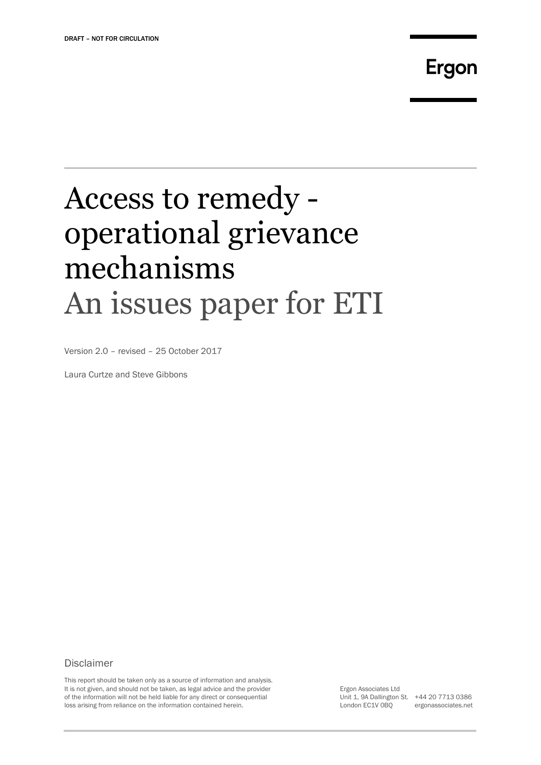DRAFT – NOT FOR CIRCULATION

Ergon

# Access to remedy - operational grievance mechanisms
## An issues paper for ETI

Version 2.0 – revised – 25 October 2017

Laura Curtze and Steve Gibbons

### Disclaimer

This report should be taken only as a source of information and analysis. It is not given, and should not be taken, as legal advice and the provider of the information will not be held liable for any direct or consequential loss arising from reliance on the information contained herein.

Ergon Associates Ltd
Unit 1, 9A Dallington St.
London EC1V 0BQ
+44 20 7713 0386
ergonassociates.net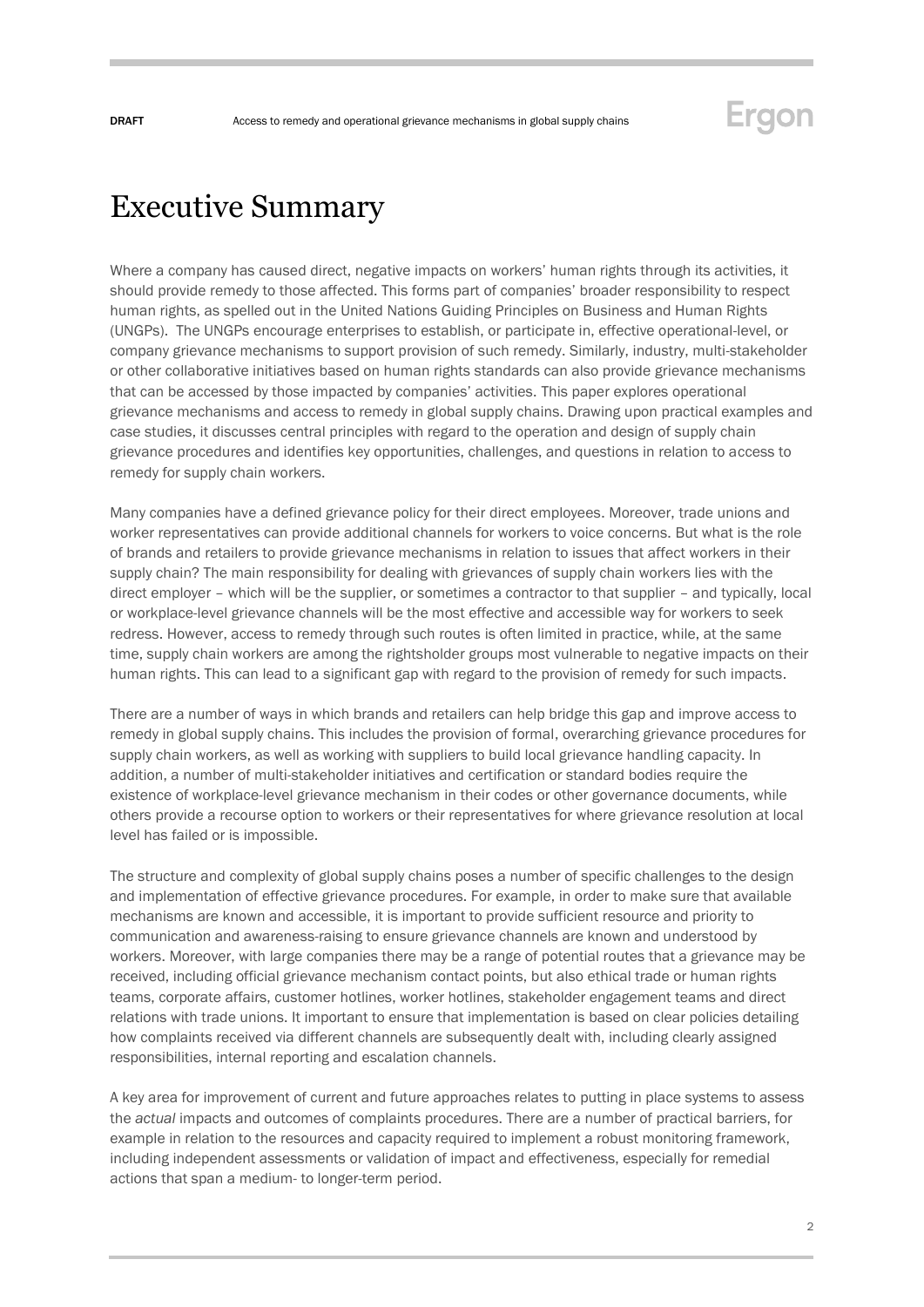# Executive Summary

Where a company has caused direct, negative impacts on workers' human rights through its activities, it should provide remedy to those affected. This forms part of companies' broader responsibility to respect human rights, as spelled out in the United Nations Guiding Principles on Business and Human Rights (UNGPs). The UNGPs encourage enterprises to establish, or participate in, effective operational-level, or company grievance mechanisms to support provision of such remedy. Similarly, industry, multi-stakeholder or other collaborative initiatives based on human rights standards can also provide grievance mechanisms that can be accessed by those impacted by companies' activities. This paper explores operational grievance mechanisms and access to remedy in global supply chains. Drawing upon practical examples and case studies, it discusses central principles with regard to the operation and design of supply chain grievance procedures and identifies key opportunities, challenges, and questions in relation to access to remedy for supply chain workers.

Many companies have a defined grievance policy for their direct employees. Moreover, trade unions and worker representatives can provide additional channels for workers to voice concerns. But what is the role of brands and retailers to provide grievance mechanisms in relation to issues that affect workers in their supply chain? The main responsibility for dealing with grievances of supply chain workers lies with the direct employer – which will be the supplier, or sometimes a contractor to that supplier – and typically, local or workplace-level grievance channels will be the most effective and accessible way for workers to seek redress. However, access to remedy through such routes is often limited in practice, while, at the same time, supply chain workers are among the rightsholder groups most vulnerable to negative impacts on their human rights. This can lead to a significant gap with regard to the provision of remedy for such impacts.

There are a number of ways in which brands and retailers can help bridge this gap and improve access to remedy in global supply chains. This includes the provision of formal, overarching grievance procedures for supply chain workers, as well as working with suppliers to build local grievance handling capacity. In addition, a number of multi-stakeholder initiatives and certification or standard bodies require the existence of workplace-level grievance mechanism in their codes or other governance documents, while others provide a recourse option to workers or their representatives for where grievance resolution at local level has failed or is impossible.

The structure and complexity of global supply chains poses a number of specific challenges to the design and implementation of effective grievance procedures. For example, in order to make sure that available mechanisms are known and accessible, it is important to provide sufficient resource and priority to communication and awareness-raising to ensure grievance channels are known and understood by workers. Moreover, with large companies there may be a range of potential routes that a grievance may be received, including official grievance mechanism contact points, but also ethical trade or human rights teams, corporate affairs, customer hotlines, worker hotlines, stakeholder engagement teams and direct relations with trade unions. It important to ensure that implementation is based on clear policies detailing how complaints received via different channels are subsequently dealt with, including clearly assigned responsibilities, internal reporting and escalation channels.

A key area for improvement of current and future approaches relates to putting in place systems to assess the *actual* impacts and outcomes of complaints procedures. There are a number of practical barriers, for example in relation to the resources and capacity required to implement a robust monitoring framework, including independent assessments or validation of impact and effectiveness, especially for remedial actions that span a medium- to longer-term period.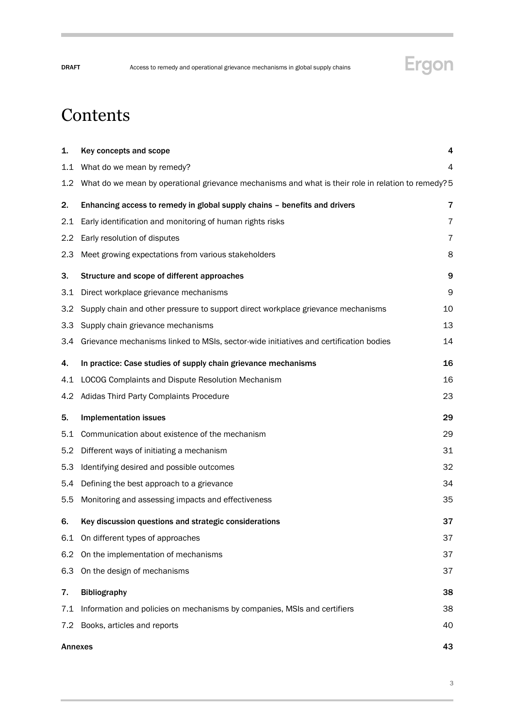# Contents

| | | |
|---|---|---|
| **1.** | **Key concepts and scope** | **4** |
| 1.1 | What do we mean by remedy? | 4 |
| 1.2 | What do we mean by operational grievance mechanisms and what is their role in relation to remedy? | 5 |
| **2.** | **Enhancing access to remedy in global supply chains – benefits and drivers** | **7** |
| 2.1 | Early identification and monitoring of human rights risks | 7 |
| 2.2 | Early resolution of disputes | 7 |
| 2.3 | Meet growing expectations from various stakeholders | 8 |
| **3.** | **Structure and scope of different approaches** | **9** |
| 3.1 | Direct workplace grievance mechanisms | 9 |
| 3.2 | Supply chain and other pressure to support direct workplace grievance mechanisms | 10 |
| 3.3 | Supply chain grievance mechanisms | 13 |
| 3.4 | Grievance mechanisms linked to MSIs, sector-wide initiatives and certification bodies | 14 |
| **4.** | **In practice: Case studies of supply chain grievance mechanisms** | **16** |
| 4.1 | LOCOG Complaints and Dispute Resolution Mechanism | 16 |
| 4.2 | Adidas Third Party Complaints Procedure | 23 |
| **5.** | **Implementation issues** | **29** |
| 5.1 | Communication about existence of the mechanism | 29 |
| 5.2 | Different ways of initiating a mechanism | 31 |
| 5.3 | Identifying desired and possible outcomes | 32 |
| 5.4 | Defining the best approach to a grievance | 34 |
| 5.5 | Monitoring and assessing impacts and effectiveness | 35 |
| **6.** | **Key discussion questions and strategic considerations** | **37** |
| 6.1 | On different types of approaches | 37 |
| 6.2 | On the implementation of mechanisms | 37 |
| 6.3 | On the design of mechanisms | 37 |
| **7.** | **Bibliography** | **38** |
| 7.1 | Information and policies on mechanisms by companies, MSIs and certifiers | 38 |
| 7.2 | Books, articles and reports | 40 |
| **Annexes** | | **43** |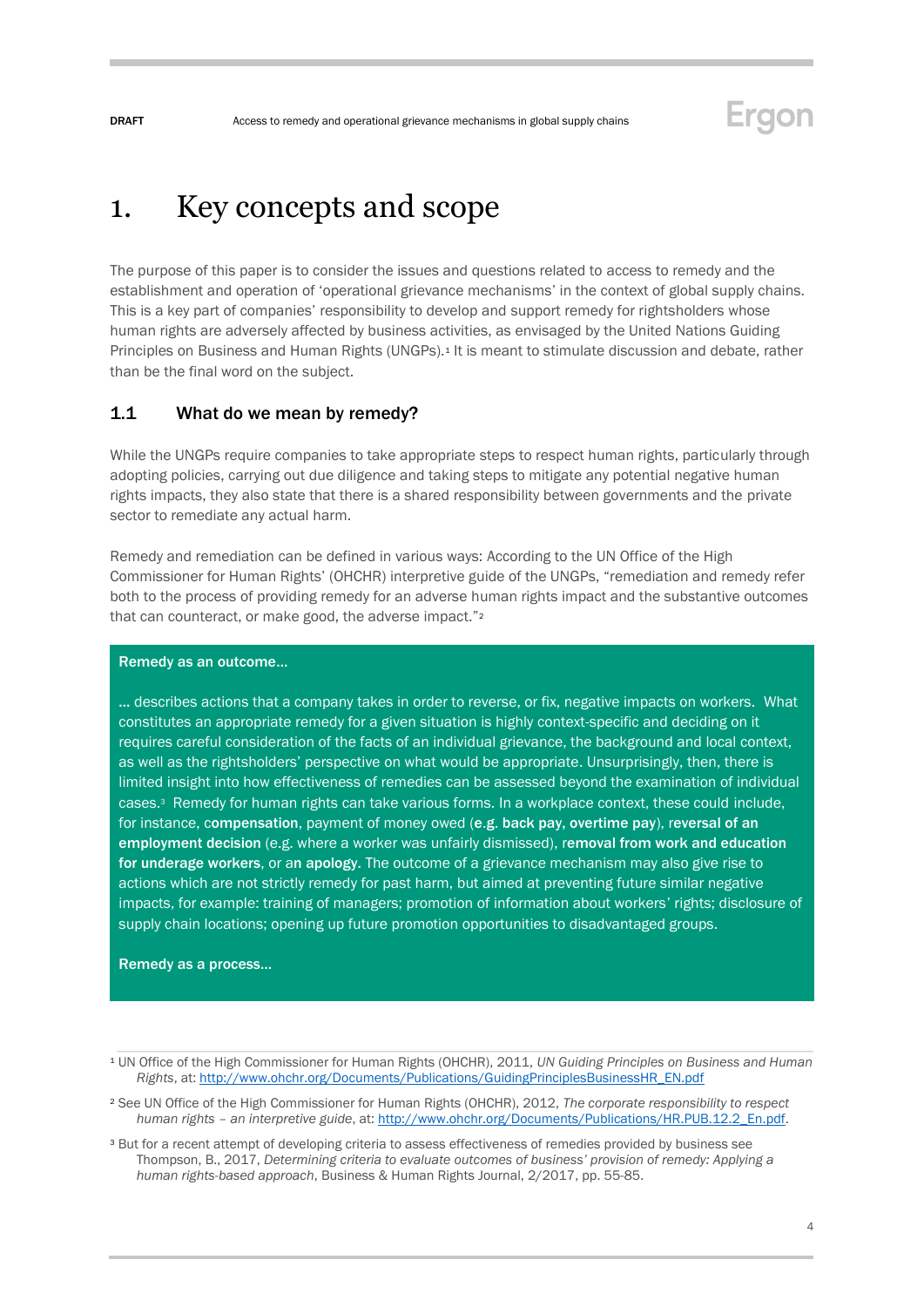# 1. Key concepts and scope

The purpose of this paper is to consider the issues and questions related to access to remedy and the establishment and operation of 'operational grievance mechanisms' in the context of global supply chains. This is a key part of companies' responsibility to develop and support remedy for rightsholders whose human rights are adversely affected by business activities, as envisaged by the United Nations Guiding Principles on Business and Human Rights (UNGPs).[1] It is meant to stimulate discussion and debate, rather than be the final word on the subject.

## 1.1 What do we mean by remedy?

While the UNGPs require companies to take appropriate steps to respect human rights, particularly through adopting policies, carrying out due diligence and taking steps to mitigate any potential negative human rights impacts, they also state that there is a shared responsibility between governments and the private sector to remediate any actual harm.

Remedy and remediation can be defined in various ways: According to the UN Office of the High Commissioner for Human Rights' (OHCHR) interpretive guide of the UNGPs, "remediation and remedy refer both to the process of providing remedy for an adverse human rights impact and the substantive outcomes that can counteract, or make good, the adverse impact."[2]

**Remedy as an outcome…**

… describes actions that a company takes in order to reverse, or fix, negative impacts on workers. What constitutes an appropriate remedy for a given situation is highly context-specific and deciding on it requires careful consideration of the facts of an individual grievance, the background and local context, as well as the rightsholders' perspective on what would be appropriate. Unsurprisingly, then, there is limited insight into how effectiveness of remedies can be assessed beyond the examination of individual cases.[3] Remedy for human rights can take various forms. In a workplace context, these could include, for instance, c**ompensation**, payment of money owed (**e.g. back pay, overtime pay**), r**eversal of an employment decision** (e.g. where a worker was unfairly dismissed), r**emoval from work and education for underage workers**, or a**n apology.** The outcome of a grievance mechanism may also give rise to actions which are not strictly remedy for past harm, but aimed at preventing future similar negative impacts, for example: training of managers; promotion of information about workers' rights; disclosure of supply chain locations; opening up future promotion opportunities to disadvantaged groups.

**Remedy as a process…**

---

[1] UN Office of the High Commissioner for Human Rights (OHCHR), 2011, *UN Guiding Principles on Business and Human Rights*, at: http://www.ohchr.org/Documents/Publications/GuidingPrinciplesBusinessHR_EN.pdf

[2] See UN Office of the High Commissioner for Human Rights (OHCHR), 2012, *The corporate responsibility to respect human rights – an interpretive guide*, at: http://www.ohchr.org/Documents/Publications/HR.PUB.12.2_En.pdf.

[3] But for a recent attempt of developing criteria to assess effectiveness of remedies provided by business see Thompson, B., 2017, *Determining criteria to evaluate outcomes of business' provision of remedy: Applying a human rights-based approach*, Business & Human Rights Journal, 2/2017, pp. 55-85.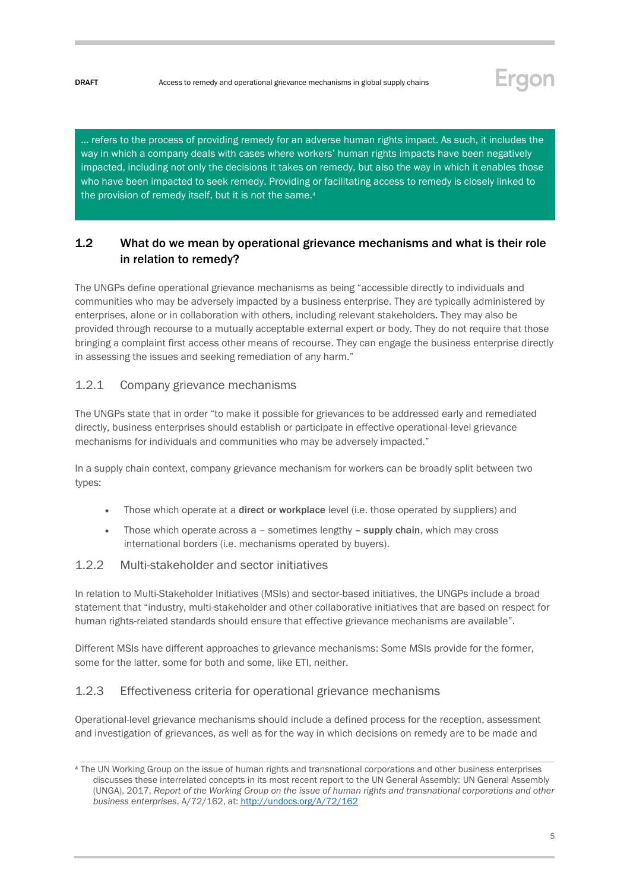… refers to the process of providing remedy for an adverse human rights impact. As such, it includes the way in which a company deals with cases where workers' human rights impacts have been negatively impacted, including not only the decisions it takes on remedy, but also the way in which it enables those who have been impacted to seek remedy. Providing or facilitating access to remedy is closely linked to the provision of remedy itself, but it is not the same.[4]

## 1.2 What do we mean by operational grievance mechanisms and what is their role in relation to remedy?

The UNGPs define operational grievance mechanisms as being "accessible directly to individuals and communities who may be adversely impacted by a business enterprise. They are typically administered by enterprises, alone or in collaboration with others, including relevant stakeholders. They may also be provided through recourse to a mutually acceptable external expert or body. They do not require that those bringing a complaint first access other means of recourse. They can engage the business enterprise directly in assessing the issues and seeking remediation of any harm."

### 1.2.1 Company grievance mechanisms

The UNGPs state that in order "to make it possible for grievances to be addressed early and remediated directly, business enterprises should establish or participate in effective operational-level grievance mechanisms for individuals and communities who may be adversely impacted."

In a supply chain context, company grievance mechanism for workers can be broadly split between two types:

- Those which operate at a **direct or workplace** level (i.e. those operated by suppliers) and
- Those which operate across a – sometimes lengthy **– supply chain**, which may cross international borders (i.e. mechanisms operated by buyers).

### 1.2.2 Multi-stakeholder and sector initiatives

In relation to Multi-Stakeholder Initiatives (MSIs) and sector-based initiatives, the UNGPs include a broad statement that "industry, multi-stakeholder and other collaborative initiatives that are based on respect for human rights-related standards should ensure that effective grievance mechanisms are available".

Different MSIs have different approaches to grievance mechanisms: Some MSIs provide for the former, some for the latter, some for both and some, like ETI, neither.

### 1.2.3 Effectiveness criteria for operational grievance mechanisms

Operational-level grievance mechanisms should include a defined process for the reception, assessment and investigation of grievances, as well as for the way in which decisions on remedy are to be made and

[4] The UN Working Group on the issue of human rights and transnational corporations and other business enterprises discusses these interrelated concepts in its most recent report to the UN General Assembly: UN General Assembly (UNGA), 2017, *Report of the Working Group on the issue of human rights and transnational corporations and other business enterprises*, A/72/162, at: http://undocs.org/A/72/162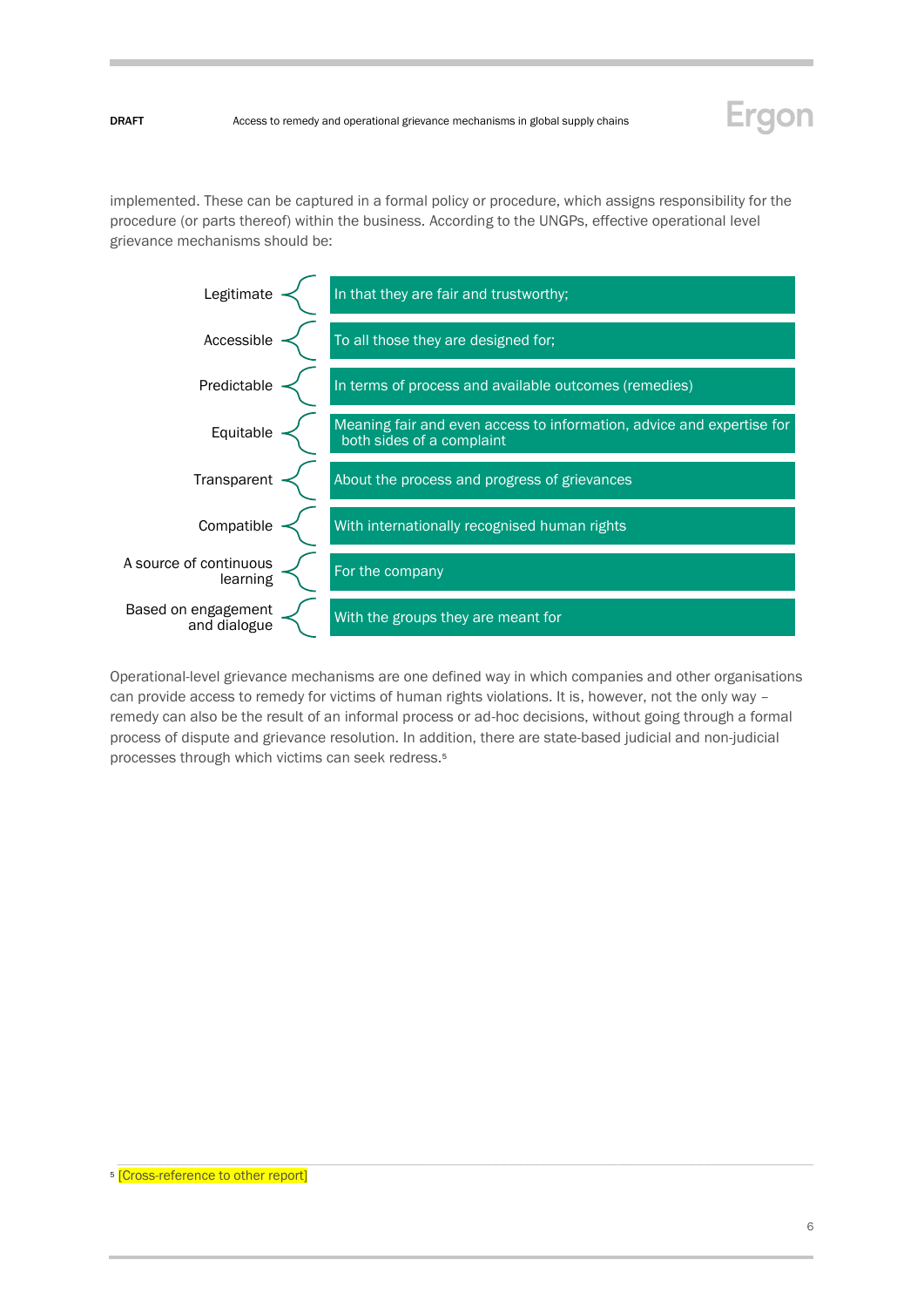implemented. These can be captured in a formal policy or procedure, which assigns responsibility for the procedure (or parts thereof) within the business. According to the UNGPs, effective operational level grievance mechanisms should be:

| | |
|---|---|
| Legitimate | In that they are fair and trustworthy; |
| Accessible | To all those they are designed for; |
| Predictable | In terms of process and available outcomes (remedies) |
| Equitable | Meaning fair and even access to information, advice and expertise for both sides of a complaint |
| Transparent | About the process and progress of grievances |
| Compatible | With internationally recognised human rights |
| A source of continuous learning | For the company |
| Based on engagement and dialogue | With the groups they are meant for |

Operational-level grievance mechanisms are one defined way in which companies and other organisations can provide access to remedy for victims of human rights violations. It is, however, not the only way – remedy can also be the result of an informal process or ad-hoc decisions, without going through a formal process of dispute and grievance resolution. In addition, there are state-based judicial and non-judicial processes through which victims can seek redress.[5]

[5] [Cross-reference to other report]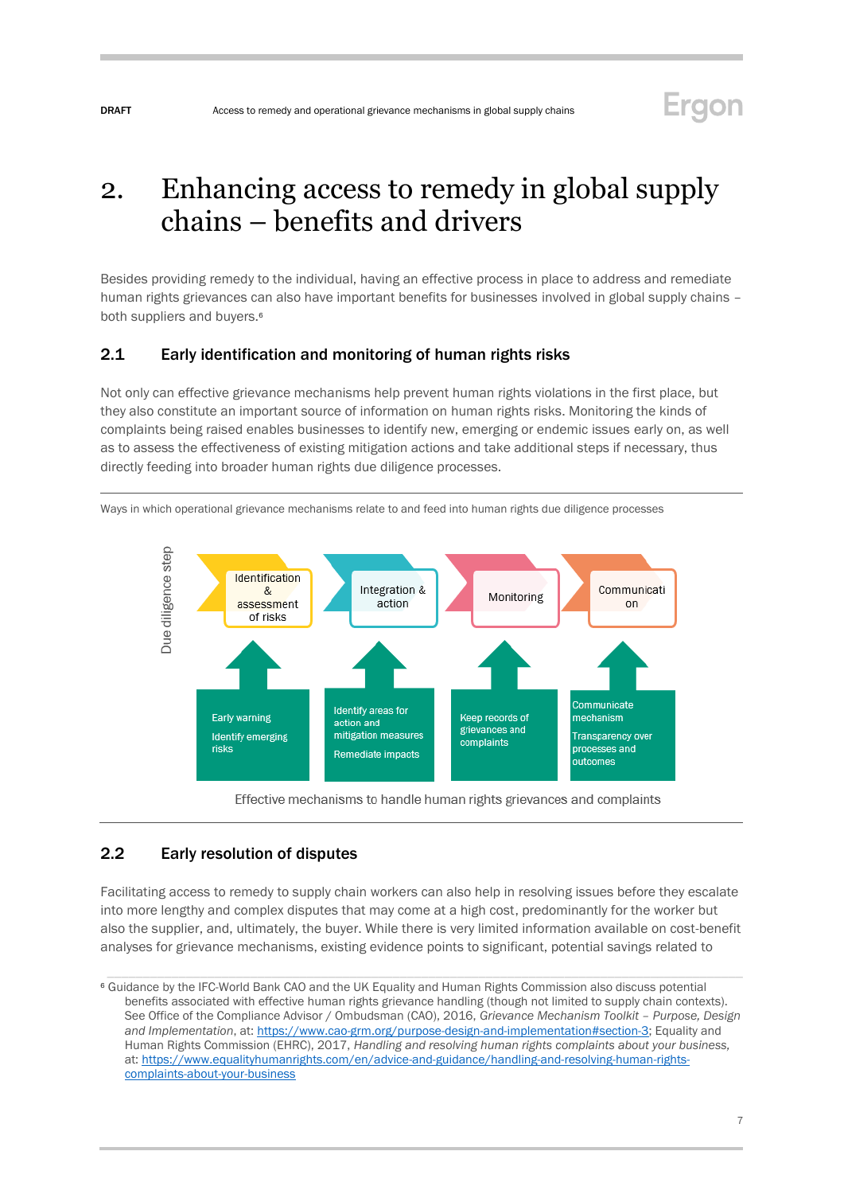# 2. Enhancing access to remedy in global supply chains – benefits and drivers

Besides providing remedy to the individual, having an effective process in place to address and remediate human rights grievances can also have important benefits for businesses involved in global supply chains – both suppliers and buyers.[6]

## 2.1 Early identification and monitoring of human rights risks

Not only can effective grievance mechanisms help prevent human rights violations in the first place, but they also constitute an important source of information on human rights risks. Monitoring the kinds of complaints being raised enables businesses to identify new, emerging or endemic issues early on, as well as to assess the effectiveness of existing mitigation actions and take additional steps if necessary, thus directly feeding into broader human rights due diligence processes.

Ways in which operational grievance mechanisms relate to and feed into human rights due diligence processes

Due diligence step

| Identification & assessment of risks | Integration & action | Monitoring | Communication |
|---|---|---|---|
| Early warning<br>Identify emerging risks | Identify areas for action and mitigation measures<br>Remediate impacts | Keep records of grievances and complaints | Communicate mechanism<br>Transparency over processes and outcomes |

Effective mechanisms to handle human rights grievances and complaints

## 2.2 Early resolution of disputes

Facilitating access to remedy to supply chain workers can also help in resolving issues before they escalate into more lengthy and complex disputes that may come at a high cost, predominantly for the worker but also the supplier, and, ultimately, the buyer. While there is very limited information available on cost-benefit analyses for grievance mechanisms, existing evidence points to significant, potential savings related to

[6] Guidance by the IFC-World Bank CAO and the UK Equality and Human Rights Commission also discuss potential benefits associated with effective human rights grievance handling (though not limited to supply chain contexts). See Office of the Compliance Advisor / Ombudsman (CAO), 2016, *Grievance Mechanism Toolkit – Purpose, Design and Implementation*, at: https://www.cao-grm.org/purpose-design-and-implementation#section-3; Equality and Human Rights Commission (EHRC), 2017, *Handling and resolving human rights complaints about your business*, at: https://www.equalityhumanrights.com/en/advice-and-guidance/handling-and-resolving-human-rights-complaints-about-your-business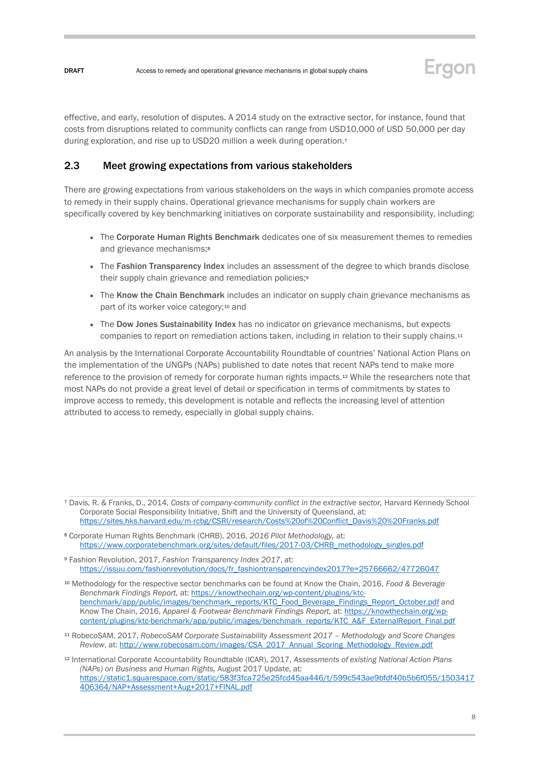effective, and early, resolution of disputes. A 2014 study on the extractive sector, for instance, found that costs from disruptions related to community conflicts can range from USD10,000 of USD 50,000 per day during exploration, and rise up to USD20 million a week during operation.[7]

## 2.3 Meet growing expectations from various stakeholders

There are growing expectations from various stakeholders on the ways in which companies promote access to remedy in their supply chains. Operational grievance mechanisms for supply chain workers are specifically covered by key benchmarking initiatives on corporate sustainability and responsibility, including:

- The **Corporate Human Rights Benchmark** dedicates one of six measurement themes to remedies and grievance mechanisms;[8]
- The **Fashion Transparency Index** includes an assessment of the degree to which brands disclose their supply chain grievance and remediation policies;[9]
- The **Know the Chain Benchmark** includes an indicator on supply chain grievance mechanisms as part of its worker voice category;[10] and
- The **Dow Jones Sustainability Index** has no indicator on grievance mechanisms, but expects companies to report on remediation actions taken, including in relation to their supply chains.[11]

An analysis by the International Corporate Accountability Roundtable of countries' National Action Plans on the implementation of the UNGPs (NAPs) published to date notes that recent NAPs tend to make more reference to the provision of remedy for corporate human rights impacts.[12] While the researchers note that most NAPs do not provide a great level of detail or specification in terms of commitments by states to improve access to remedy, this development is notable and reflects the increasing level of attention attributed to access to remedy, especially in global supply chains.

---

[7] Davis, R. & Franks, D., 2014, *Costs of company-community conflict in the extractive sector,* Harvard Kennedy School Corporate Social Responsibility Initiative, Shift and the University of Queensland, at: https://sites.hks.harvard.edu/m-rcbg/CSRI/research/Costs%20of%20Conflict_Davis%20%20Franks.pdf

[8] Corporate Human Rights Benchmark (CHRB), 2016, *2016 Pilot Methodology,* at: https://www.corporatebenchmark.org/sites/default/files/2017-03/CHRB_methodology_singles.pdf

[9] Fashion Revolution, 2017, *Fashion Transparency Index 2017*, at: https://issuu.com/fashionrevolution/docs/fr_fashiontransparencyindex2017?e=25766662/47726047

[10] Methodology for the respective sector benchmarks can be found at Know the Chain, 2016, *Food & Beverage Benchmark Findings Report,* at: https://knowthechain.org/wp-content/plugins/ktc-benchmark/app/public/images/benchmark_reports/KTC_Food_Beverage_Findings_Report_October.pdf and Know The Chain, 2016, *Apparel & Footwear Benchmark Findings Report,* at: https://knowthechain.org/wp-content/plugins/ktc-benchmark/app/public/images/benchmark_reports/KTC_A&F_ExternalReport_Final.pdf

[11] RobecoSAM, 2017, *RobecoSAM Corporate Sustainability Assessment 2017 – Methodology and Score Changes Review*, at: http://www.robecosam.com/images/CSA_2017_Annual_Scoring_Methodology_Review.pdf

[12] International Corporate Accountability Roundtable (ICAR), 2017, *Assessments of existing National Action Plans (NAPs) on Business and Human Rights,* August 2017 Update, at: https://static1.squarespace.com/static/583f3fca725e25fcd45aa446/t/599c543ae9bfdf40b5b6f055/1503417406364/NAP+Assessment+Aug+2017+FINAL.pdf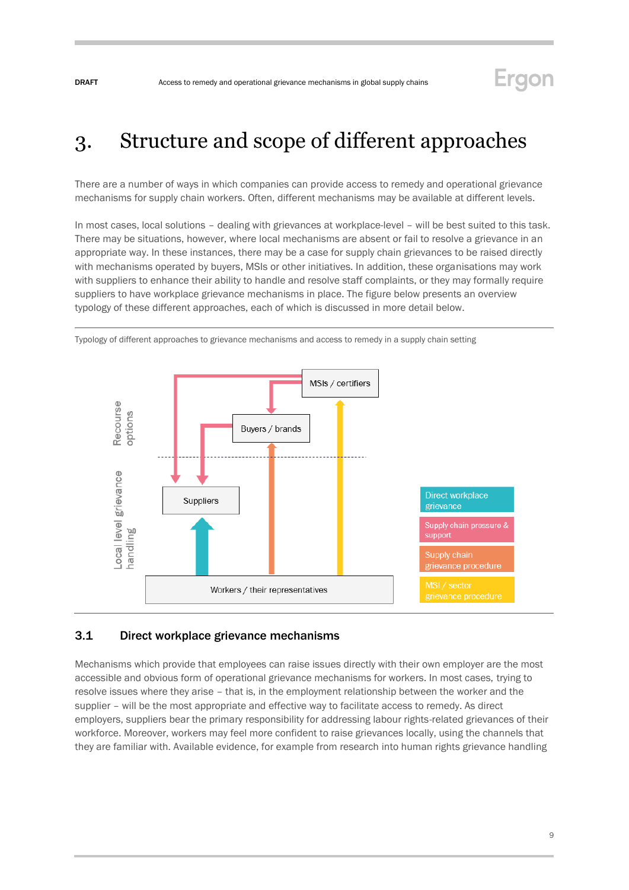# 3. Structure and scope of different approaches

There are a number of ways in which companies can provide access to remedy and operational grievance mechanisms for supply chain workers. Often, different mechanisms may be available at different levels.

In most cases, local solutions – dealing with grievances at workplace-level – will be best suited to this task. There may be situations, however, where local mechanisms are absent or fail to resolve a grievance in an appropriate way. In these instances, there may be a case for supply chain grievances to be raised directly with mechanisms operated by buyers, MSIs or other initiatives. In addition, these organisations may work with suppliers to enhance their ability to handle and resolve staff complaints, or they may formally require suppliers to have workplace grievance mechanisms in place. The figure below presents an overview typology of these different approaches, each of which is discussed in more detail below.

Typology of different approaches to grievance mechanisms and access to remedy in a supply chain setting

Recourse options

Local level grievance handling

MSIs / certifiers

Buyers / brands

Suppliers

Workers / their representatives

Direct workplace grievance

Supply chain pressure & support

Supply chain grievance procedure

MSI / sector grievance procedure

## 3.1 Direct workplace grievance mechanisms

Mechanisms which provide that employees can raise issues directly with their own employer are the most accessible and obvious form of operational grievance mechanisms for workers. In most cases, trying to resolve issues where they arise – that is, in the employment relationship between the worker and the supplier – will be the most appropriate and effective way to facilitate access to remedy. As direct employers, suppliers bear the primary responsibility for addressing labour rights-related grievances of their workforce. Moreover, workers may feel more confident to raise grievances locally, using the channels that they are familiar with. Available evidence, for example from research into human rights grievance handling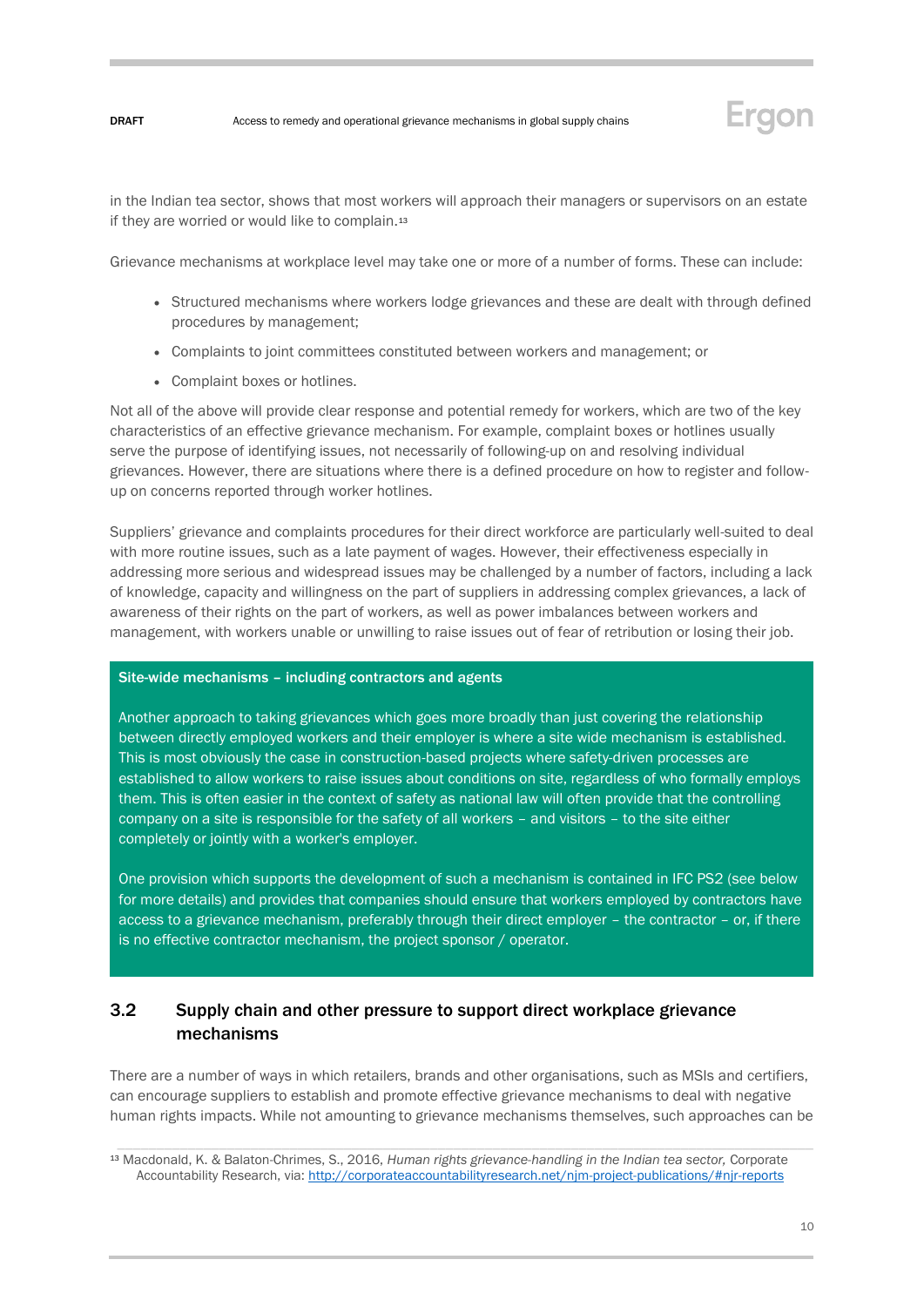in the Indian tea sector, shows that most workers will approach their managers or supervisors on an estate if they are worried or would like to complain.[13]

Grievance mechanisms at workplace level may take one or more of a number of forms. These can include:

- Structured mechanisms where workers lodge grievances and these are dealt with through defined procedures by management;
- Complaints to joint committees constituted between workers and management; or
- Complaint boxes or hotlines.

Not all of the above will provide clear response and potential remedy for workers, which are two of the key characteristics of an effective grievance mechanism. For example, complaint boxes or hotlines usually serve the purpose of identifying issues, not necessarily of following-up on and resolving individual grievances. However, there are situations where there is a defined procedure on how to register and follow-up on concerns reported through worker hotlines.

Suppliers' grievance and complaints procedures for their direct workforce are particularly well-suited to deal with more routine issues, such as a late payment of wages. However, their effectiveness especially in addressing more serious and widespread issues may be challenged by a number of factors, including a lack of knowledge, capacity and willingness on the part of suppliers in addressing complex grievances, a lack of awareness of their rights on the part of workers, as well as power imbalances between workers and management, with workers unable or unwilling to raise issues out of fear of retribution or losing their job.

**Site-wide mechanisms – including contractors and agents**

Another approach to taking grievances which goes more broadly than just covering the relationship between directly employed workers and their employer is where a site wide mechanism is established. This is most obviously the case in construction-based projects where safety-driven processes are established to allow workers to raise issues about conditions on site, regardless of who formally employs them. This is often easier in the context of safety as national law will often provide that the controlling company on a site is responsible for the safety of all workers – and visitors – to the site either completely or jointly with a worker's employer.

One provision which supports the development of such a mechanism is contained in IFC PS2 (see below for more details) and provides that companies should ensure that workers employed by contractors have access to a grievance mechanism, preferably through their direct employer – the contractor – or, if there is no effective contractor mechanism, the project sponsor / operator.

## 3.2 Supply chain and other pressure to support direct workplace grievance mechanisms

There are a number of ways in which retailers, brands and other organisations, such as MSIs and certifiers, can encourage suppliers to establish and promote effective grievance mechanisms to deal with negative human rights impacts. While not amounting to grievance mechanisms themselves, such approaches can be

[13] Macdonald, K. & Balaton-Chrimes, S., 2016, *Human rights grievance-handling in the Indian tea sector,* Corporate Accountability Research, via: http://corporateaccountabilityresearch.net/njm-project-publications/#njr-reports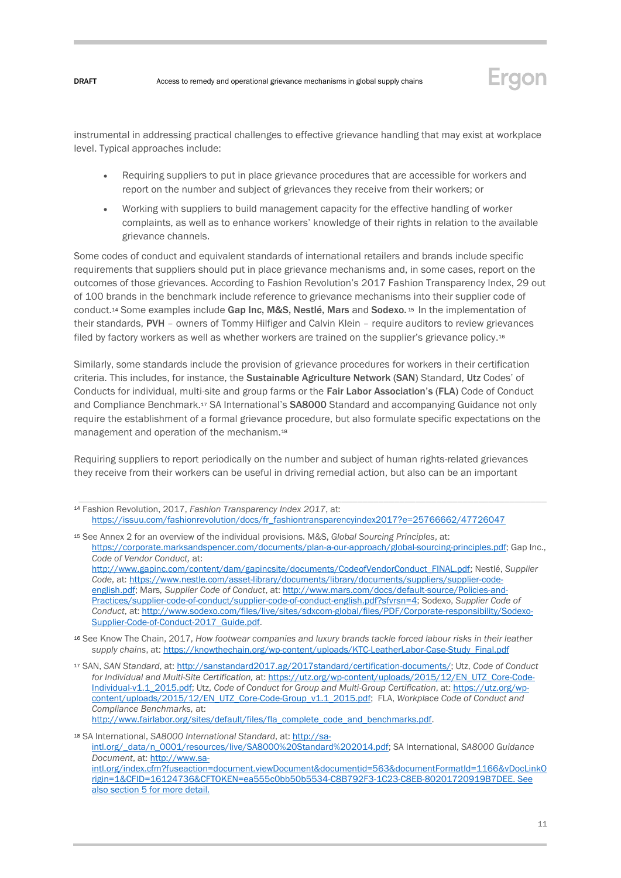instrumental in addressing practical challenges to effective grievance handling that may exist at workplace level. Typical approaches include:

- Requiring suppliers to put in place grievance procedures that are accessible for workers and report on the number and subject of grievances they receive from their workers; or
- Working with suppliers to build management capacity for the effective handling of worker complaints, as well as to enhance workers' knowledge of their rights in relation to the available grievance channels.

Some codes of conduct and equivalent standards of international retailers and brands include specific requirements that suppliers should put in place grievance mechanisms and, in some cases, report on the outcomes of those grievances. According to Fashion Revolution's 2017 Fashion Transparency Index, 29 out of 100 brands in the benchmark include reference to grievance mechanisms into their supplier code of conduct.[14] Some examples include **Gap Inc, M&S, Nestlé, Mars** and **Sodexo.**[15] In the implementation of their standards, **PVH** – owners of Tommy Hilfiger and Calvin Klein – require auditors to review grievances filed by factory workers as well as whether workers are trained on the supplier's grievance policy.[16]

Similarly, some standards include the provision of grievance procedures for workers in their certification criteria. This includes, for instance, the **Sustainable Agriculture Network** (**SAN**) Standard, **Utz** Codes' of Conducts for individual, multi-site and group farms or the **Fair Labor Association's** (**FLA**) Code of Conduct and Compliance Benchmark.[17] SA International's **SA8000** Standard and accompanying Guidance not only require the establishment of a formal grievance procedure, but also formulate specific expectations on the management and operation of the mechanism.[18]

Requiring suppliers to report periodically on the number and subject of human rights-related grievances they receive from their workers can be useful in driving remedial action, but also can be an important

---

[14] Fashion Revolution, 2017, *Fashion Transparency Index 2017*, at: https://issuu.com/fashionrevolution/docs/fr_fashiontransparencyindex2017?e=25766662/47726047

[15] See Annex 2 for an overview of the individual provisions. M&S, *Global Sourcing Principles*, at: https://corporate.marksandspencer.com/documents/plan-a-our-approach/global-sourcing-principles.pdf; Gap Inc., *Code of Vendor Conduct,* at: http://www.gapinc.com/content/dam/gapincsite/documents/CodeofVendorConduct_FINAL.pdf; Nestlé, *Supplier Code*, at: https://www.nestle.com/asset-library/documents/library/documents/suppliers/supplier-code-english.pdf; Mars*, Supplier Code of Conduct*, at: http://www.mars.com/docs/default-source/Policies-and-Practices/supplier-code-of-conduct/supplier-code-of-conduct-english.pdf?sfvrsn=4; Sodexo, *Supplier Code of Conduct*, at: http://www.sodexo.com/files/live/sites/sdxcom-global/files/PDF/Corporate-responsibility/Sodexo-Supplier-Code-of-Conduct-2017_Guide.pdf.

[16] See Know The Chain, 2017, *How footwear companies and luxury brands tackle forced labour risks in their leather supply chains*, at: https://knowthechain.org/wp-content/uploads/KTC-LeatherLabor-Case-Study_Final.pdf

[17] SAN, *SAN Standard*, at: http://sanstandard2017.ag/2017standard/certification-documents/; Utz, *Code of Conduct for Individual and Multi-Site Certification,* at: https://utz.org/wp-content/uploads/2015/12/EN_UTZ_Core-Code-Individual-v1.1_2015.pdf; Utz, *Code of Conduct for Group and Multi-Group Certification*, at: https://utz.org/wp-content/uploads/2015/12/EN_UTZ_Core-Code-Group_v1.1_2015.pdf; FLA, *Workplace Code of Conduct and Compliance Benchmarks,* at: http://www.fairlabor.org/sites/default/files/fla_complete_code_and_benchmarks.pdf.

[18] SA International, *SA8000 International Standard*, at: http://sa-intl.org/_data/n_0001/resources/live/SA8000%20Standard%202014.pdf; SA International, *SA8000 Guidance Document*, at: http://www.sa-intl.org/index.cfm?fuseaction=document.viewDocument&documentid=563&documentFormatId=1166&vDocLinkOrigin=1&CFID=16124736&CFTOKEN=ea555c0bb50b5534-C8B792F3-1C23-C8EB-80201720919B7DEE. See also section 5 for more detail.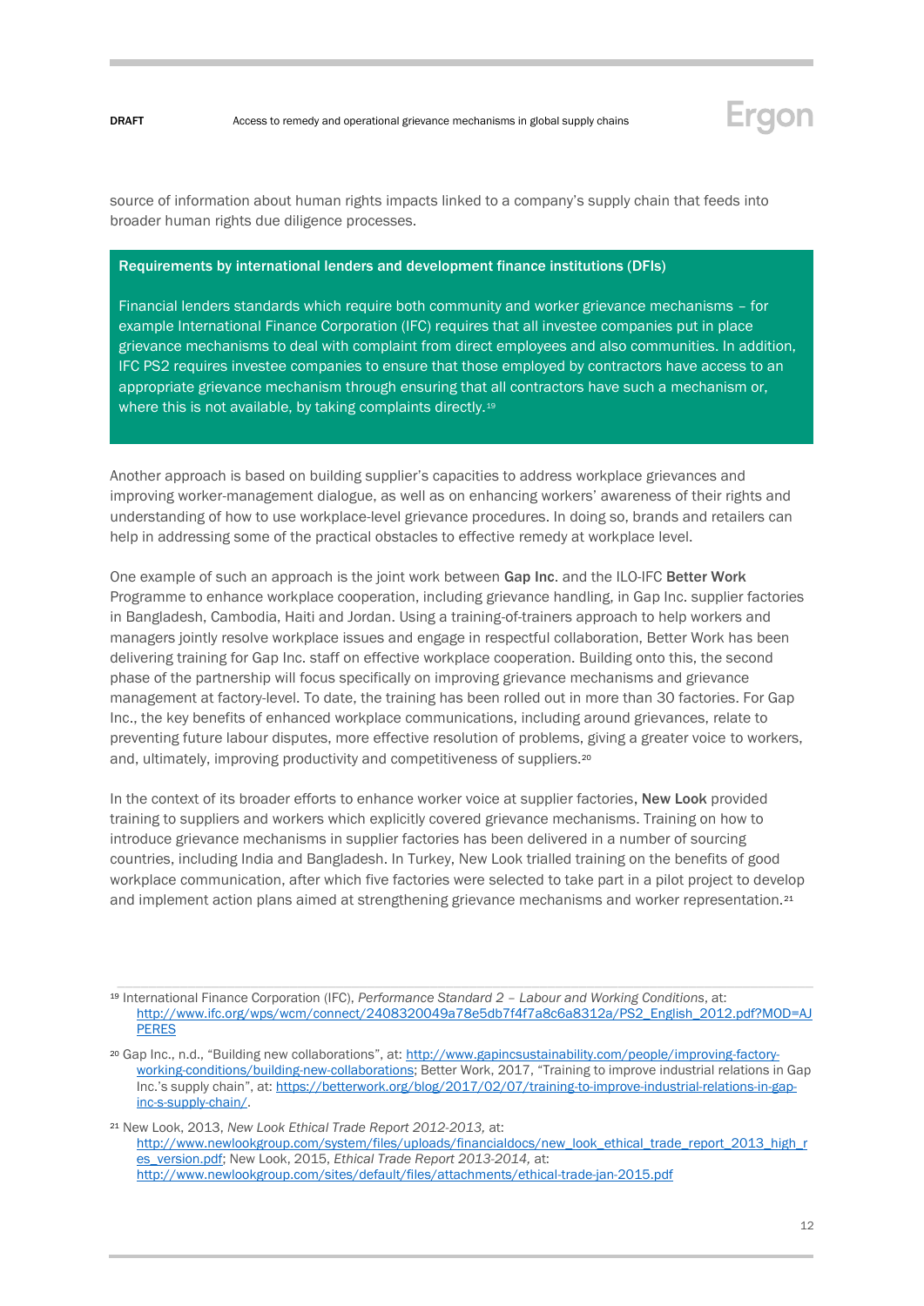source of information about human rights impacts linked to a company's supply chain that feeds into broader human rights due diligence processes.

**Requirements by international lenders and development finance institutions (DFIs)**

Financial lenders standards which require both community and worker grievance mechanisms – for example International Finance Corporation (IFC) requires that all investee companies put in place grievance mechanisms to deal with complaint from direct employees and also communities. In addition, IFC PS2 requires investee companies to ensure that those employed by contractors have access to an appropriate grievance mechanism through ensuring that all contractors have such a mechanism or, where this is not available, by taking complaints directly.[19]

Another approach is based on building supplier's capacities to address workplace grievances and improving worker-management dialogue, as well as on enhancing workers' awareness of their rights and understanding of how to use workplace-level grievance procedures. In doing so, brands and retailers can help in addressing some of the practical obstacles to effective remedy at workplace level.

One example of such an approach is the joint work between **Gap Inc**. and the ILO-IFC **Better Work** Programme to enhance workplace cooperation, including grievance handling, in Gap Inc. supplier factories in Bangladesh, Cambodia, Haiti and Jordan. Using a training-of-trainers approach to help workers and managers jointly resolve workplace issues and engage in respectful collaboration, Better Work has been delivering training for Gap Inc. staff on effective workplace cooperation. Building onto this, the second phase of the partnership will focus specifically on improving grievance mechanisms and grievance management at factory-level. To date, the training has been rolled out in more than 30 factories. For Gap Inc., the key benefits of enhanced workplace communications, including around grievances, relate to preventing future labour disputes, more effective resolution of problems, giving a greater voice to workers, and, ultimately, improving productivity and competitiveness of suppliers.[20]

In the context of its broader efforts to enhance worker voice at supplier factories, **New Look** provided training to suppliers and workers which explicitly covered grievance mechanisms. Training on how to introduce grievance mechanisms in supplier factories has been delivered in a number of sourcing countries, including India and Bangladesh. In Turkey, New Look trialled training on the benefits of good workplace communication, after which five factories were selected to take part in a pilot project to develop and implement action plans aimed at strengthening grievance mechanisms and worker representation.[21]

---

[19] International Finance Corporation (IFC), *Performance Standard 2 – Labour and Working Conditions*, at: http://www.ifc.org/wps/wcm/connect/2408320049a78e5db7f4f7a8c6a8312a/PS2_English_2012.pdf?MOD=AJPERES

[20] Gap Inc., n.d., "Building new collaborations", at: http://www.gapincsustainability.com/people/improving-factory-working-conditions/building-new-collaborations; Better Work, 2017, "Training to improve industrial relations in Gap Inc.'s supply chain", at: https://betterwork.org/blog/2017/02/07/training-to-improve-industrial-relations-in-gap-inc-s-supply-chain/.

[21] New Look, 2013, *New Look Ethical Trade Report 2012-2013*, at: http://www.newlookgroup.com/system/files/uploads/financialdocs/new_look_ethical_trade_report_2013_high_res_version.pdf; New Look, 2015, *Ethical Trade Report 2013-2014*, at: http://www.newlookgroup.com/sites/default/files/attachments/ethical-trade-jan-2015.pdf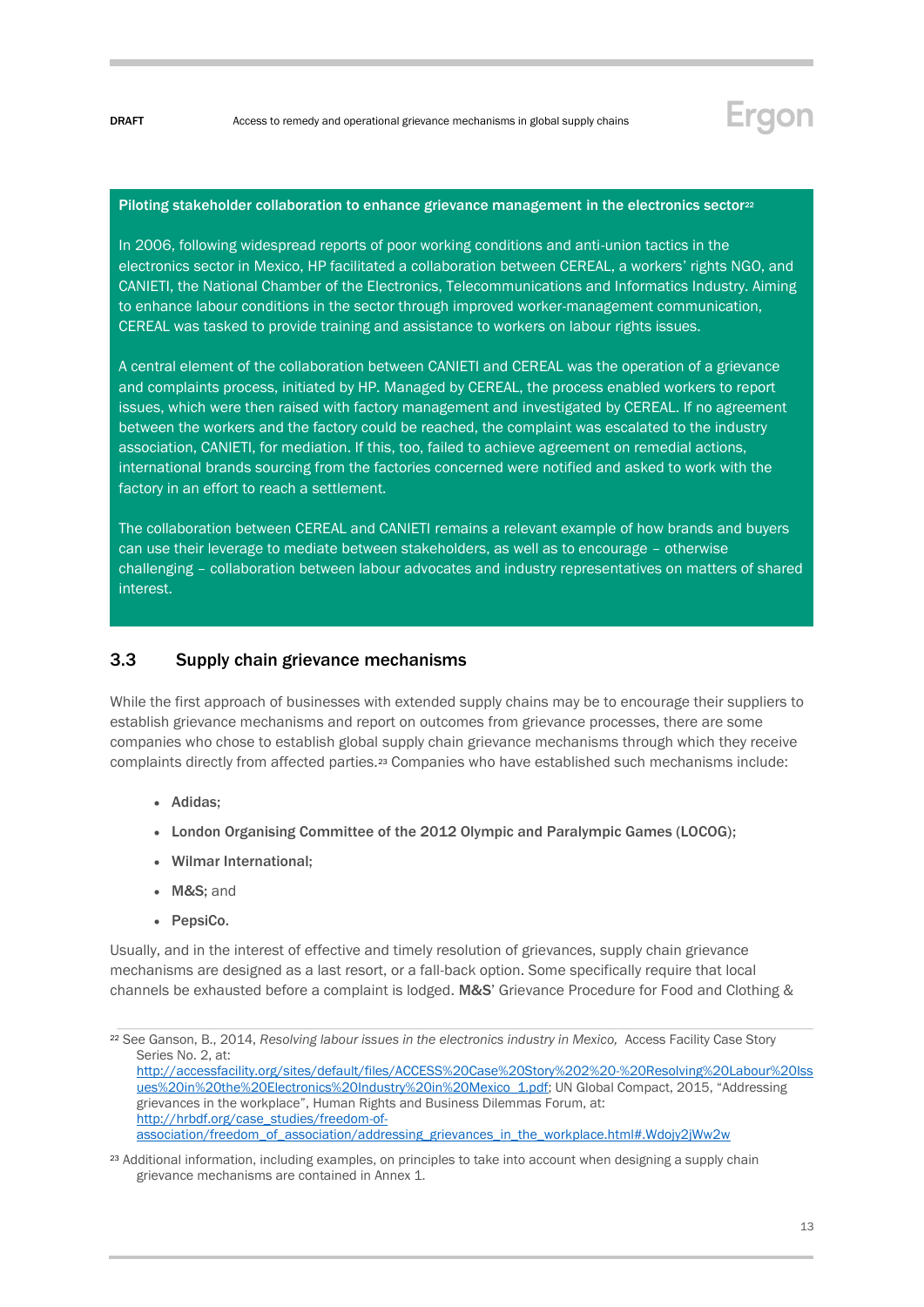**Piloting stakeholder collaboration to enhance grievance management in the electronics sector**[22]

In 2006, following widespread reports of poor working conditions and anti-union tactics in the electronics sector in Mexico, HP facilitated a collaboration between CEREAL, a workers' rights NGO, and CANIETI, the National Chamber of the Electronics, Telecommunications and Informatics Industry. Aiming to enhance labour conditions in the sector through improved worker-management communication, CEREAL was tasked to provide training and assistance to workers on labour rights issues.

A central element of the collaboration between CANIETI and CEREAL was the operation of a grievance and complaints process, initiated by HP. Managed by CEREAL, the process enabled workers to report issues, which were then raised with factory management and investigated by CEREAL. If no agreement between the workers and the factory could be reached, the complaint was escalated to the industry association, CANIETI, for mediation. If this, too, failed to achieve agreement on remedial actions, international brands sourcing from the factories concerned were notified and asked to work with the factory in an effort to reach a settlement.

The collaboration between CEREAL and CANIETI remains a relevant example of how brands and buyers can use their leverage to mediate between stakeholders, as well as to encourage – otherwise challenging – collaboration between labour advocates and industry representatives on matters of shared interest.

## 3.3 Supply chain grievance mechanisms

While the first approach of businesses with extended supply chains may be to encourage their suppliers to establish grievance mechanisms and report on outcomes from grievance processes, there are some companies who chose to establish global supply chain grievance mechanisms through which they receive complaints directly from affected parties.[23] Companies who have established such mechanisms include:

- **Adidas**;
- **London Organising Committee of the 2012 Olympic and Paralympic Games** (**LOCOG**);
- **Wilmar International**;
- **M&S**; and
- **PepsiCo**.

Usually, and in the interest of effective and timely resolution of grievances, supply chain grievance mechanisms are designed as a last resort, or a fall-back option. Some specifically require that local channels be exhausted before a complaint is lodged. **M&S**' Grievance Procedure for Food and Clothing &

---

[22] See Ganson, B., 2014, *Resolving labour issues in the electronics industry in Mexico,* Access Facility Case Story Series No. 2, at: http://accessfacility.org/sites/default/files/ACCESS%20Case%20Story%202%20-%20Resolving%20Labour%20Issues%20in%20the%20Electronics%20Industry%20in%20Mexico_1.pdf; UN Global Compact, 2015, "Addressing grievances in the workplace", Human Rights and Business Dilemmas Forum, at: http://hrbdf.org/case_studies/freedom-of-association/freedom_of_association/addressing_grievances_in_the_workplace.html#.Wdojy2jWw2w

[23] Additional information, including examples, on principles to take into account when designing a supply chain grievance mechanisms are contained in Annex 1.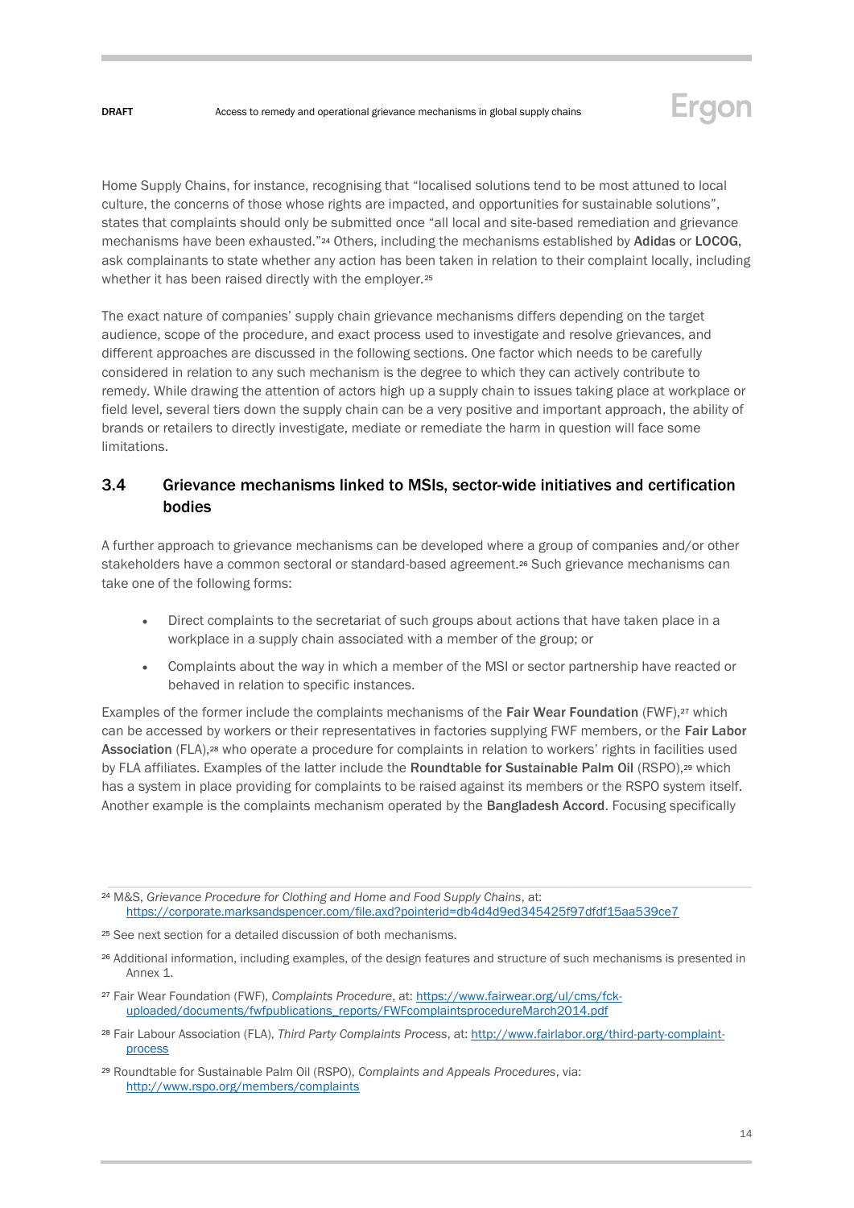Home Supply Chains, for instance, recognising that "localised solutions tend to be most attuned to local culture, the concerns of those whose rights are impacted, and opportunities for sustainable solutions", states that complaints should only be submitted once "all local and site-based remediation and grievance mechanisms have been exhausted."[24] Others, including the mechanisms established by **Adidas** or **LOCOG**, ask complainants to state whether any action has been taken in relation to their complaint locally, including whether it has been raised directly with the employer.[25]

The exact nature of companies' supply chain grievance mechanisms differs depending on the target audience, scope of the procedure, and exact process used to investigate and resolve grievances, and different approaches are discussed in the following sections. One factor which needs to be carefully considered in relation to any such mechanism is the degree to which they can actively contribute to remedy. While drawing the attention of actors high up a supply chain to issues taking place at workplace or field level, several tiers down the supply chain can be a very positive and important approach, the ability of brands or retailers to directly investigate, mediate or remediate the harm in question will face some limitations.

## 3.4 Grievance mechanisms linked to MSIs, sector-wide initiatives and certification bodies

A further approach to grievance mechanisms can be developed where a group of companies and/or other stakeholders have a common sectoral or standard-based agreement.[26] Such grievance mechanisms can take one of the following forms:

- Direct complaints to the secretariat of such groups about actions that have taken place in a workplace in a supply chain associated with a member of the group; or
- Complaints about the way in which a member of the MSI or sector partnership have reacted or behaved in relation to specific instances.

Examples of the former include the complaints mechanisms of the **Fair Wear Foundation** (FWF),[27] which can be accessed by workers or their representatives in factories supplying FWF members, or the **Fair Labor Association** (FLA),[28] who operate a procedure for complaints in relation to workers' rights in facilities used by FLA affiliates. Examples of the latter include the **Roundtable for Sustainable Palm Oil** (RSPO),[29] which has a system in place providing for complaints to be raised against its members or the RSPO system itself. Another example is the complaints mechanism operated by the **Bangladesh Accord**. Focusing specifically

---

[24] M&S, *Grievance Procedure for Clothing and Home and Food Supply Chains*, at: https://corporate.marksandspencer.com/file.axd?pointerid=db4d4d9ed345425f97dfdf15aa539ce7

[25] See next section for a detailed discussion of both mechanisms.

[26] Additional information, including examples, of the design features and structure of such mechanisms is presented in Annex 1.

[27] Fair Wear Foundation (FWF), *Complaints Procedure*, at: https://www.fairwear.org/ul/cms/fck-uploaded/documents/fwfpublications_reports/FWFcomplaintsprocedureMarch2014.pdf

[28] Fair Labour Association (FLA), *Third Party Complaints Process*, at: http://www.fairlabor.org/third-party-complaint-process

[29] Roundtable for Sustainable Palm Oil (RSPO), *Complaints and Appeals Procedures*, via: http://www.rspo.org/members/complaints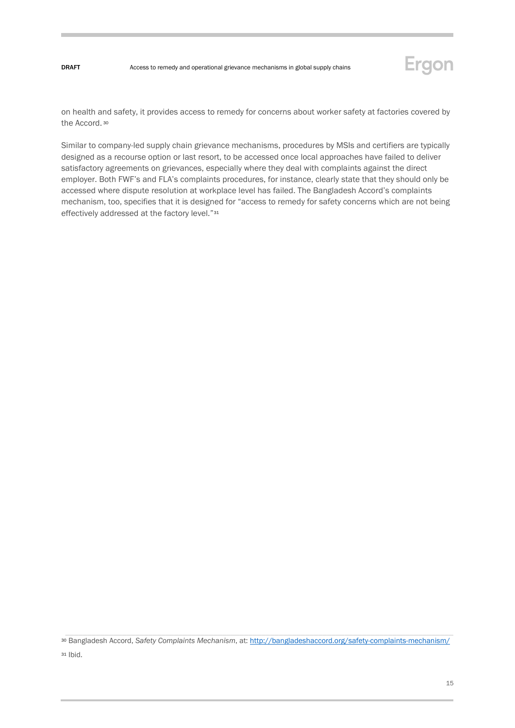on health and safety, it provides access to remedy for concerns about worker safety at factories covered by the Accord.[30]

Similar to company-led supply chain grievance mechanisms, procedures by MSIs and certifiers are typically designed as a recourse option or last resort, to be accessed once local approaches have failed to deliver satisfactory agreements on grievances, especially where they deal with complaints against the direct employer. Both FWF's and FLA's complaints procedures, for instance, clearly state that they should only be accessed where dispute resolution at workplace level has failed. The Bangladesh Accord's complaints mechanism, too, specifies that it is designed for "access to remedy for safety concerns which are not being effectively addressed at the factory level."[31]

[30] Bangladesh Accord, *Safety Complaints Mechanism*, at: [http://bangladeshaccord.org/safety-complaints-mechanism/](http://bangladeshaccord.org/safety-complaints-mechanism/)

[31] Ibid.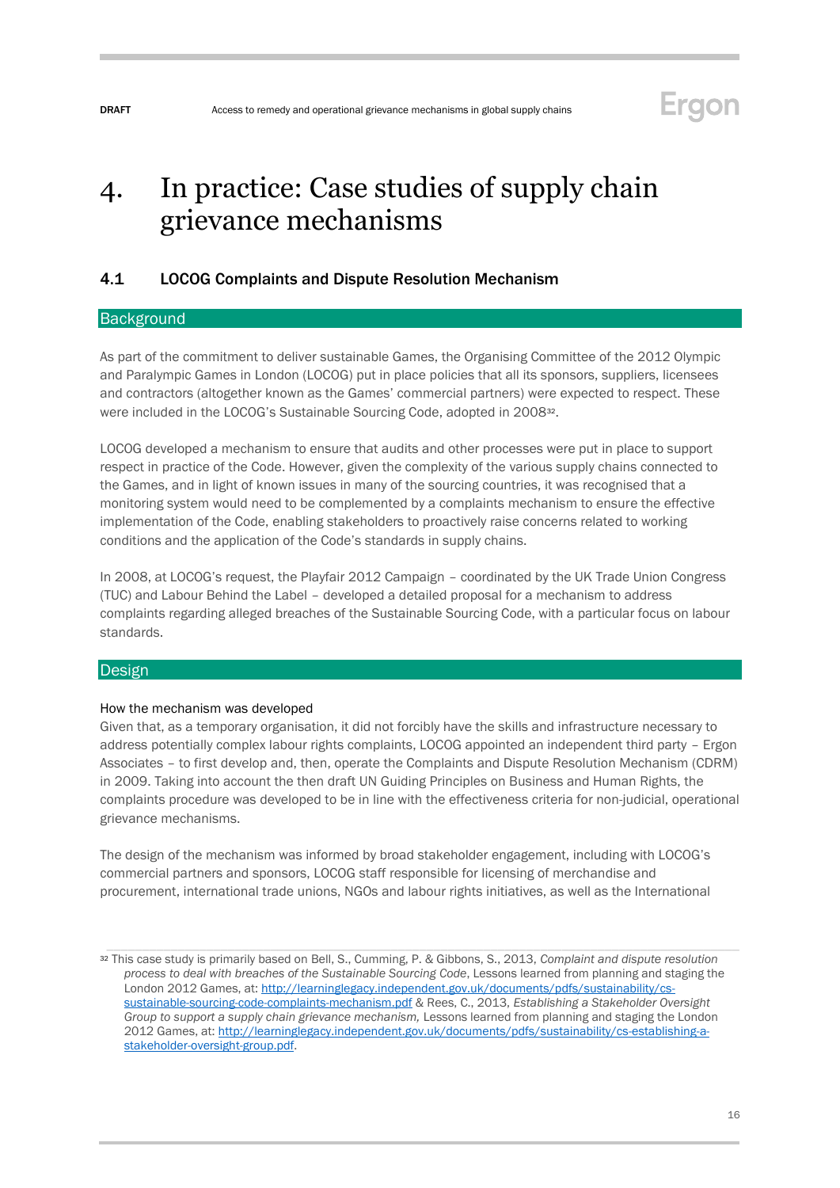# 4. In practice: Case studies of supply chain grievance mechanisms

## 4.1 LOCOG Complaints and Dispute Resolution Mechanism

### Background

As part of the commitment to deliver sustainable Games, the Organising Committee of the 2012 Olympic and Paralympic Games in London (LOCOG) put in place policies that all its sponsors, suppliers, licensees and contractors (altogether known as the Games' commercial partners) were expected to respect. These were included in the LOCOG's Sustainable Sourcing Code, adopted in 2008[32].

LOCOG developed a mechanism to ensure that audits and other processes were put in place to support respect in practice of the Code. However, given the complexity of the various supply chains connected to the Games, and in light of known issues in many of the sourcing countries, it was recognised that a monitoring system would need to be complemented by a complaints mechanism to ensure the effective implementation of the Code, enabling stakeholders to proactively raise concerns related to working conditions and the application of the Code's standards in supply chains.

In 2008, at LOCOG's request, the Playfair 2012 Campaign – coordinated by the UK Trade Union Congress (TUC) and Labour Behind the Label – developed a detailed proposal for a mechanism to address complaints regarding alleged breaches of the Sustainable Sourcing Code, with a particular focus on labour standards.

### Design

How the mechanism was developed

Given that, as a temporary organisation, it did not forcibly have the skills and infrastructure necessary to address potentially complex labour rights complaints, LOCOG appointed an independent third party – Ergon Associates – to first develop and, then, operate the Complaints and Dispute Resolution Mechanism (CDRM) in 2009. Taking into account the then draft UN Guiding Principles on Business and Human Rights, the complaints procedure was developed to be in line with the effectiveness criteria for non-judicial, operational grievance mechanisms.

The design of the mechanism was informed by broad stakeholder engagement, including with LOCOG's commercial partners and sponsors, LOCOG staff responsible for licensing of merchandise and procurement, international trade unions, NGOs and labour rights initiatives, as well as the International

[32] This case study is primarily based on Bell, S., Cumming, P. & Gibbons, S., 2013, *Complaint and dispute resolution process to deal with breaches of the Sustainable Sourcing Code*, Lessons learned from planning and staging the London 2012 Games, at: http://learninglegacy.independent.gov.uk/documents/pdfs/sustainability/cs-sustainable-sourcing-code-complaints-mechanism.pdf & Rees, C., 2013, *Establishing a Stakeholder Oversight Group to support a supply chain grievance mechanism,* Lessons learned from planning and staging the London 2012 Games, at: http://learninglegacy.independent.gov.uk/documents/pdfs/sustainability/cs-establishing-a-stakeholder-oversight-group.pdf.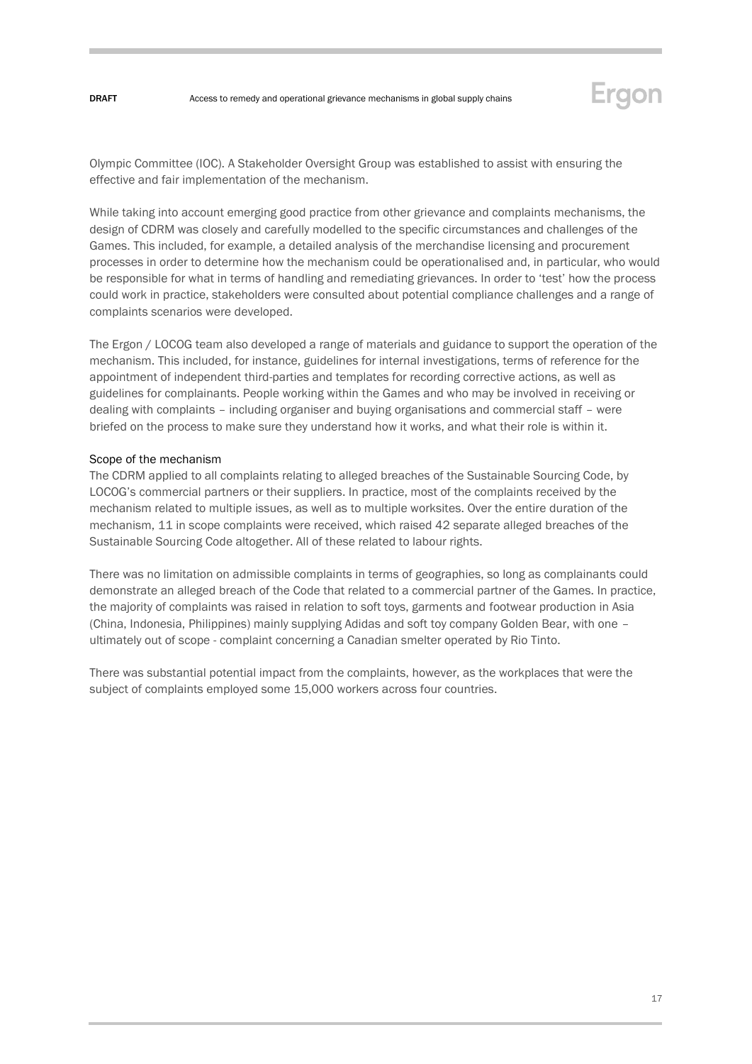Olympic Committee (IOC). A Stakeholder Oversight Group was established to assist with ensuring the effective and fair implementation of the mechanism.

While taking into account emerging good practice from other grievance and complaints mechanisms, the design of CDRM was closely and carefully modelled to the specific circumstances and challenges of the Games. This included, for example, a detailed analysis of the merchandise licensing and procurement processes in order to determine how the mechanism could be operationalised and, in particular, who would be responsible for what in terms of handling and remediating grievances. In order to 'test' how the process could work in practice, stakeholders were consulted about potential compliance challenges and a range of complaints scenarios were developed.

The Ergon / LOCOG team also developed a range of materials and guidance to support the operation of the mechanism. This included, for instance, guidelines for internal investigations, terms of reference for the appointment of independent third-parties and templates for recording corrective actions, as well as guidelines for complainants. People working within the Games and who may be involved in receiving or dealing with complaints – including organiser and buying organisations and commercial staff – were briefed on the process to make sure they understand how it works, and what their role is within it.

### Scope of the mechanism

The CDRM applied to all complaints relating to alleged breaches of the Sustainable Sourcing Code, by LOCOG's commercial partners or their suppliers. In practice, most of the complaints received by the mechanism related to multiple issues, as well as to multiple worksites. Over the entire duration of the mechanism, 11 in scope complaints were received, which raised 42 separate alleged breaches of the Sustainable Sourcing Code altogether. All of these related to labour rights.

There was no limitation on admissible complaints in terms of geographies, so long as complainants could demonstrate an alleged breach of the Code that related to a commercial partner of the Games. In practice, the majority of complaints was raised in relation to soft toys, garments and footwear production in Asia (China, Indonesia, Philippines) mainly supplying Adidas and soft toy company Golden Bear, with one – ultimately out of scope - complaint concerning a Canadian smelter operated by Rio Tinto.

There was substantial potential impact from the complaints, however, as the workplaces that were the subject of complaints employed some 15,000 workers across four countries.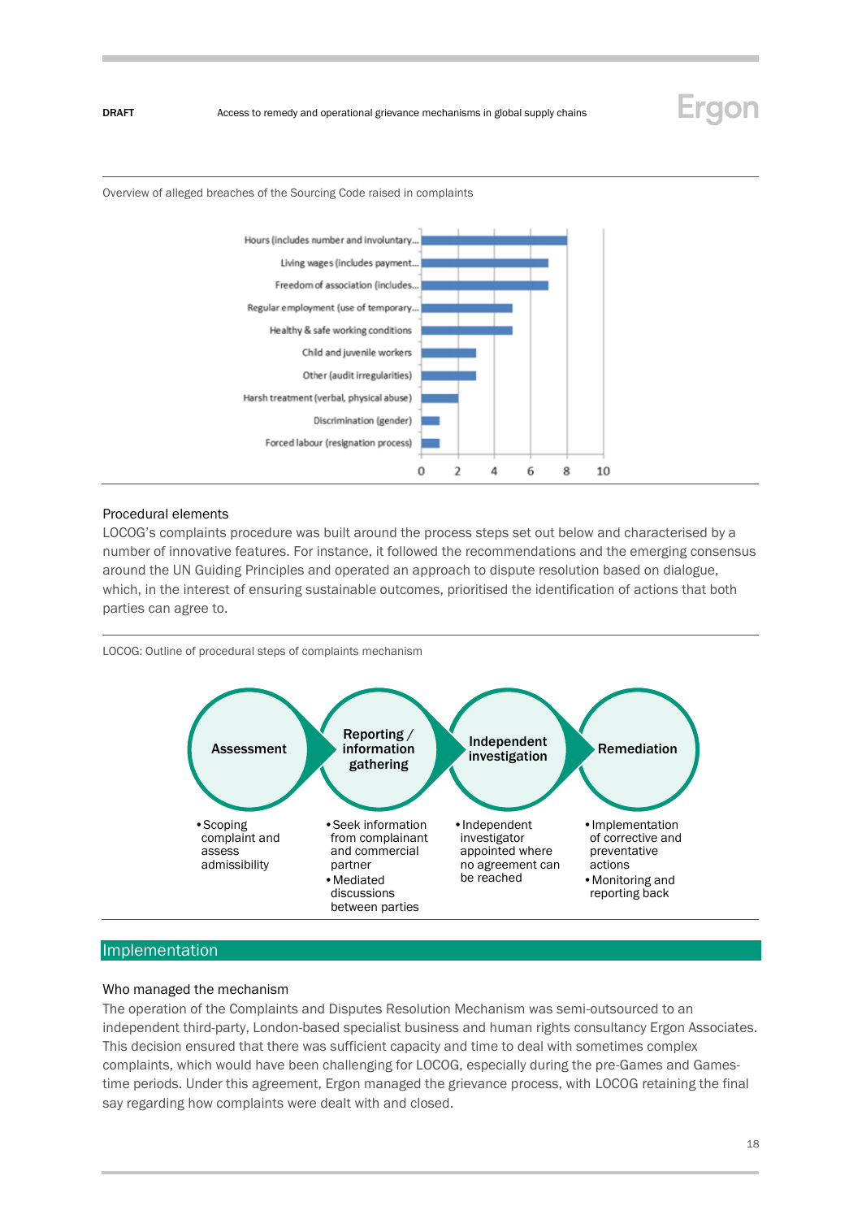Overview of alleged breaches of the Sourcing Code raised in complaints

| Alleged breach | Number of complaints |
| --- | --- |
| Hours (includes number and involuntary... | 8 |
| Living wages (includes payment... | 7 |
| Freedom of association (includes... | 7 |
| Regular employment (use of temporary... | 5 |
| Healthy & safe working conditions | 5 |
| Child and juvenile workers | 3 |
| Other (audit irregularities) | 3 |
| Harsh treatment (verbal, physical abuse) | 2 |
| Discrimination (gender) | 1 |
| Forced labour (resignation process) | 1 |

### Procedural elements

LOCOG's complaints procedure was built around the process steps set out below and characterised by a number of innovative features. For instance, it followed the recommendations and the emerging consensus around the UN Guiding Principles and operated an approach to dispute resolution based on dialogue, which, in the interest of ensuring sustainable outcomes, prioritised the identification of actions that both parties can agree to.

LOCOG: Outline of procedural steps of complaints mechanism

**Assessment**
- Scoping complaint and assess admissibility

**Reporting / information gathering**
- Seek information from complainant and commercial partner
- Mediated discussions between parties

**Independent investigation**
- Independent investigator appointed where no agreement can be reached

**Remediation**
- Implementation of corrective and preventative actions
- Monitoring and reporting back

## Implementation

### Who managed the mechanism

The operation of the Complaints and Disputes Resolution Mechanism was semi-outsourced to an independent third-party, London-based specialist business and human rights consultancy Ergon Associates. This decision ensured that there was sufficient capacity and time to deal with sometimes complex complaints, which would have been challenging for LOCOG, especially during the pre-Games and Games-time periods. Under this agreement, Ergon managed the grievance process, with LOCOG retaining the final say regarding how complaints were dealt with and closed.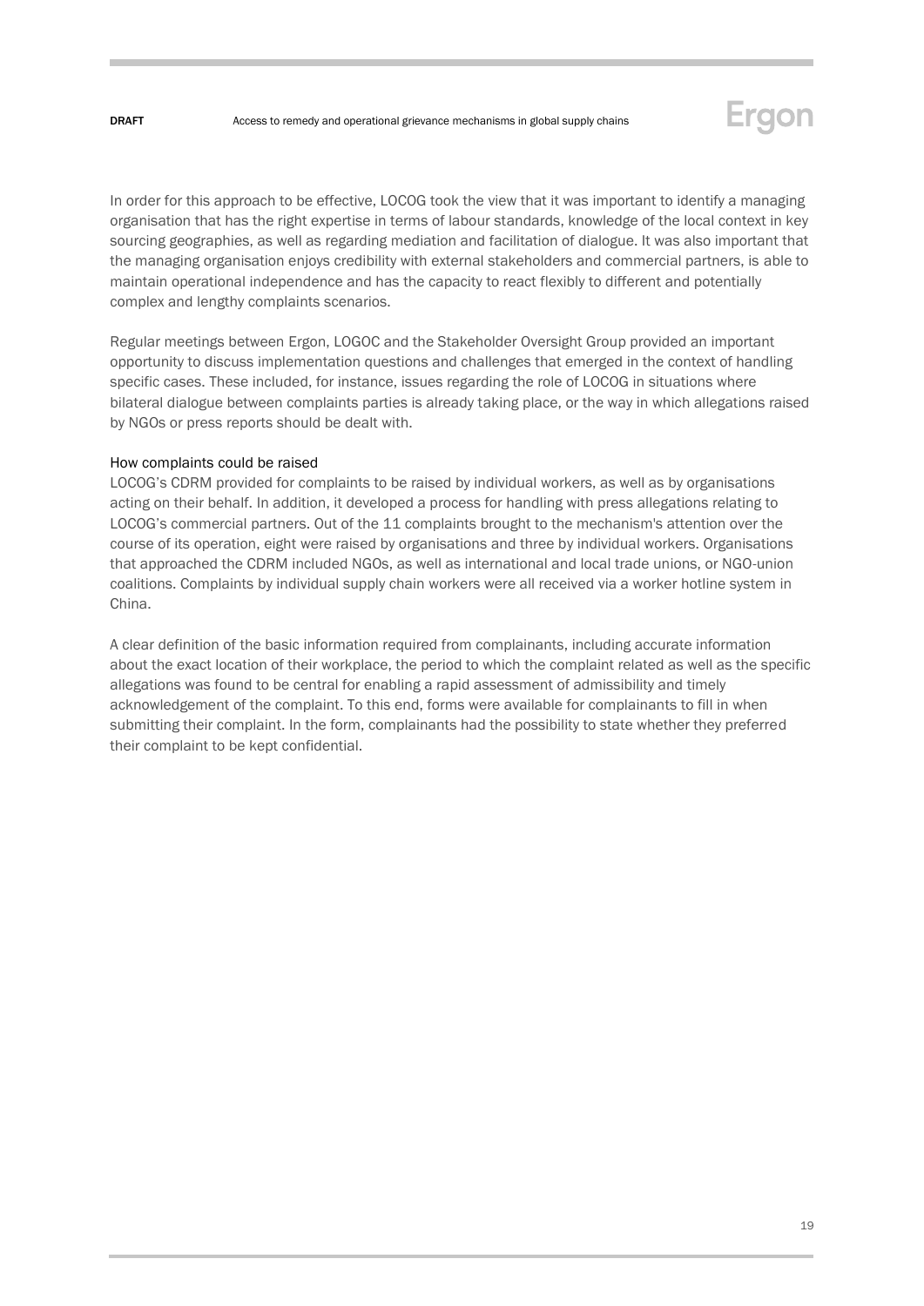In order for this approach to be effective, LOCOG took the view that it was important to identify a managing organisation that has the right expertise in terms of labour standards, knowledge of the local context in key sourcing geographies, as well as regarding mediation and facilitation of dialogue. It was also important that the managing organisation enjoys credibility with external stakeholders and commercial partners, is able to maintain operational independence and has the capacity to react flexibly to different and potentially complex and lengthy complaints scenarios.

Regular meetings between Ergon, LOGOC and the Stakeholder Oversight Group provided an important opportunity to discuss implementation questions and challenges that emerged in the context of handling specific cases. These included, for instance, issues regarding the role of LOCOG in situations where bilateral dialogue between complaints parties is already taking place, or the way in which allegations raised by NGOs or press reports should be dealt with.

### How complaints could be raised

LOCOG's CDRM provided for complaints to be raised by individual workers, as well as by organisations acting on their behalf. In addition, it developed a process for handling with press allegations relating to LOCOG's commercial partners. Out of the 11 complaints brought to the mechanism's attention over the course of its operation, eight were raised by organisations and three by individual workers. Organisations that approached the CDRM included NGOs, as well as international and local trade unions, or NGO-union coalitions. Complaints by individual supply chain workers were all received via a worker hotline system in China.

A clear definition of the basic information required from complainants, including accurate information about the exact location of their workplace, the period to which the complaint related as well as the specific allegations was found to be central for enabling a rapid assessment of admissibility and timely acknowledgement of the complaint. To this end, forms were available for complainants to fill in when submitting their complaint. In the form, complainants had the possibility to state whether they preferred their complaint to be kept confidential.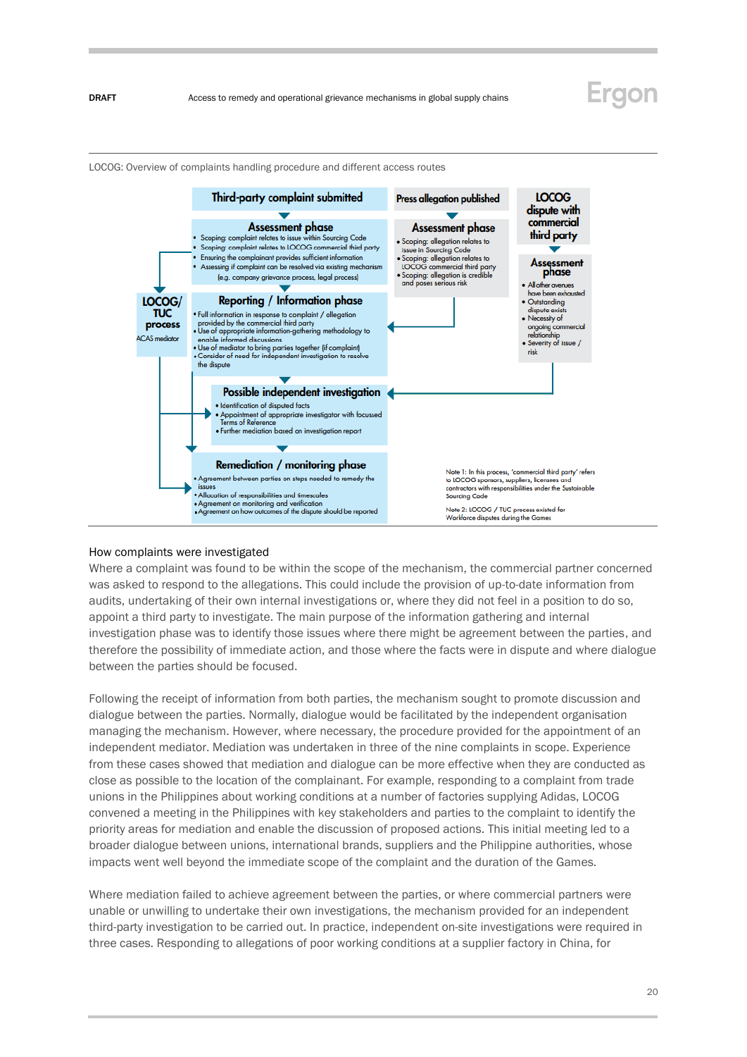LOCOG: Overview of complaints handling procedure and different access routes

**Third-party complaint submitted**

**Assessment phase**

- Scoping: complaint relates to issue within Sourcing Code
- Scoping: complaint relates to LOCOG commercial third party
- Ensuring the complainant provides sufficient information
- Assessing if complaint can be resolved via existing mechanism (e.g. company grievance process, legal process)

**Press allegation published**

**Assessment phase**

- Scoping: allegation relates to issue in Sourcing Code
- Scoping: allegation relates to LOCOG commercial third party
- Scoping: allegation is credible and poses serious risk

**LOCOG dispute with commercial third party**

**Assessment phase**

- All other avenues have been exhausted
- Outstanding dispute exists
- Necessity of ongoing commercial relationship
- Severity of issue / risk

**LOCOG/ TUC process**

ACAS mediator

**Reporting / Information phase**

- Full information in response to complaint / allegation provided by the commercial third party
- Use of appropriate information-gathering methodology to enable informed discussions
- Use of mediator to bring parties together (if complaint)
- Consider of need for independent investigation to resolve the dispute

**Possible independent investigation**

- Identification of disputed facts
- Appointment of appropriate investigator with focussed Terms of Reference
- Further mediation based on investigation report

**Remediation / monitoring phase**

- Agreement between parties on steps needed to remedy the issues
- Allocation of responsibilities and timescales
- Agreement on monitoring and verification
- Agreement on how outcomes of the dispute should be reported

Note 1: In this process, 'commercial third party' refers to LOCOG sponsors, suppliers, licensees and contractors with responsibilities under the Sustainable Sourcing Code

Note 2: LOCOG / TUC process existed for Workforce disputes during the Games

## How complaints were investigated

Where a complaint was found to be within the scope of the mechanism, the commercial partner concerned was asked to respond to the allegations. This could include the provision of up-to-date information from audits, undertaking of their own internal investigations or, where they did not feel in a position to do so, appoint a third party to investigate. The main purpose of the information gathering and internal investigation phase was to identify those issues where there might be agreement between the parties, and therefore the possibility of immediate action, and those where the facts were in dispute and where dialogue between the parties should be focused.

Following the receipt of information from both parties, the mechanism sought to promote discussion and dialogue between the parties. Normally, dialogue would be facilitated by the independent organisation managing the mechanism. However, where necessary, the procedure provided for the appointment of an independent mediator. Mediation was undertaken in three of the nine complaints in scope. Experience from these cases showed that mediation and dialogue can be more effective when they are conducted as close as possible to the location of the complainant. For example, responding to a complaint from trade unions in the Philippines about working conditions at a number of factories supplying Adidas, LOCOG convened a meeting in the Philippines with key stakeholders and parties to the complaint to identify the priority areas for mediation and enable the discussion of proposed actions. This initial meeting led to a broader dialogue between unions, international brands, suppliers and the Philippine authorities, whose impacts went well beyond the immediate scope of the complaint and the duration of the Games.

Where mediation failed to achieve agreement between the parties, or where commercial partners were unable or unwilling to undertake their own investigations, the mechanism provided for an independent third-party investigation to be carried out. In practice, independent on-site investigations were required in three cases. Responding to allegations of poor working conditions at a supplier factory in China, for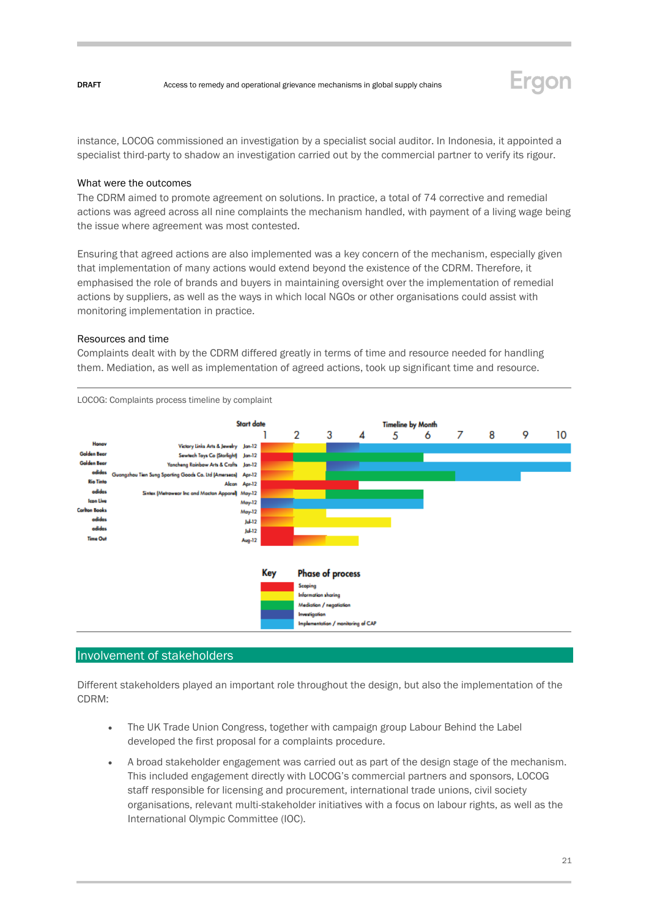instance, LOCOG commissioned an investigation by a specialist social auditor. In Indonesia, it appointed a specialist third-party to shadow an investigation carried out by the commercial partner to verify its rigour.

### What were the outcomes

The CDRM aimed to promote agreement on solutions. In practice, a total of 74 corrective and remedial actions was agreed across all nine complaints the mechanism handled, with payment of a living wage being the issue where agreement was most contested.

Ensuring that agreed actions are also implemented was a key concern of the mechanism, especially given that implementation of many actions would extend beyond the existence of the CDRM. Therefore, it emphasised the role of brands and buyers in maintaining oversight over the implementation of remedial actions by suppliers, as well as the ways in which local NGOs or other organisations could assist with monitoring implementation in practice.

### Resources and time

Complaints dealt with by the CDRM differed greatly in terms of time and resource needed for handling them. Mediation, as well as implementation of agreed actions, took up significant time and resource.

LOCOG: Complaints process timeline by complaint

| | | Start date |
|---|---|---|
| Honav | Victory Links Arts & Jewelry | Jan-12 |
| Golden Bear | Sewtech Toys Co (Starlight) | Jan-12 |
| Golden Bear | Yancheng Rainbow Arts & Crafts | Jan-12 |
| adidas | Guangzhou Tien Sung Sporting Goods Co. Ltd (Amerseas) | Apr-12 |
| Rio Tinto | Alcan | Apr-12 |
| adidas | Sintex (Metrowear Inc and Macton Apparel) | May-12 |
| Icon Live | | May-12 |
| Carlton Books | | May-12 |
| adidas | | Jul-12 |
| adidas | | Jul-12 |
| Time Out | | Aug-12 |

Timeline by Month: 1 2 3 4 5 6 7 8 9 10

Key – Phase of process:
- Scoping
- Information sharing
- Mediation / negotiation
- Investigation
- Implementation / monitoring of CAP

## Involvement of stakeholders

Different stakeholders played an important role throughout the design, but also the implementation of the CDRM:

- The UK Trade Union Congress, together with campaign group Labour Behind the Label developed the first proposal for a complaints procedure.
- A broad stakeholder engagement was carried out as part of the design stage of the mechanism. This included engagement directly with LOCOG's commercial partners and sponsors, LOCOG staff responsible for licensing and procurement, international trade unions, civil society organisations, relevant multi-stakeholder initiatives with a focus on labour rights, as well as the International Olympic Committee (IOC).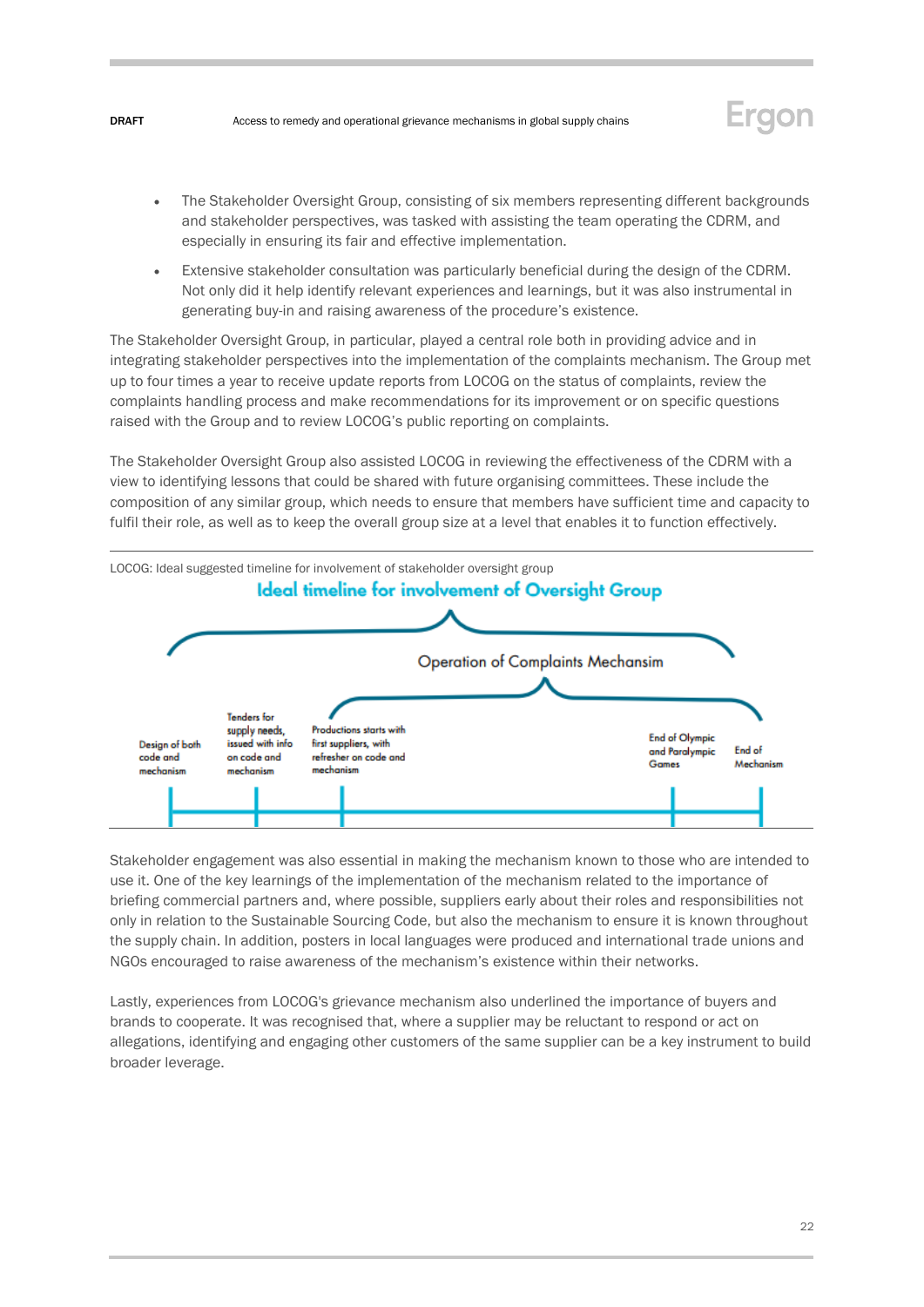- The Stakeholder Oversight Group, consisting of six members representing different backgrounds and stakeholder perspectives, was tasked with assisting the team operating the CDRM, and especially in ensuring its fair and effective implementation.
- Extensive stakeholder consultation was particularly beneficial during the design of the CDRM. Not only did it help identify relevant experiences and learnings, but it was also instrumental in generating buy-in and raising awareness of the procedure's existence.

The Stakeholder Oversight Group, in particular, played a central role both in providing advice and in integrating stakeholder perspectives into the implementation of the complaints mechanism. The Group met up to four times a year to receive update reports from LOCOG on the status of complaints, review the complaints handling process and make recommendations for its improvement or on specific questions raised with the Group and to review LOCOG's public reporting on complaints.

The Stakeholder Oversight Group also assisted LOCOG in reviewing the effectiveness of the CDRM with a view to identifying lessons that could be shared with future organising committees. These include the composition of any similar group, which needs to ensure that members have sufficient time and capacity to fulfil their role, as well as to keep the overall group size at a level that enables it to function effectively.

LOCOG: Ideal suggested timeline for involvement of stakeholder oversight group

**Ideal timeline for involvement of Oversight Group**

Operation of Complaints Mechansim

- Design of both code and mechanism
- Tenders for supply needs, issued with info on code and mechanism
- Productions starts with first suppliers, with refresher on code and mechanism
- End of Olympic and Paralympic Games
- End of Mechanism

Stakeholder engagement was also essential in making the mechanism known to those who are intended to use it. One of the key learnings of the implementation of the mechanism related to the importance of briefing commercial partners and, where possible, suppliers early about their roles and responsibilities not only in relation to the Sustainable Sourcing Code, but also the mechanism to ensure it is known throughout the supply chain. In addition, posters in local languages were produced and international trade unions and NGOs encouraged to raise awareness of the mechanism's existence within their networks.

Lastly, experiences from LOCOG's grievance mechanism also underlined the importance of buyers and brands to cooperate. It was recognised that, where a supplier may be reluctant to respond or act on allegations, identifying and engaging other customers of the same supplier can be a key instrument to build broader leverage.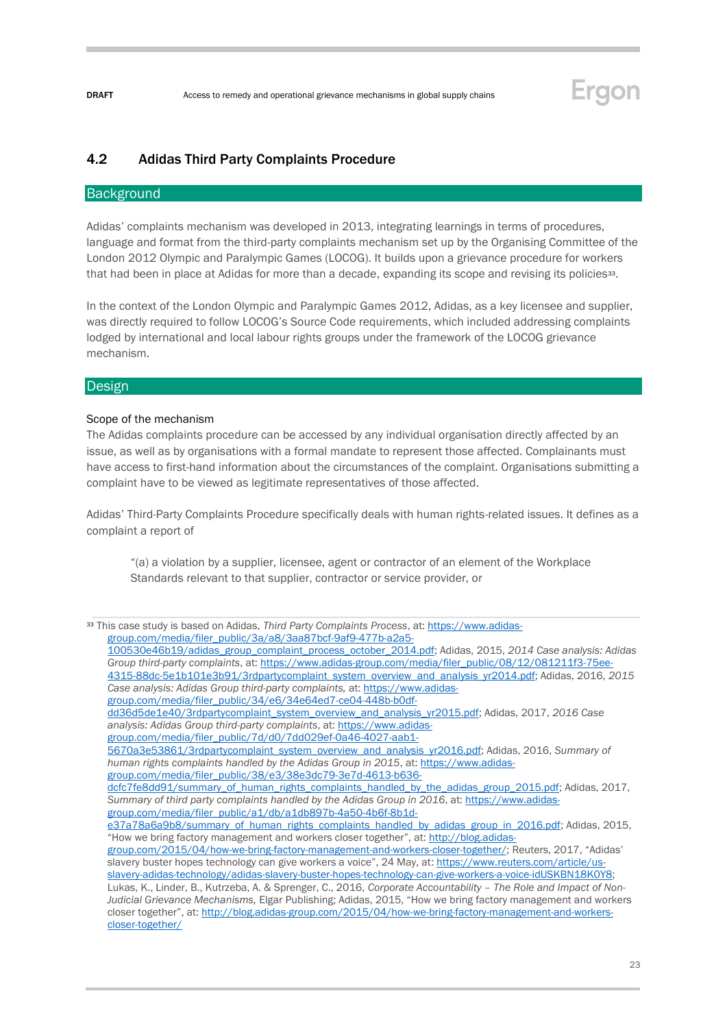## 4.2 Adidas Third Party Complaints Procedure

### Background

Adidas' complaints mechanism was developed in 2013, integrating learnings in terms of procedures, language and format from the third-party complaints mechanism set up by the Organising Committee of the London 2012 Olympic and Paralympic Games (LOCOG). It builds upon a grievance procedure for workers that had been in place at Adidas for more than a decade, expanding its scope and revising its policies[33].

In the context of the London Olympic and Paralympic Games 2012, Adidas, as a key licensee and supplier, was directly required to follow LOCOG's Source Code requirements, which included addressing complaints lodged by international and local labour rights groups under the framework of the LOCOG grievance mechanism.

### Design

Scope of the mechanism

The Adidas complaints procedure can be accessed by any individual organisation directly affected by an issue, as well as by organisations with a formal mandate to represent those affected. Complainants must have access to first-hand information about the circumstances of the complaint. Organisations submitting a complaint have to be viewed as legitimate representatives of those affected.

Adidas' Third-Party Complaints Procedure specifically deals with human rights-related issues. It defines as a complaint a report of

> "(a) a violation by a supplier, licensee, agent or contractor of an element of the Workplace Standards relevant to that supplier, contractor or service provider, or

[33] This case study is based on Adidas, *Third Party Complaints Process*, at: https://www.adidas-group.com/media/filer_public/3a/a8/3aa87bcf-9af9-477b-a2a5-100530e46b19/adidas_group_complaint_process_october_2014.pdf; Adidas, 2015, *2014 Case analysis: Adidas Group third-party complaints*, at: https://www.adidas-group.com/media/filer_public/08/12/081211f3-75ee-4315-88dc-5e1b101e3b91/3rdpartycomplaint_system_overview_and_analysis_yr2014.pdf; Adidas, 2016, *2015 Case analysis: Adidas Group third-party complaints,* at: https://www.adidas-group.com/media/filer_public/34/e6/34e64ed7-ce04-448b-b0df-dd36d5de1e40/3rdpartycomplaint_system_overview_and_analysis_yr2015.pdf; Adidas, 2017, *2016 Case analysis: Adidas Group third-party complaints*, at: https://www.adidas-group.com/media/filer_public/7d/d0/7dd029ef-0a46-4027-aab1-5670a3e53861/3rdpartycomplaint_system_overview_and_analysis_yr2016.pdf; Adidas, 2016, *Summary of human rights complaints handled by the Adidas Group in 2015*, at: https://www.adidas-group.com/media/filer_public/38/e3/38e3dc79-3e7d-4613-b636-dcfc7fe8dd91/summary_of_human_rights_complaints_handled_by_the_adidas_group_2015.pdf; Adidas, 2017, *Summary of third party complaints handled by the Adidas Group in 2016*, at: https://www.adidas-group.com/media/filer_public/a1/db/a1db897b-4a50-4b6f-8b1d-e37a78a6a9b8/summary_of_human_rights_complaints_handled_by_adidas_group_in_2016.pdf; Adidas, 2015, "How we bring factory management and workers closer together", at: http://blog.adidas-group.com/2015/04/how-we-bring-factory-management-and-workers-closer-together/; Reuters, 2017, "Adidas' slavery buster hopes technology can give workers a voice", 24 May, at: https://www.reuters.com/article/us-slavery-adidas-technology/adidas-slavery-buster-hopes-technology-can-give-workers-a-voice-idUSKBN18K0Y8; Lukas, K., Linder, B., Kutrzeba, A. & Sprenger, C., 2016, *Corporate Accountability – The Role and Impact of Non-Judicial Grievance Mechanisms,* Elgar Publishing; Adidas, 2015, "How we bring factory management and workers closer together", at: http://blog.adidas-group.com/2015/04/how-we-bring-factory-management-and-workers-closer-together/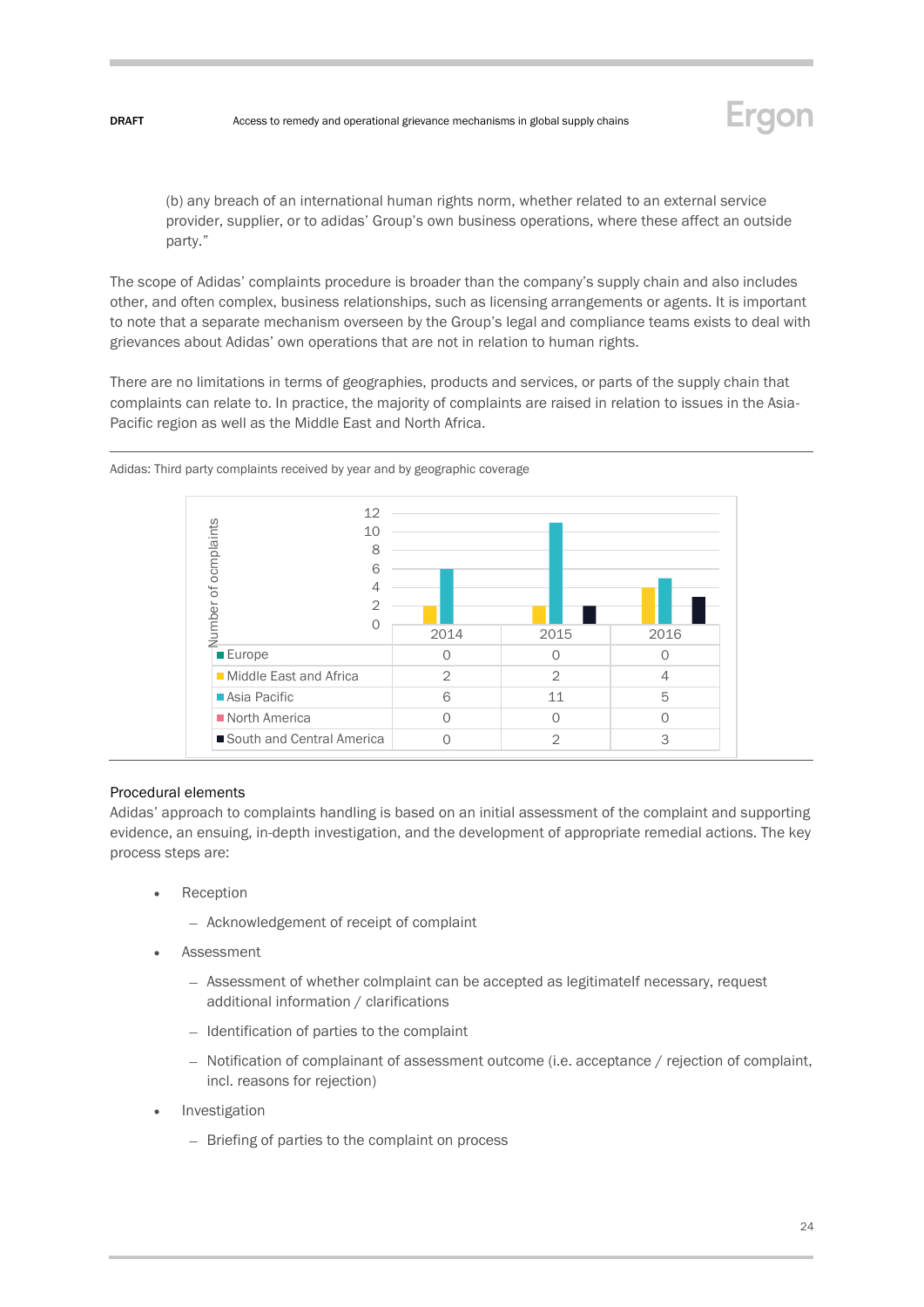(b) any breach of an international human rights norm, whether related to an external service provider, supplier, or to adidas' Group's own business operations, where these affect an outside party."

The scope of Adidas' complaints procedure is broader than the company's supply chain and also includes other, and often complex, business relationships, such as licensing arrangements or agents. It is important to note that a separate mechanism overseen by the Group's legal and compliance teams exists to deal with grievances about Adidas' own operations that are not in relation to human rights.

There are no limitations in terms of geographies, products and services, or parts of the supply chain that complaints can relate to. In practice, the majority of complaints are raised in relation to issues in the Asia-Pacific region as well as the Middle East and North Africa.

Adidas: Third party complaints received by year and by geographic coverage

| Number of ocmplaints | 2014 | 2015 | 2016 |
|---|---|---|---|
| Europe | 0 | 0 | 0 |
| Middle East and Africa | 2 | 2 | 4 |
| Asia Pacific | 6 | 11 | 5 |
| North America | 0 | 0 | 0 |
| South and Central America | 0 | 2 | 3 |

### Procedural elements

Adidas' approach to complaints handling is based on an initial assessment of the complaint and supporting evidence, an ensuing, in-depth investigation, and the development of appropriate remedial actions. The key process steps are:

- Reception
  - Acknowledgement of receipt of complaint
- Assessment
  - Assessment of whether colmplaint can be accepted as legitimateIf necessary, request additional information / clarifications
  - Identification of parties to the complaint
  - Notification of complainant of assessment outcome (i.e. acceptance / rejection of complaint, incl. reasons for rejection)
- Investigation
  - Briefing of parties to the complaint on process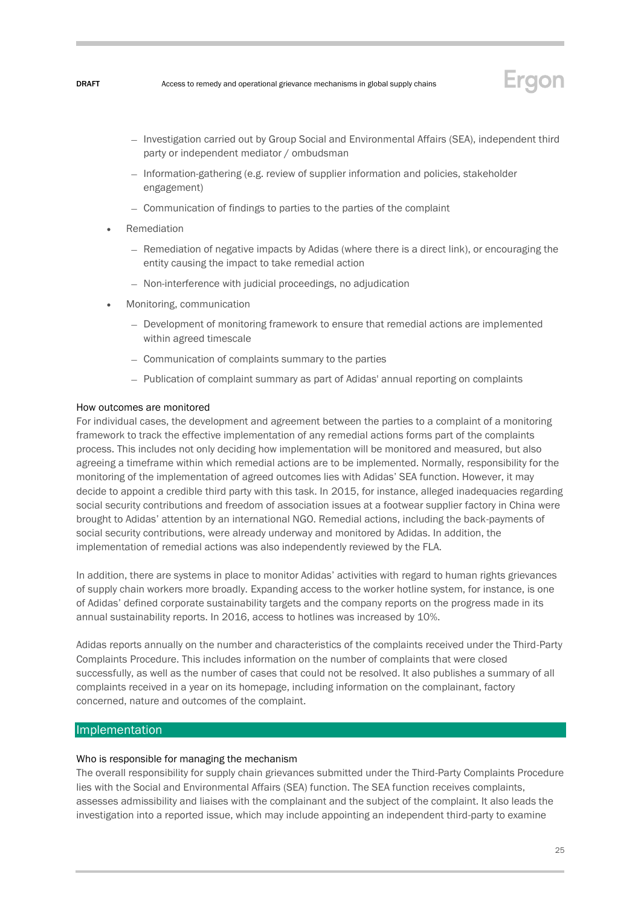- Investigation carried out by Group Social and Environmental Affairs (SEA), independent third party or independent mediator / ombudsman
  - Information-gathering (e.g. review of supplier information and policies, stakeholder engagement)
  - Communication of findings to parties to the parties of the complaint
- Remediation
  - Remediation of negative impacts by Adidas (where there is a direct link), or encouraging the entity causing the impact to take remedial action
  - Non-interference with judicial proceedings, no adjudication
- Monitoring, communication
  - Development of monitoring framework to ensure that remedial actions are implemented within agreed timescale
  - Communication of complaints summary to the parties
  - Publication of complaint summary as part of Adidas' annual reporting on complaints

How outcomes are monitored

For individual cases, the development and agreement between the parties to a complaint of a monitoring framework to track the effective implementation of any remedial actions forms part of the complaints process. This includes not only deciding how implementation will be monitored and measured, but also agreeing a timeframe within which remedial actions are to be implemented. Normally, responsibility for the monitoring of the implementation of agreed outcomes lies with Adidas' SEA function. However, it may decide to appoint a credible third party with this task. In 2015, for instance, alleged inadequacies regarding social security contributions and freedom of association issues at a footwear supplier factory in China were brought to Adidas' attention by an international NGO. Remedial actions, including the back-payments of social security contributions, were already underway and monitored by Adidas. In addition, the implementation of remedial actions was also independently reviewed by the FLA.

In addition, there are systems in place to monitor Adidas' activities with regard to human rights grievances of supply chain workers more broadly. Expanding access to the worker hotline system, for instance, is one of Adidas' defined corporate sustainability targets and the company reports on the progress made in its annual sustainability reports. In 2016, access to hotlines was increased by 10%.

Adidas reports annually on the number and characteristics of the complaints received under the Third-Party Complaints Procedure. This includes information on the number of complaints that were closed successfully, as well as the number of cases that could not be resolved. It also publishes a summary of all complaints received in a year on its homepage, including information on the complainant, factory concerned, nature and outcomes of the complaint.

## Implementation

Who is responsible for managing the mechanism

The overall responsibility for supply chain grievances submitted under the Third-Party Complaints Procedure lies with the Social and Environmental Affairs (SEA) function. The SEA function receives complaints, assesses admissibility and liaises with the complainant and the subject of the complaint. It also leads the investigation into a reported issue, which may include appointing an independent third-party to examine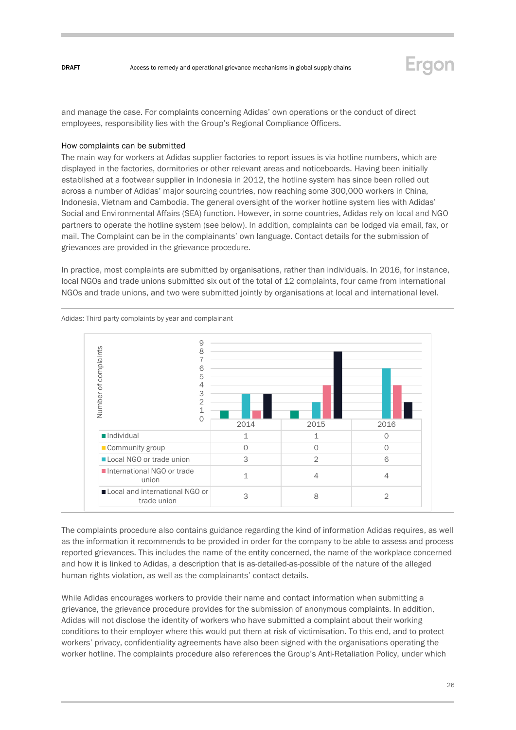and manage the case. For complaints concerning Adidas' own operations or the conduct of direct employees, responsibility lies with the Group's Regional Compliance Officers.

### How complaints can be submitted

The main way for workers at Adidas supplier factories to report issues is via hotline numbers, which are displayed in the factories, dormitories or other relevant areas and noticeboards. Having been initially established at a footwear supplier in Indonesia in 2012, the hotline system has since been rolled out across a number of Adidas' major sourcing countries, now reaching some 300,000 workers in China, Indonesia, Vietnam and Cambodia. The general oversight of the worker hotline system lies with Adidas' Social and Environmental Affairs (SEA) function. However, in some countries, Adidas rely on local and NGO partners to operate the hotline system (see below). In addition, complaints can be lodged via email, fax, or mail. The Complaint can be in the complainants' own language. Contact details for the submission of grievances are provided in the grievance procedure.

In practice, most complaints are submitted by organisations, rather than individuals. In 2016, for instance, local NGOs and trade unions submitted six out of the total of 12 complaints, four came from international NGOs and trade unions, and two were submitted jointly by organisations at local and international level.

Adidas: Third party complaints by year and complainant

| | 2014 | 2015 | 2016 |
|---|---|---|---|
| Individual | 1 | 1 | 0 |
| Community group | 0 | 0 | 0 |
| Local NGO or trade union | 3 | 2 | 6 |
| International NGO or trade union | 1 | 4 | 4 |
| Local and international NGO or trade union | 3 | 8 | 2 |

The complaints procedure also contains guidance regarding the kind of information Adidas requires, as well as the information it recommends to be provided in order for the company to be able to assess and process reported grievances. This includes the name of the entity concerned, the name of the workplace concerned and how it is linked to Adidas, a description that is as-detailed-as-possible of the nature of the alleged human rights violation, as well as the complainants' contact details.

While Adidas encourages workers to provide their name and contact information when submitting a grievance, the grievance procedure provides for the submission of anonymous complaints. In addition, Adidas will not disclose the identity of workers who have submitted a complaint about their working conditions to their employer where this would put them at risk of victimisation. To this end, and to protect workers' privacy, confidentiality agreements have also been signed with the organisations operating the worker hotline. The complaints procedure also references the Group's Anti-Retaliation Policy, under which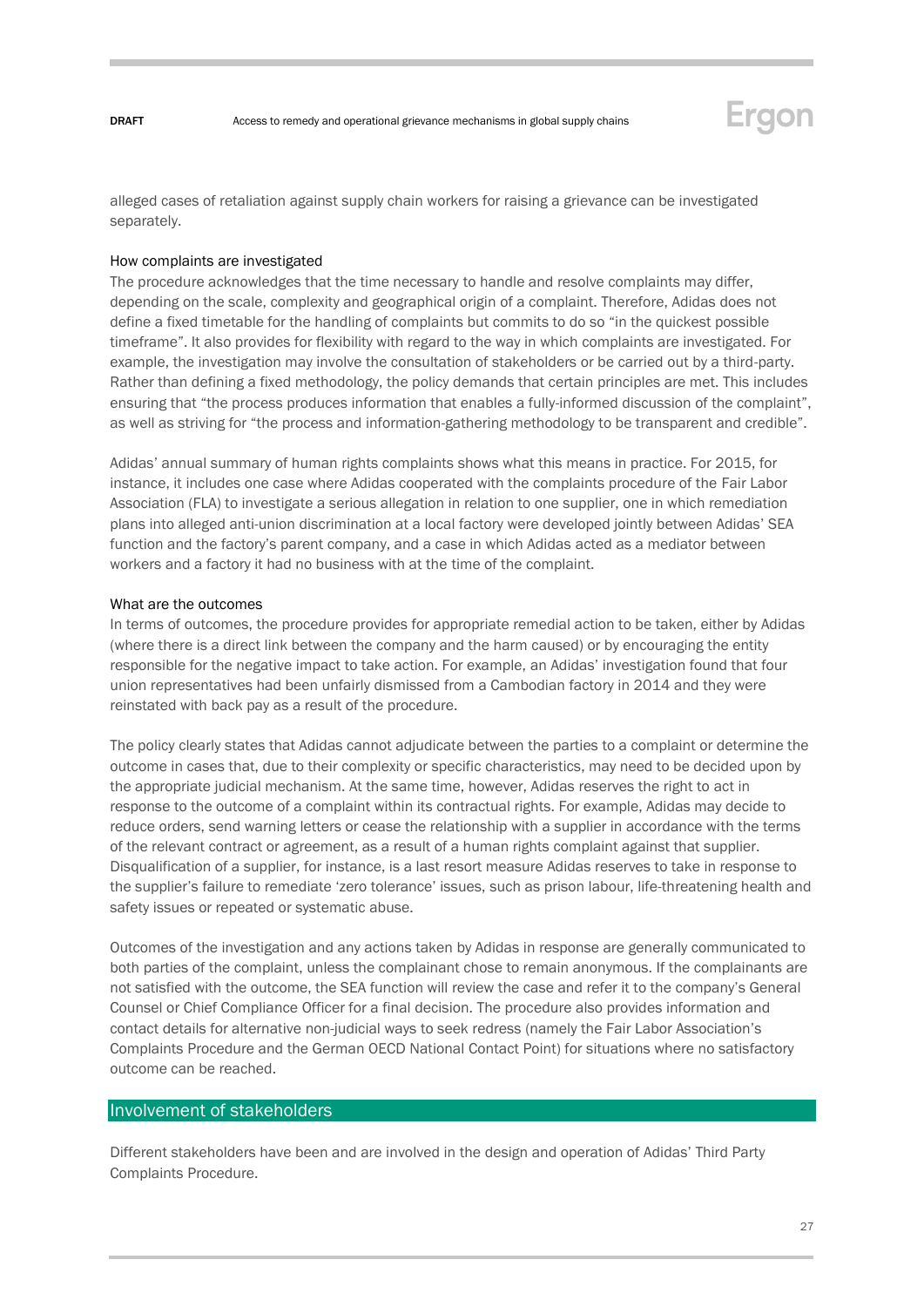alleged cases of retaliation against supply chain workers for raising a grievance can be investigated separately.

### How complaints are investigated

The procedure acknowledges that the time necessary to handle and resolve complaints may differ, depending on the scale, complexity and geographical origin of a complaint. Therefore, Adidas does not define a fixed timetable for the handling of complaints but commits to do so "in the quickest possible timeframe". It also provides for flexibility with regard to the way in which complaints are investigated. For example, the investigation may involve the consultation of stakeholders or be carried out by a third-party. Rather than defining a fixed methodology, the policy demands that certain principles are met. This includes ensuring that "the process produces information that enables a fully-informed discussion of the complaint", as well as striving for "the process and information-gathering methodology to be transparent and credible".

Adidas' annual summary of human rights complaints shows what this means in practice. For 2015, for instance, it includes one case where Adidas cooperated with the complaints procedure of the Fair Labor Association (FLA) to investigate a serious allegation in relation to one supplier, one in which remediation plans into alleged anti-union discrimination at a local factory were developed jointly between Adidas' SEA function and the factory's parent company, and a case in which Adidas acted as a mediator between workers and a factory it had no business with at the time of the complaint.

### What are the outcomes

In terms of outcomes, the procedure provides for appropriate remedial action to be taken, either by Adidas (where there is a direct link between the company and the harm caused) or by encouraging the entity responsible for the negative impact to take action. For example, an Adidas' investigation found that four union representatives had been unfairly dismissed from a Cambodian factory in 2014 and they were reinstated with back pay as a result of the procedure.

The policy clearly states that Adidas cannot adjudicate between the parties to a complaint or determine the outcome in cases that, due to their complexity or specific characteristics, may need to be decided upon by the appropriate judicial mechanism. At the same time, however, Adidas reserves the right to act in response to the outcome of a complaint within its contractual rights. For example, Adidas may decide to reduce orders, send warning letters or cease the relationship with a supplier in accordance with the terms of the relevant contract or agreement, as a result of a human rights complaint against that supplier. Disqualification of a supplier, for instance, is a last resort measure Adidas reserves to take in response to the supplier's failure to remediate 'zero tolerance' issues, such as prison labour, life-threatening health and safety issues or repeated or systematic abuse.

Outcomes of the investigation and any actions taken by Adidas in response are generally communicated to both parties of the complaint, unless the complainant chose to remain anonymous. If the complainants are not satisfied with the outcome, the SEA function will review the case and refer it to the company's General Counsel or Chief Compliance Officer for a final decision. The procedure also provides information and contact details for alternative non-judicial ways to seek redress (namely the Fair Labor Association's Complaints Procedure and the German OECD National Contact Point) for situations where no satisfactory outcome can be reached.

## Involvement of stakeholders

Different stakeholders have been and are involved in the design and operation of Adidas' Third Party Complaints Procedure.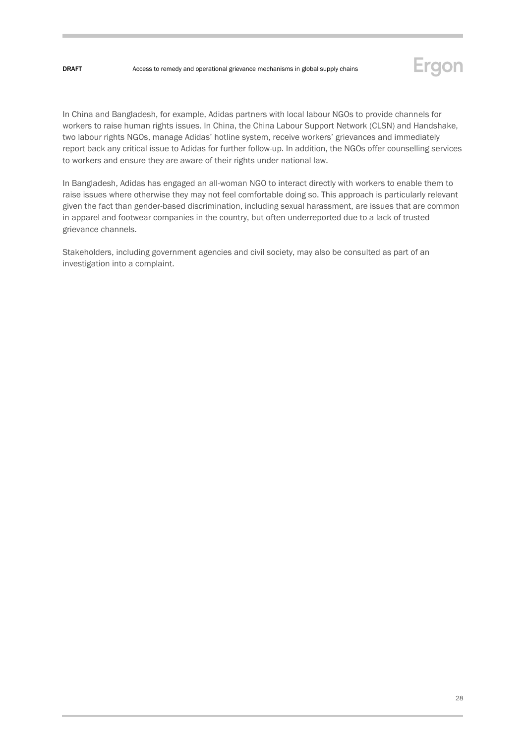In China and Bangladesh, for example, Adidas partners with local labour NGOs to provide channels for workers to raise human rights issues. In China, the China Labour Support Network (CLSN) and Handshake, two labour rights NGOs, manage Adidas' hotline system, receive workers' grievances and immediately report back any critical issue to Adidas for further follow-up. In addition, the NGOs offer counselling services to workers and ensure they are aware of their rights under national law.

In Bangladesh, Adidas has engaged an all-woman NGO to interact directly with workers to enable them to raise issues where otherwise they may not feel comfortable doing so. This approach is particularly relevant given the fact than gender-based discrimination, including sexual harassment, are issues that are common in apparel and footwear companies in the country, but often underreported due to a lack of trusted grievance channels.

Stakeholders, including government agencies and civil society, may also be consulted as part of an investigation into a complaint.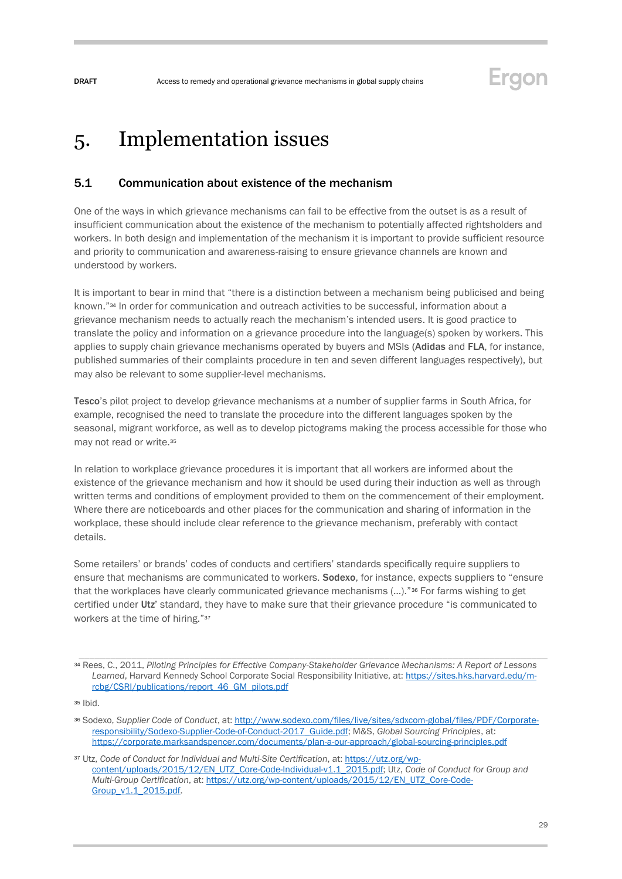# 5. Implementation issues

## 5.1 Communication about existence of the mechanism

One of the ways in which grievance mechanisms can fail to be effective from the outset is as a result of insufficient communication about the existence of the mechanism to potentially affected rightsholders and workers. In both design and implementation of the mechanism it is important to provide sufficient resource and priority to communication and awareness-raising to ensure grievance channels are known and understood by workers.

It is important to bear in mind that "there is a distinction between a mechanism being publicised and being known."[34] In order for communication and outreach activities to be successful, information about a grievance mechanism needs to actually reach the mechanism's intended users. It is good practice to translate the policy and information on a grievance procedure into the language(s) spoken by workers. This applies to supply chain grievance mechanisms operated by buyers and MSIs (**Adidas** and **FLA**, for instance, published summaries of their complaints procedure in ten and seven different languages respectively), but may also be relevant to some supplier-level mechanisms.

**Tesco**'s pilot project to develop grievance mechanisms at a number of supplier farms in South Africa, for example, recognised the need to translate the procedure into the different languages spoken by the seasonal, migrant workforce, as well as to develop pictograms making the process accessible for those who may not read or write.[35]

In relation to workplace grievance procedures it is important that all workers are informed about the existence of the grievance mechanism and how it should be used during their induction as well as through written terms and conditions of employment provided to them on the commencement of their employment. Where there are noticeboards and other places for the communication and sharing of information in the workplace, these should include clear reference to the grievance mechanism, preferably with contact details.

Some retailers' or brands' codes of conducts and certifiers' standards specifically require suppliers to ensure that mechanisms are communicated to workers. **Sodexo**, for instance, expects suppliers to "ensure that the workplaces have clearly communicated grievance mechanisms (…)."[36] For farms wishing to get certified under **Utz**' standard, they have to make sure that their grievance procedure "is communicated to workers at the time of hiring."[37]

---

[34] Rees, C., 2011, *Piloting Principles for Effective Company-Stakeholder Grievance Mechanisms: A Report of Lessons Learned*, Harvard Kennedy School Corporate Social Responsibility Initiative, at: https://sites.hks.harvard.edu/m-rcbg/CSRI/publications/report_46_GM_pilots.pdf

[35] Ibid.

[36] Sodexo, *Supplier Code of Conduct*, at: http://www.sodexo.com/files/live/sites/sdxcom-global/files/PDF/Corporate-responsibility/Sodexo-Supplier-Code-of-Conduct-2017_Guide.pdf; M&S, *Global Sourcing Principles*, at: https://corporate.marksandspencer.com/documents/plan-a-our-approach/global-sourcing-principles.pdf

[37] Utz, *Code of Conduct for Individual and Multi-Site Certification*, at: https://utz.org/wp-content/uploads/2015/12/EN_UTZ_Core-Code-Individual-v1.1_2015.pdf; Utz, *Code of Conduct for Group and Multi-Group Certification*, at: https://utz.org/wp-content/uploads/2015/12/EN_UTZ_Core-Code-Group_v1.1_2015.pdf.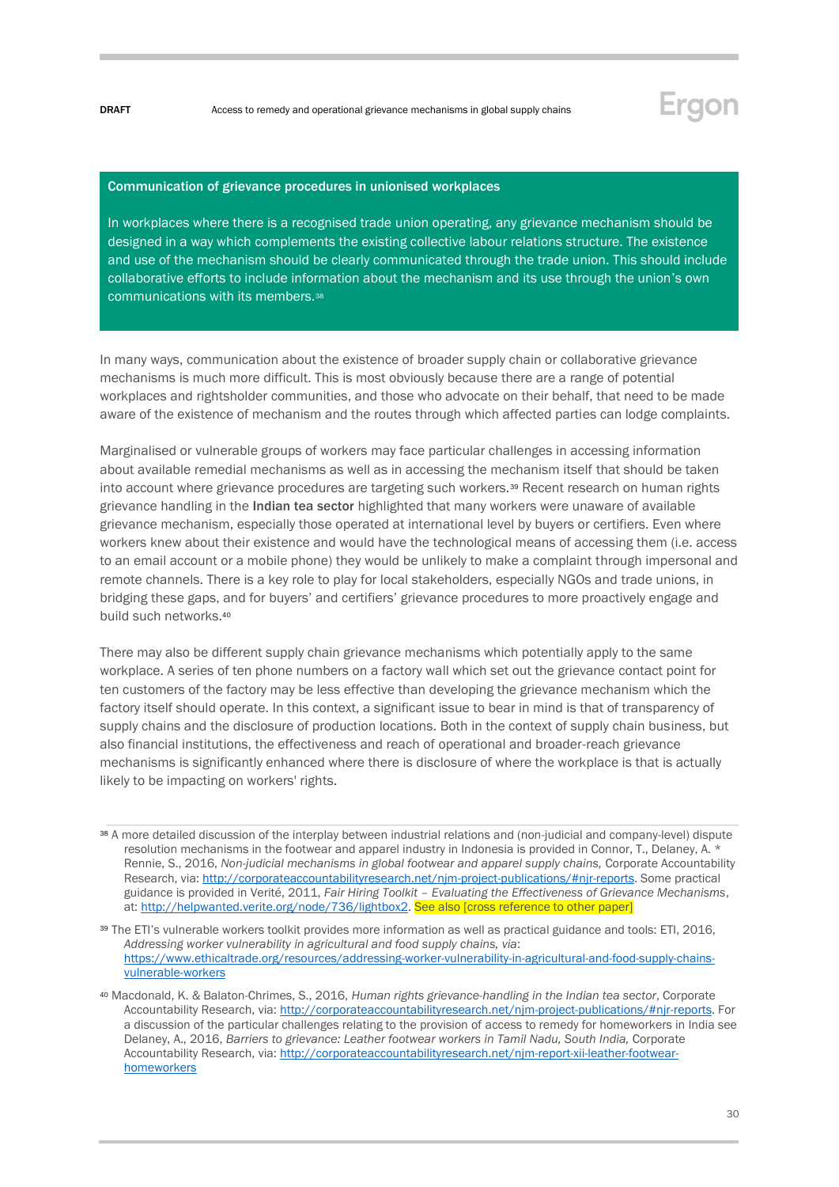**Communication of grievance procedures in unionised workplaces**

In workplaces where there is a recognised trade union operating, any grievance mechanism should be designed in a way which complements the existing collective labour relations structure. The existence and use of the mechanism should be clearly communicated through the trade union. This should include collaborative efforts to include information about the mechanism and its use through the union's own communications with its members.[38]

In many ways, communication about the existence of broader supply chain or collaborative grievance mechanisms is much more difficult. This is most obviously because there are a range of potential workplaces and rightsholder communities, and those who advocate on their behalf, that need to be made aware of the existence of mechanism and the routes through which affected parties can lodge complaints.

Marginalised or vulnerable groups of workers may face particular challenges in accessing information about available remedial mechanisms as well as in accessing the mechanism itself that should be taken into account where grievance procedures are targeting such workers.[39] Recent research on human rights grievance handling in the **Indian tea sector** highlighted that many workers were unaware of available grievance mechanism, especially those operated at international level by buyers or certifiers. Even where workers knew about their existence and would have the technological means of accessing them (i.e. access to an email account or a mobile phone) they would be unlikely to make a complaint through impersonal and remote channels. There is a key role to play for local stakeholders, especially NGOs and trade unions, in bridging these gaps, and for buyers' and certifiers' grievance procedures to more proactively engage and build such networks.[40]

There may also be different supply chain grievance mechanisms which potentially apply to the same workplace. A series of ten phone numbers on a factory wall which set out the grievance contact point for ten customers of the factory may be less effective than developing the grievance mechanism which the factory itself should operate. In this context, a significant issue to bear in mind is that of transparency of supply chains and the disclosure of production locations. Both in the context of supply chain business, but also financial institutions, the effectiveness and reach of operational and broader-reach grievance mechanisms is significantly enhanced where there is disclosure of where the workplace is that is actually likely to be impacting on workers' rights.

---

[38] A more detailed discussion of the interplay between industrial relations and (non-judicial and company-level) dispute resolution mechanisms in the footwear and apparel industry in Indonesia is provided in Connor, T., Delaney, A. * Rennie, S., 2016, *Non-judicial mechanisms in global footwear and apparel supply chains,* Corporate Accountability Research, via: http://corporateaccountabilityresearch.net/njm-project-publications/#njr-reports. Some practical guidance is provided in Verité, 2011, *Fair Hiring Toolkit – Evaluating the Effectiveness of Grievance Mechanisms*, at: http://helpwanted.verite.org/node/736/lightbox2. See also [cross reference to other paper]

[39] The ETI's vulnerable workers toolkit provides more information as well as practical guidance and tools: ETI, 2016, *Addressing worker vulnerability in agricultural and food supply chains, via*: https://www.ethicaltrade.org/resources/addressing-worker-vulnerability-in-agricultural-and-food-supply-chains-vulnerable-workers

[40] Macdonald, K. & Balaton-Chrimes, S., 2016, *Human rights grievance-handling in the Indian tea sector*, Corporate Accountability Research, via: http://corporateaccountabilityresearch.net/njm-project-publications/#njr-reports. For a discussion of the particular challenges relating to the provision of access to remedy for homeworkers in India see Delaney, A., 2016, *Barriers to grievance: Leather footwear workers in Tamil Nadu, South India,* Corporate Accountability Research, via: http://corporateaccountabilityresearch.net/njm-report-xii-leather-footwear-homeworkers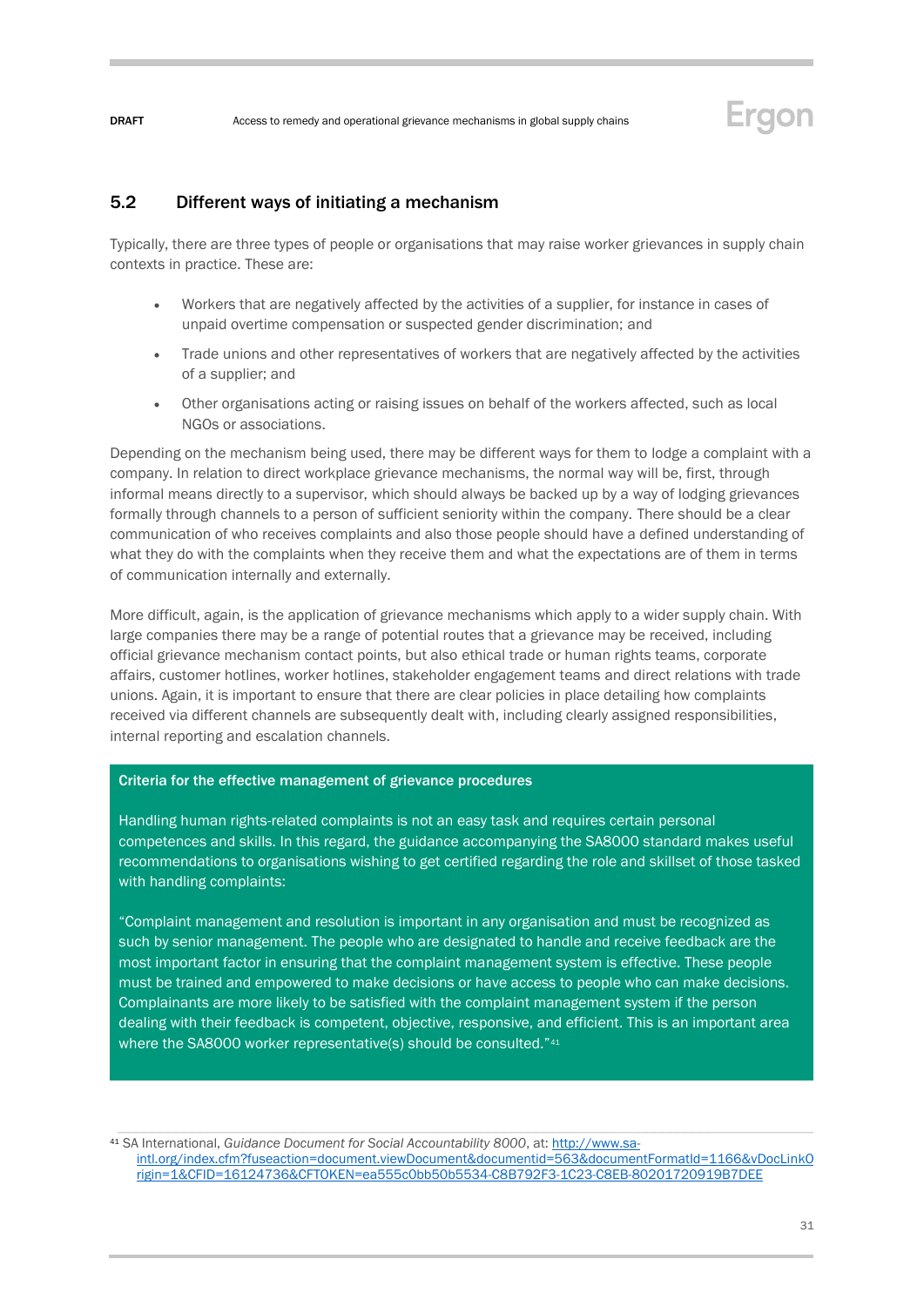## 5.2 Different ways of initiating a mechanism

Typically, there are three types of people or organisations that may raise worker grievances in supply chain contexts in practice. These are:

- Workers that are negatively affected by the activities of a supplier, for instance in cases of unpaid overtime compensation or suspected gender discrimination; and
- Trade unions and other representatives of workers that are negatively affected by the activities of a supplier; and
- Other organisations acting or raising issues on behalf of the workers affected, such as local NGOs or associations.

Depending on the mechanism being used, there may be different ways for them to lodge a complaint with a company. In relation to direct workplace grievance mechanisms, the normal way will be, first, through informal means directly to a supervisor, which should always be backed up by a way of lodging grievances formally through channels to a person of sufficient seniority within the company. There should be a clear communication of who receives complaints and also those people should have a defined understanding of what they do with the complaints when they receive them and what the expectations are of them in terms of communication internally and externally.

More difficult, again, is the application of grievance mechanisms which apply to a wider supply chain. With large companies there may be a range of potential routes that a grievance may be received, including official grievance mechanism contact points, but also ethical trade or human rights teams, corporate affairs, customer hotlines, worker hotlines, stakeholder engagement teams and direct relations with trade unions. Again, it is important to ensure that there are clear policies in place detailing how complaints received via different channels are subsequently dealt with, including clearly assigned responsibilities, internal reporting and escalation channels.

**Criteria for the effective management of grievance procedures**

Handling human rights-related complaints is not an easy task and requires certain personal competences and skills. In this regard, the guidance accompanying the SA8000 standard makes useful recommendations to organisations wishing to get certified regarding the role and skillset of those tasked with handling complaints:

"Complaint management and resolution is important in any organisation and must be recognized as such by senior management. The people who are designated to handle and receive feedback are the most important factor in ensuring that the complaint management system is effective. These people must be trained and empowered to make decisions or have access to people who can make decisions. Complainants are more likely to be satisfied with the complaint management system if the person dealing with their feedback is competent, objective, responsive, and efficient. This is an important area where the SA8000 worker representative(s) should be consulted."[41]

---

[41] SA International, *Guidance Document for Social Accountability 8000*, at: http://www.sa-intl.org/index.cfm?fuseaction=document.viewDocument&documentid=563&documentFormatId=1166&vDocLinkOrigin=1&CFID=16124736&CFTOKEN=ea555c0bb50b5534-C8B792F3-1C23-C8EB-80201720919B7DEE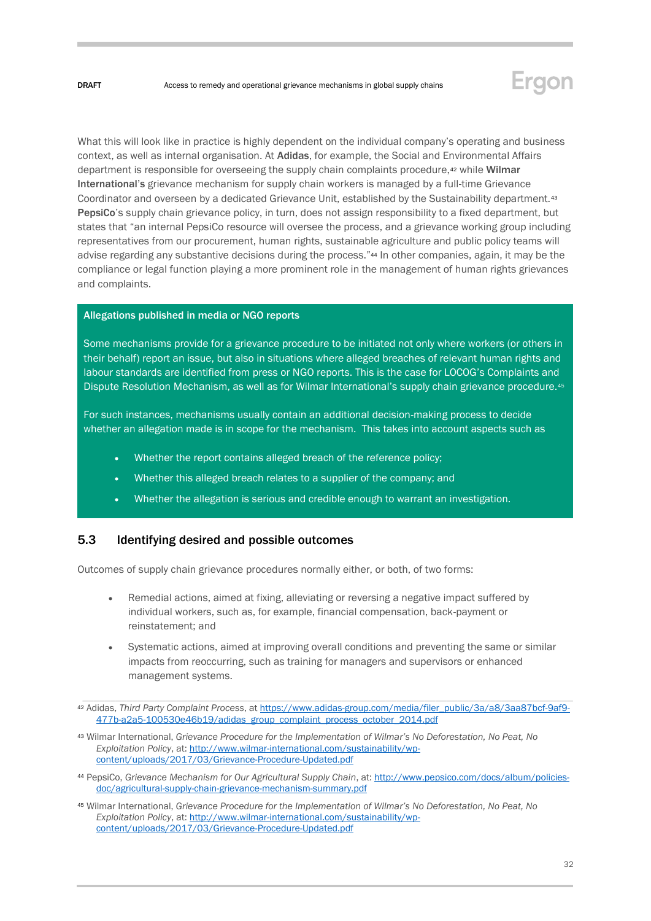What this will look like in practice is highly dependent on the individual company's operating and business context, as well as internal organisation. At **Adidas**, for example, the Social and Environmental Affairs department is responsible for overseeing the supply chain complaints procedure,[42] while **Wilmar International's** grievance mechanism for supply chain workers is managed by a full-time Grievance Coordinator and overseen by a dedicated Grievance Unit, established by the Sustainability department.[43] **PepsiCo**'s supply chain grievance policy, in turn, does not assign responsibility to a fixed department, but states that "an internal PepsiCo resource will oversee the process, and a grievance working group including representatives from our procurement, human rights, sustainable agriculture and public policy teams will advise regarding any substantive decisions during the process."[44] In other companies, again, it may be the compliance or legal function playing a more prominent role in the management of human rights grievances and complaints.

**Allegations published in media or NGO reports**

Some mechanisms provide for a grievance procedure to be initiated not only where workers (or others in their behalf) report an issue, but also in situations where alleged breaches of relevant human rights and labour standards are identified from press or NGO reports. This is the case for LOCOG's Complaints and Dispute Resolution Mechanism, as well as for Wilmar International's supply chain grievance procedure.[45]

For such instances, mechanisms usually contain an additional decision-making process to decide whether an allegation made is in scope for the mechanism. This takes into account aspects such as

- Whether the report contains alleged breach of the reference policy;
- Whether this alleged breach relates to a supplier of the company; and
- Whether the allegation is serious and credible enough to warrant an investigation.

## 5.3 Identifying desired and possible outcomes

Outcomes of supply chain grievance procedures normally either, or both, of two forms:

- Remedial actions, aimed at fixing, alleviating or reversing a negative impact suffered by individual workers, such as, for example, financial compensation, back-payment or reinstatement; and
- Systematic actions, aimed at improving overall conditions and preventing the same or similar impacts from reoccurring, such as training for managers and supervisors or enhanced management systems.

---

[42] Adidas, *Third Party Complaint Process*, at https://www.adidas-group.com/media/filer_public/3a/a8/3aa87bcf-9af9-477b-a2a5-100530e46b19/adidas_group_complaint_process_october_2014.pdf

[43] Wilmar International, *Grievance Procedure for the Implementation of Wilmar's No Deforestation, No Peat, No Exploitation Policy*, at: http://www.wilmar-international.com/sustainability/wp-content/uploads/2017/03/Grievance-Procedure-Updated.pdf

[44] PepsiCo, *Grievance Mechanism for Our Agricultural Supply Chain*, at: http://www.pepsico.com/docs/album/policies-doc/agricultural-supply-chain-grievance-mechanism-summary.pdf

[45] Wilmar International, *Grievance Procedure for the Implementation of Wilmar's No Deforestation, No Peat, No Exploitation Policy*, at: http://www.wilmar-international.com/sustainability/wp-content/uploads/2017/03/Grievance-Procedure-Updated.pdf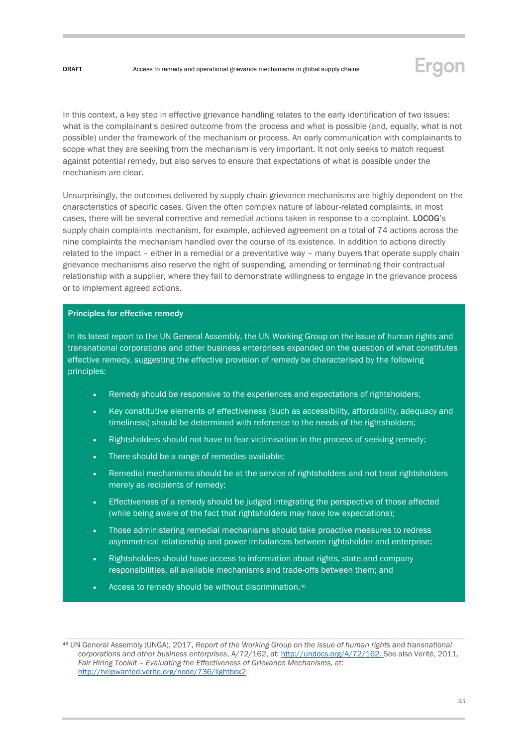In this context, a key step in effective grievance handling relates to the early identification of two issues: what is the complainant's desired outcome from the process and what is possible (and, equally, what is not possible) under the framework of the mechanism or process. An early communication with complainants to scope what they are seeking from the mechanism is very important. It not only seeks to match request against potential remedy, but also serves to ensure that expectations of what is possible under the mechanism are clear.

Unsurprisingly, the outcomes delivered by supply chain grievance mechanisms are highly dependent on the characteristics of specific cases. Given the often complex nature of labour-related complaints, in most cases, there will be several corrective and remedial actions taken in response to a complaint. **LOCOG**'s supply chain complaints mechanism, for example, achieved agreement on a total of 74 actions across the nine complaints the mechanism handled over the course of its existence. In addition to actions directly related to the impact – either in a remedial or a preventative way – many buyers that operate supply chain grievance mechanisms also reserve the right of suspending, amending or terminating their contractual relationship with a supplier, where they fail to demonstrate willingness to engage in the grievance process or to implement agreed actions.

**Principles for effective remedy**

In its latest report to the UN General Assembly, the UN Working Group on the issue of human rights and transnational corporations and other business enterprises expanded on the question of what constitutes effective remedy, suggesting the effective provision of remedy be characterised by the following principles:

- Remedy should be responsive to the experiences and expectations of rightsholders;
- Key constitutive elements of effectiveness (such as accessibility, affordability, adequacy and timeliness) should be determined with reference to the needs of the rightsholders;
- Rightsholders should not have to fear victimisation in the process of seeking remedy;
- There should be a range of remedies available;
- Remedial mechanisms should be at the service of rightsholders and not treat rightsholders merely as recipients of remedy;
- Effectiveness of a remedy should be judged integrating the perspective of those affected (while being aware of the fact that rightsholders may have low expectations);
- Those administering remedial mechanisms should take proactive measures to redress asymmetrical relationship and power imbalances between rightsholder and enterprise;
- Rightsholders should have access to information about rights, state and company responsibilities, all available mechanisms and trade-offs between them; and
- Access to remedy should be without discrimination.[46]

[46] UN General Assembly (UNGA), 2017, *Report of the Working Group on the issue of human rights and transnational corporations and other business enterprises*, A/72/162, at: http://undocs.org/A/72/162. See also Verité, 2011, *Fair Hiring Toolkit – Evaluating the Effectiveness of Grievance Mechanisms,* at: http://helpwanted.verite.org/node/736/lightbox2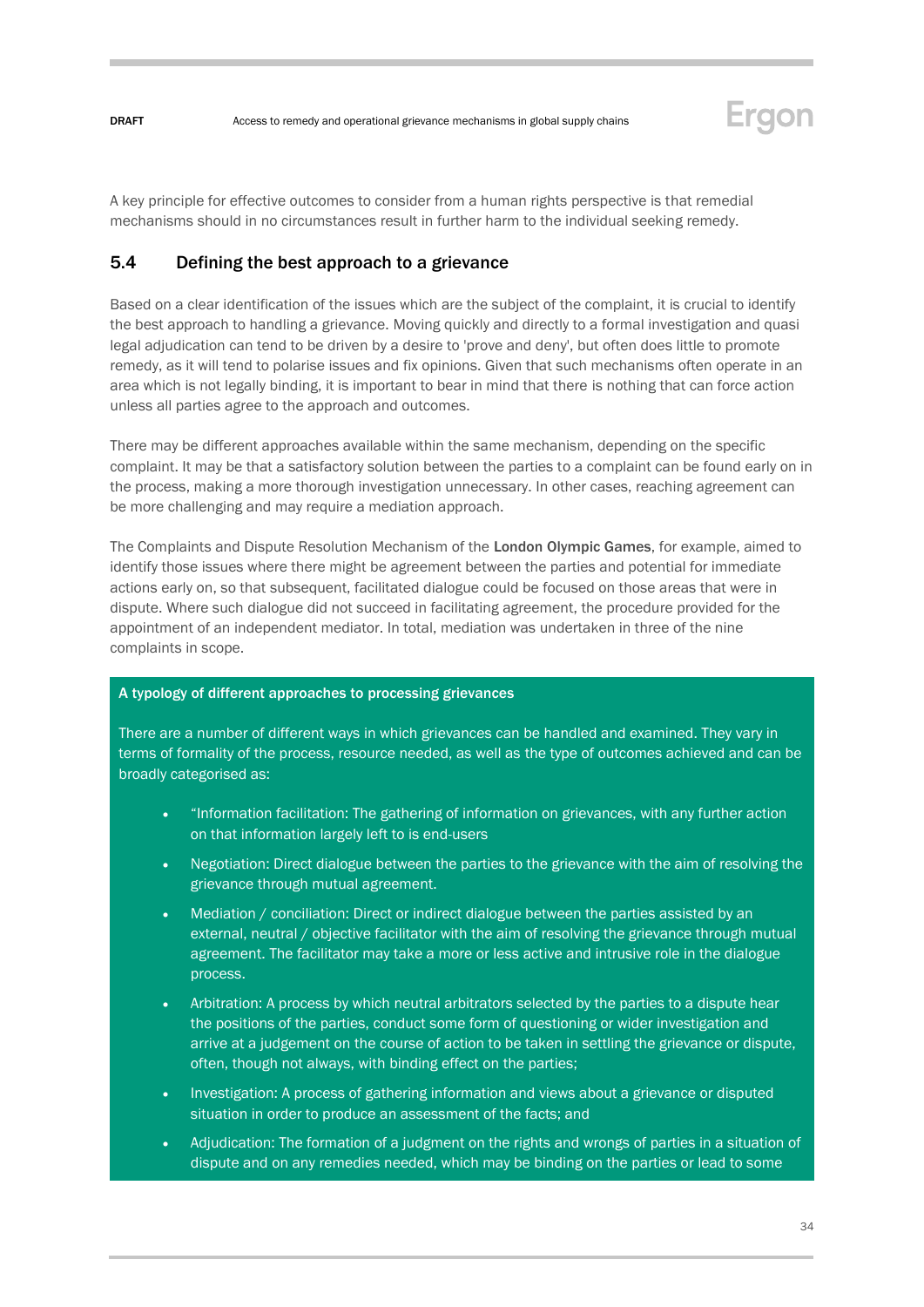A key principle for effective outcomes to consider from a human rights perspective is that remedial mechanisms should in no circumstances result in further harm to the individual seeking remedy.

## 5.4 Defining the best approach to a grievance

Based on a clear identification of the issues which are the subject of the complaint, it is crucial to identify the best approach to handling a grievance. Moving quickly and directly to a formal investigation and quasi legal adjudication can tend to be driven by a desire to 'prove and deny', but often does little to promote remedy, as it will tend to polarise issues and fix opinions. Given that such mechanisms often operate in an area which is not legally binding, it is important to bear in mind that there is nothing that can force action unless all parties agree to the approach and outcomes.

There may be different approaches available within the same mechanism, depending on the specific complaint. It may be that a satisfactory solution between the parties to a complaint can be found early on in the process, making a more thorough investigation unnecessary. In other cases, reaching agreement can be more challenging and may require a mediation approach.

The Complaints and Dispute Resolution Mechanism of the **London Olympic Games**, for example, aimed to identify those issues where there might be agreement between the parties and potential for immediate actions early on, so that subsequent, facilitated dialogue could be focused on those areas that were in dispute. Where such dialogue did not succeed in facilitating agreement, the procedure provided for the appointment of an independent mediator. In total, mediation was undertaken in three of the nine complaints in scope.

**A typology of different approaches to processing grievances**

There are a number of different ways in which grievances can be handled and examined. They vary in terms of formality of the process, resource needed, as well as the type of outcomes achieved and can be broadly categorised as:

- “Information facilitation: The gathering of information on grievances, with any further action on that information largely left to is end-users
- Negotiation: Direct dialogue between the parties to the grievance with the aim of resolving the grievance through mutual agreement.
- Mediation / conciliation: Direct or indirect dialogue between the parties assisted by an external, neutral / objective facilitator with the aim of resolving the grievance through mutual agreement. The facilitator may take a more or less active and intrusive role in the dialogue process.
- Arbitration: A process by which neutral arbitrators selected by the parties to a dispute hear the positions of the parties, conduct some form of questioning or wider investigation and arrive at a judgement on the course of action to be taken in settling the grievance or dispute, often, though not always, with binding effect on the parties;
- Investigation: A process of gathering information and views about a grievance or disputed situation in order to produce an assessment of the facts; and
- Adjudication: The formation of a judgment on the rights and wrongs of parties in a situation of dispute and on any remedies needed, which may be binding on the parties or lead to some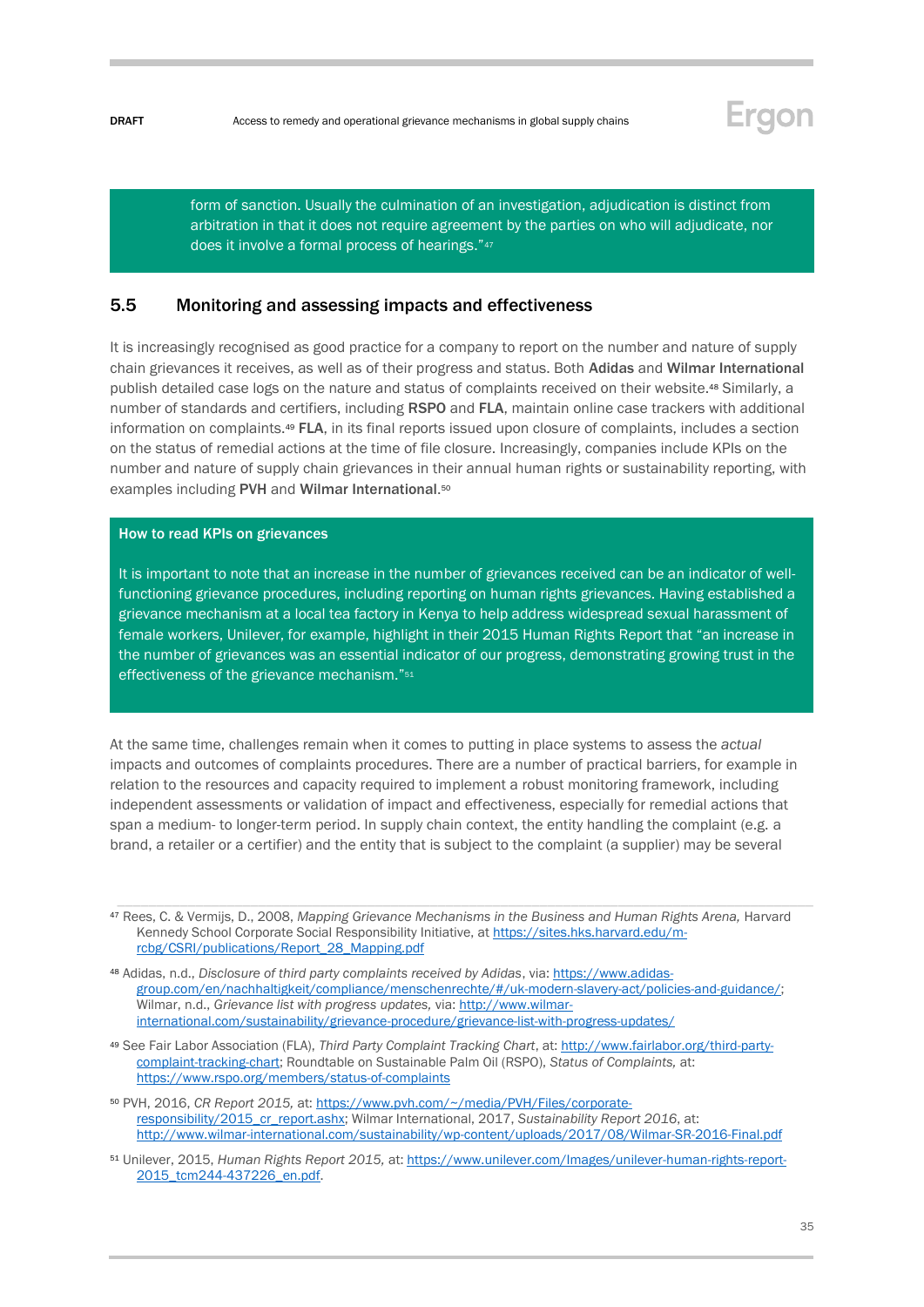form of sanction. Usually the culmination of an investigation, adjudication is distinct from arbitration in that it does not require agreement by the parties on who will adjudicate, nor does it involve a formal process of hearings."[47]

## 5.5 Monitoring and assessing impacts and effectiveness

It is increasingly recognised as good practice for a company to report on the number and nature of supply chain grievances it receives, as well as of their progress and status. Both **Adidas** and **Wilmar International** publish detailed case logs on the nature and status of complaints received on their website.[48] Similarly, a number of standards and certifiers, including **RSPO** and **FLA**, maintain online case trackers with additional information on complaints.[49] **FLA**, in its final reports issued upon closure of complaints, includes a section on the status of remedial actions at the time of file closure. Increasingly, companies include KPIs on the number and nature of supply chain grievances in their annual human rights or sustainability reporting, with examples including **PVH** and **Wilmar International**.[50]

**How to read KPIs on grievances**

It is important to note that an increase in the number of grievances received can be an indicator of well-functioning grievance procedures, including reporting on human rights grievances. Having established a grievance mechanism at a local tea factory in Kenya to help address widespread sexual harassment of female workers, Unilever, for example, highlight in their 2015 Human Rights Report that "an increase in the number of grievances was an essential indicator of our progress, demonstrating growing trust in the effectiveness of the grievance mechanism."[51]

At the same time, challenges remain when it comes to putting in place systems to assess the *actual* impacts and outcomes of complaints procedures. There are a number of practical barriers, for example in relation to the resources and capacity required to implement a robust monitoring framework, including independent assessments or validation of impact and effectiveness, especially for remedial actions that span a medium- to longer-term period. In supply chain context, the entity handling the complaint (e.g. a brand, a retailer or a certifier) and the entity that is subject to the complaint (a supplier) may be several

---

[47] Rees, C. & Vermijs, D., 2008, *Mapping Grievance Mechanisms in the Business and Human Rights Arena,* Harvard Kennedy School Corporate Social Responsibility Initiative, at https://sites.hks.harvard.edu/m-rcbg/CSRI/publications/Report_28_Mapping.pdf

[48] Adidas, n.d., *Disclosure of third party complaints received by Adidas*, via: https://www.adidas-group.com/en/nachhaltigkeit/compliance/menschenrechte/#/uk-modern-slavery-act/policies-and-guidance/; Wilmar, n.d., *Grievance list with progress updates,* via: http://www.wilmar-international.com/sustainability/grievance-procedure/grievance-list-with-progress-updates/

[49] See Fair Labor Association (FLA), *Third Party Complaint Tracking Chart*, at: http://www.fairlabor.org/third-party-complaint-tracking-chart; Roundtable on Sustainable Palm Oil (RSPO), *Status of Complaints,* at: https://www.rspo.org/members/status-of-complaints

[50] PVH, 2016, *CR Report 2015,* at: https://www.pvh.com/~/media/PVH/Files/corporate-responsibility/2015_cr_report.ashx; Wilmar International, 2017, *Sustainability Report 2016*, at: http://www.wilmar-international.com/sustainability/wp-content/uploads/2017/08/Wilmar-SR-2016-Final.pdf

[51] Unilever, 2015, *Human Rights Report 2015,* at: https://www.unilever.com/Images/unilever-human-rights-report-2015_tcm244-437226_en.pdf.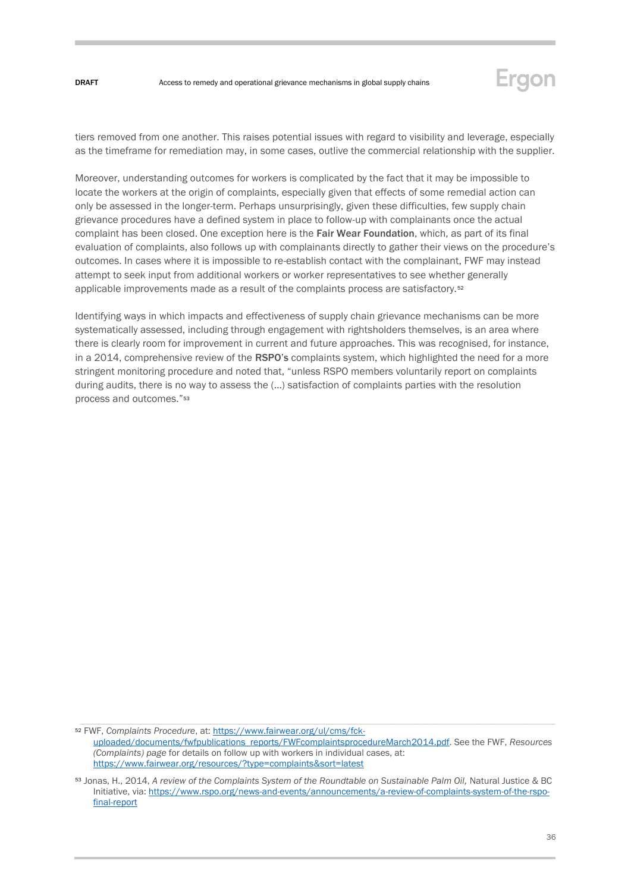tiers removed from one another. This raises potential issues with regard to visibility and leverage, especially as the timeframe for remediation may, in some cases, outlive the commercial relationship with the supplier.

Moreover, understanding outcomes for workers is complicated by the fact that it may be impossible to locate the workers at the origin of complaints, especially given that effects of some remedial action can only be assessed in the longer-term. Perhaps unsurprisingly, given these difficulties, few supply chain grievance procedures have a defined system in place to follow-up with complainants once the actual complaint has been closed. One exception here is the **Fair Wear Foundation**, which, as part of its final evaluation of complaints, also follows up with complainants directly to gather their views on the procedure's outcomes. In cases where it is impossible to re-establish contact with the complainant, FWF may instead attempt to seek input from additional workers or worker representatives to see whether generally applicable improvements made as a result of the complaints process are satisfactory.[52]

Identifying ways in which impacts and effectiveness of supply chain grievance mechanisms can be more systematically assessed, including through engagement with rightsholders themselves, is an area where there is clearly room for improvement in current and future approaches. This was recognised, for instance, in a 2014, comprehensive review of the **RSPO's** complaints system, which highlighted the need for a more stringent monitoring procedure and noted that, "unless RSPO members voluntarily report on complaints during audits, there is no way to assess the (…) satisfaction of complaints parties with the resolution process and outcomes."[53]

---

[52] FWF, *Complaints Procedure*, at: https://www.fairwear.org/ul/cms/fck-uploaded/documents/fwfpublications_reports/FWFcomplaintsprocedureMarch2014.pdf. See the FWF, *Resources (Complaints) page* for details on follow up with workers in individual cases, at: https://www.fairwear.org/resources/?type=complaints&sort=latest

[53] Jonas, H., 2014, *A review of the Complaints System of the Roundtable on Sustainable Palm Oil,* Natural Justice & BC Initiative, via: https://www.rspo.org/news-and-events/announcements/a-review-of-complaints-system-of-the-rspo-final-report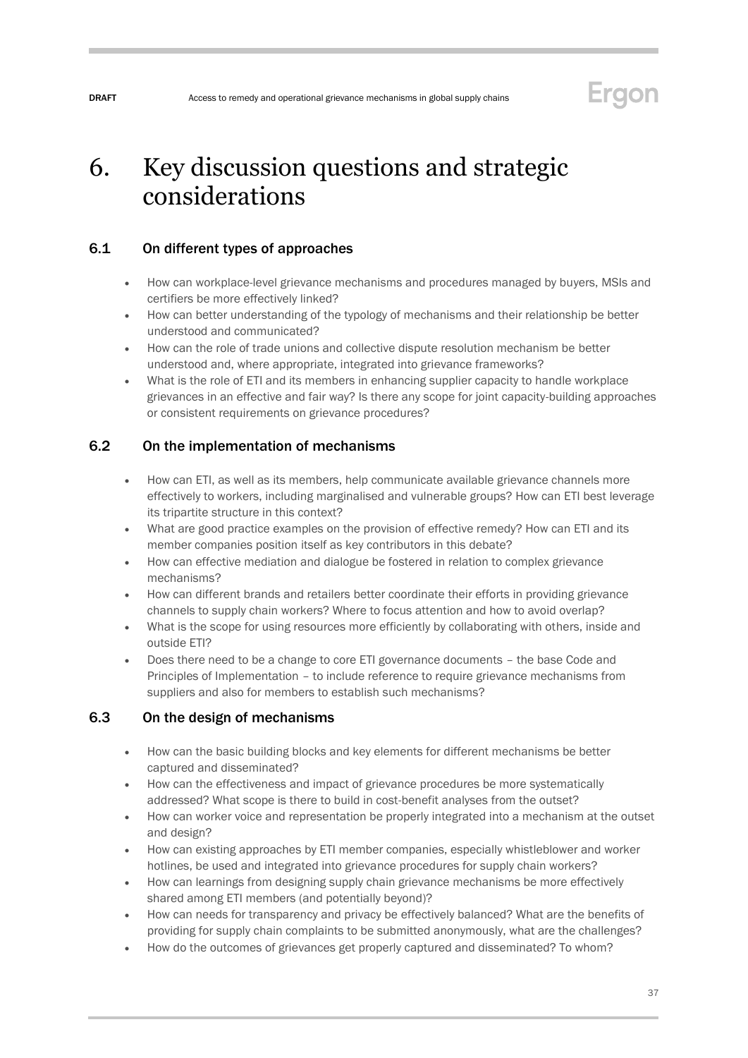# 6. Key discussion questions and strategic considerations

## 6.1 On different types of approaches

- How can workplace-level grievance mechanisms and procedures managed by buyers, MSIs and certifiers be more effectively linked?
- How can better understanding of the typology of mechanisms and their relationship be better understood and communicated?
- How can the role of trade unions and collective dispute resolution mechanism be better understood and, where appropriate, integrated into grievance frameworks?
- What is the role of ETI and its members in enhancing supplier capacity to handle workplace grievances in an effective and fair way? Is there any scope for joint capacity-building approaches or consistent requirements on grievance procedures?

## 6.2 On the implementation of mechanisms

- How can ETI, as well as its members, help communicate available grievance channels more effectively to workers, including marginalised and vulnerable groups? How can ETI best leverage its tripartite structure in this context?
- What are good practice examples on the provision of effective remedy? How can ETI and its member companies position itself as key contributors in this debate?
- How can effective mediation and dialogue be fostered in relation to complex grievance mechanisms?
- How can different brands and retailers better coordinate their efforts in providing grievance channels to supply chain workers? Where to focus attention and how to avoid overlap?
- What is the scope for using resources more efficiently by collaborating with others, inside and outside ETI?
- Does there need to be a change to core ETI governance documents – the base Code and Principles of Implementation – to include reference to require grievance mechanisms from suppliers and also for members to establish such mechanisms?

## 6.3 On the design of mechanisms

- How can the basic building blocks and key elements for different mechanisms be better captured and disseminated?
- How can the effectiveness and impact of grievance procedures be more systematically addressed? What scope is there to build in cost-benefit analyses from the outset?
- How can worker voice and representation be properly integrated into a mechanism at the outset and design?
- How can existing approaches by ETI member companies, especially whistleblower and worker hotlines, be used and integrated into grievance procedures for supply chain workers?
- How can learnings from designing supply chain grievance mechanisms be more effectively shared among ETI members (and potentially beyond)?
- How can needs for transparency and privacy be effectively balanced? What are the benefits of providing for supply chain complaints to be submitted anonymously, what are the challenges?
- How do the outcomes of grievances get properly captured and disseminated? To whom?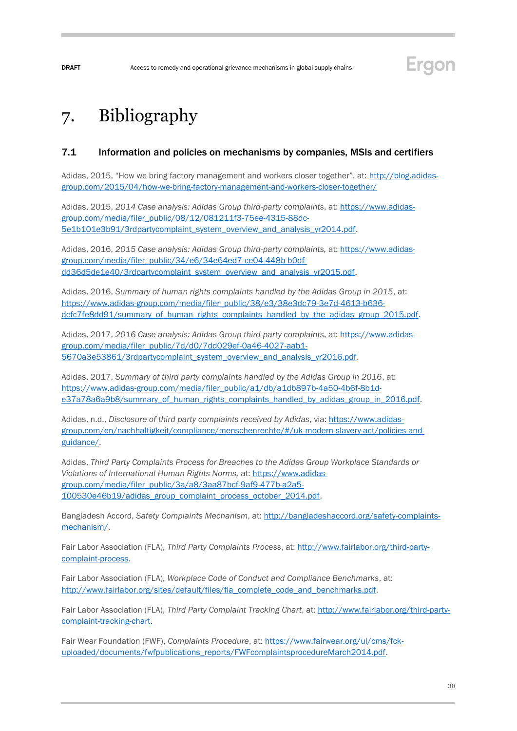# 7. Bibliography

## 7.1 Information and policies on mechanisms by companies, MSIs and certifiers

Adidas, 2015, “How we bring factory management and workers closer together”, at: http://blog.adidas-group.com/2015/04/how-we-bring-factory-management-and-workers-closer-together/

Adidas, 2015, *2014 Case analysis: Adidas Group third-party complaints*, at: https://www.adidas-group.com/media/filer_public/08/12/081211f3-75ee-4315-88dc-5e1b101e3b91/3rdpartycomplaint_system_overview_and_analysis_yr2014.pdf.

Adidas, 2016, *2015 Case analysis: Adidas Group third-party complaints,* at: https://www.adidas-group.com/media/filer_public/34/e6/34e64ed7-ce04-448b-b0df-dd36d5de1e40/3rdpartycomplaint_system_overview_and_analysis_yr2015.pdf.

Adidas, 2016, *Summary of human rights complaints handled by the Adidas Group in 2015*, at: https://www.adidas-group.com/media/filer_public/38/e3/38e3dc79-3e7d-4613-b636-dcfc7fe8dd91/summary_of_human_rights_complaints_handled_by_the_adidas_group_2015.pdf.

Adidas, 2017, *2016 Case analysis: Adidas Group third-party complaints*, at: https://www.adidas-group.com/media/filer_public/7d/d0/7dd029ef-0a46-4027-aab1-5670a3e53861/3rdpartycomplaint_system_overview_and_analysis_yr2016.pdf.

Adidas, 2017, *Summary of third party complaints handled by the Adidas Group in 2016*, at: https://www.adidas-group.com/media/filer_public/a1/db/a1db897b-4a50-4b6f-8b1d-e37a78a6a9b8/summary_of_human_rights_complaints_handled_by_adidas_group_in_2016.pdf.

Adidas, n.d., *Disclosure of third party complaints received by Adidas*, via: https://www.adidas-group.com/en/nachhaltigkeit/compliance/menschenrechte/#/uk-modern-slavery-act/policies-and-guidance/.

Adidas, *Third Party Complaints Process for Breaches to the Adidas Group Workplace Standards or Violations of International Human Rights Norms,* at: https://www.adidas-group.com/media/filer_public/3a/a8/3aa87bcf-9af9-477b-a2a5-100530e46b19/adidas_group_complaint_process_october_2014.pdf.

Bangladesh Accord, *Safety Complaints Mechanism*, at: http://bangladeshaccord.org/safety-complaints-mechanism/.

Fair Labor Association (FLA), *Third Party Complaints Process*, at: http://www.fairlabor.org/third-party-complaint-process.

Fair Labor Association (FLA), *Workplace Code of Conduct and Compliance Benchmarks*, at: http://www.fairlabor.org/sites/default/files/fla_complete_code_and_benchmarks.pdf.

Fair Labor Association (FLA), *Third Party Complaint Tracking Chart*, at: http://www.fairlabor.org/third-party-complaint-tracking-chart.

Fair Wear Foundation (FWF), *Complaints Procedure*, at: https://www.fairwear.org/ul/cms/fck-uploaded/documents/fwfpublications_reports/FWFcomplaintsprocedureMarch2014.pdf.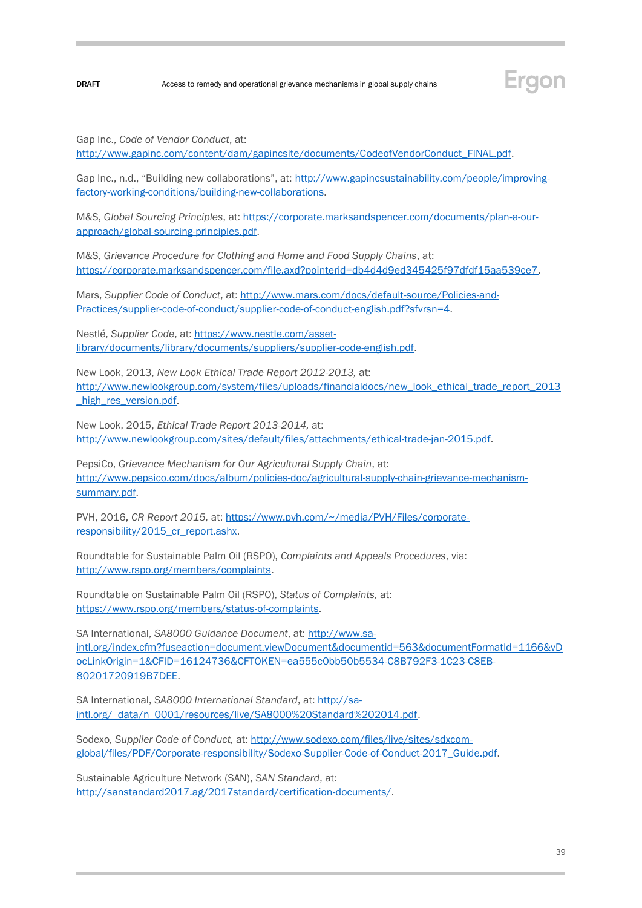Gap Inc., *Code of Vendor Conduct*, at: http://www.gapinc.com/content/dam/gapincsite/documents/CodeofVendorConduct_FINAL.pdf.

Gap Inc., n.d., "Building new collaborations", at: http://www.gapincsustainability.com/people/improving-factory-working-conditions/building-new-collaborations.

M&S, *Global Sourcing Principles*, at: https://corporate.marksandspencer.com/documents/plan-a-our-approach/global-sourcing-principles.pdf.

M&S, *Grievance Procedure for Clothing and Home and Food Supply Chains*, at: https://corporate.marksandspencer.com/file.axd?pointerid=db4d4d9ed345425f97dfdf15aa539ce7.

Mars, *Supplier Code of Conduct*, at: http://www.mars.com/docs/default-source/Policies-and-Practices/supplier-code-of-conduct/supplier-code-of-conduct-english.pdf?sfvrsn=4.

Nestlé, *Supplier Code*, at: https://www.nestle.com/asset-library/documents/library/documents/suppliers/supplier-code-english.pdf.

New Look, 2013, *New Look Ethical Trade Report 2012-2013*, at: http://www.newlookgroup.com/system/files/uploads/financialdocs/new_look_ethical_trade_report_2013_high_res_version.pdf.

New Look, 2015, *Ethical Trade Report 2013-2014,* at: http://www.newlookgroup.com/sites/default/files/attachments/ethical-trade-jan-2015.pdf.

PepsiCo, *Grievance Mechanism for Our Agricultural Supply Chain*, at: http://www.pepsico.com/docs/album/policies-doc/agricultural-supply-chain-grievance-mechanism-summary.pdf.

PVH, 2016, *CR Report 2015,* at: https://www.pvh.com/~/media/PVH/Files/corporate-responsibility/2015_cr_report.ashx.

Roundtable for Sustainable Palm Oil (RSPO), *Complaints and Appeals Procedures*, via: http://www.rspo.org/members/complaints.

Roundtable on Sustainable Palm Oil (RSPO), *Status of Complaints,* at: https://www.rspo.org/members/status-of-complaints.

SA International, *SA8000 Guidance Document*, at: http://www.sa-intl.org/index.cfm?fuseaction=document.viewDocument&documentid=563&documentFormatId=1166&vDocLinkOrigin=1&CFID=16124736&CFTOKEN=ea555c0bb50b5534-C8B792F3-1C23-C8EB-80201720919B7DEE.

SA International, *SA8000 International Standard*, at: http://sa-intl.org/_data/n_0001/resources/live/SA8000%20Standard%202014.pdf.

Sodexo*, Supplier Code of Conduct,* at: http://www.sodexo.com/files/live/sites/sdxcom-global/files/PDF/Corporate-responsibility/Sodexo-Supplier-Code-of-Conduct-2017_Guide.pdf.

Sustainable Agriculture Network (SAN), *SAN Standard*, at: http://sanstandard2017.ag/2017standard/certification-documents/.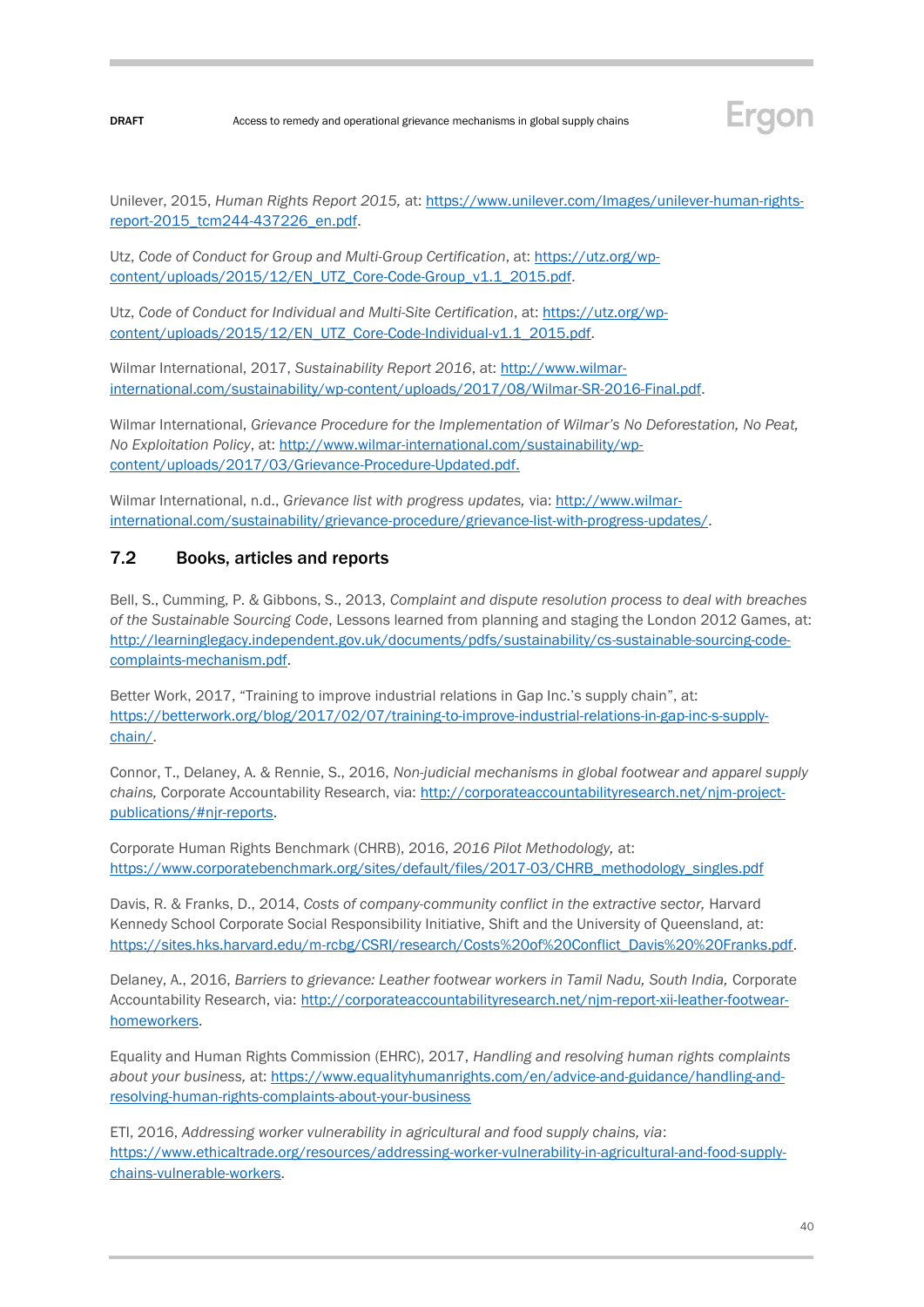Unilever, 2015, *Human Rights Report 2015,* at: https://www.unilever.com/Images/unilever-human-rights-report-2015_tcm244-437226_en.pdf.

Utz, *Code of Conduct for Group and Multi-Group Certification*, at: https://utz.org/wp-content/uploads/2015/12/EN_UTZ_Core-Code-Group_v1.1_2015.pdf.

Utz, *Code of Conduct for Individual and Multi-Site Certification*, at: https://utz.org/wp-content/uploads/2015/12/EN_UTZ_Core-Code-Individual-v1.1_2015.pdf.

Wilmar International, 2017, *Sustainability Report 2016*, at: http://www.wilmar-international.com/sustainability/wp-content/uploads/2017/08/Wilmar-SR-2016-Final.pdf.

Wilmar International, *Grievance Procedure for the Implementation of Wilmar's No Deforestation, No Peat, No Exploitation Policy*, at: http://www.wilmar-international.com/sustainability/wp-content/uploads/2017/03/Grievance-Procedure-Updated.pdf.

Wilmar International, n.d., *Grievance list with progress updates,* via: http://www.wilmar-international.com/sustainability/grievance-procedure/grievance-list-with-progress-updates/.

## 7.2 Books, articles and reports

Bell, S., Cumming, P. & Gibbons, S., 2013, *Complaint and dispute resolution process to deal with breaches of the Sustainable Sourcing Code*, Lessons learned from planning and staging the London 2012 Games, at: http://learninglegacy.independent.gov.uk/documents/pdfs/sustainability/cs-sustainable-sourcing-code-complaints-mechanism.pdf.

Better Work, 2017, "Training to improve industrial relations in Gap Inc.'s supply chain", at: https://betterwork.org/blog/2017/02/07/training-to-improve-industrial-relations-in-gap-inc-s-supply-chain/.

Connor, T., Delaney, A. & Rennie, S., 2016, *Non-judicial mechanisms in global footwear and apparel supply chains,* Corporate Accountability Research, via: http://corporateaccountabilityresearch.net/njm-project-publications/#njr-reports.

Corporate Human Rights Benchmark (CHRB), 2016, *2016 Pilot Methodology,* at: https://www.corporatebenchmark.org/sites/default/files/2017-03/CHRB_methodology_singles.pdf

Davis, R. & Franks, D., 2014, *Costs of company-community conflict in the extractive sector,* Harvard Kennedy School Corporate Social Responsibility Initiative, Shift and the University of Queensland, at: https://sites.hks.harvard.edu/m-rcbg/CSRI/research/Costs%20of%20Conflict_Davis%20%20Franks.pdf.

Delaney, A., 2016, *Barriers to grievance: Leather footwear workers in Tamil Nadu, South India,* Corporate Accountability Research, via: http://corporateaccountabilityresearch.net/njm-report-xii-leather-footwear-homeworkers.

Equality and Human Rights Commission (EHRC), 2017, *Handling and resolving human rights complaints about your business,* at: https://www.equalityhumanrights.com/en/advice-and-guidance/handling-and-resolving-human-rights-complaints-about-your-business

ETI, 2016, *Addressing worker vulnerability in agricultural and food supply chains, via*: https://www.ethicaltrade.org/resources/addressing-worker-vulnerability-in-agricultural-and-food-supply-chains-vulnerable-workers.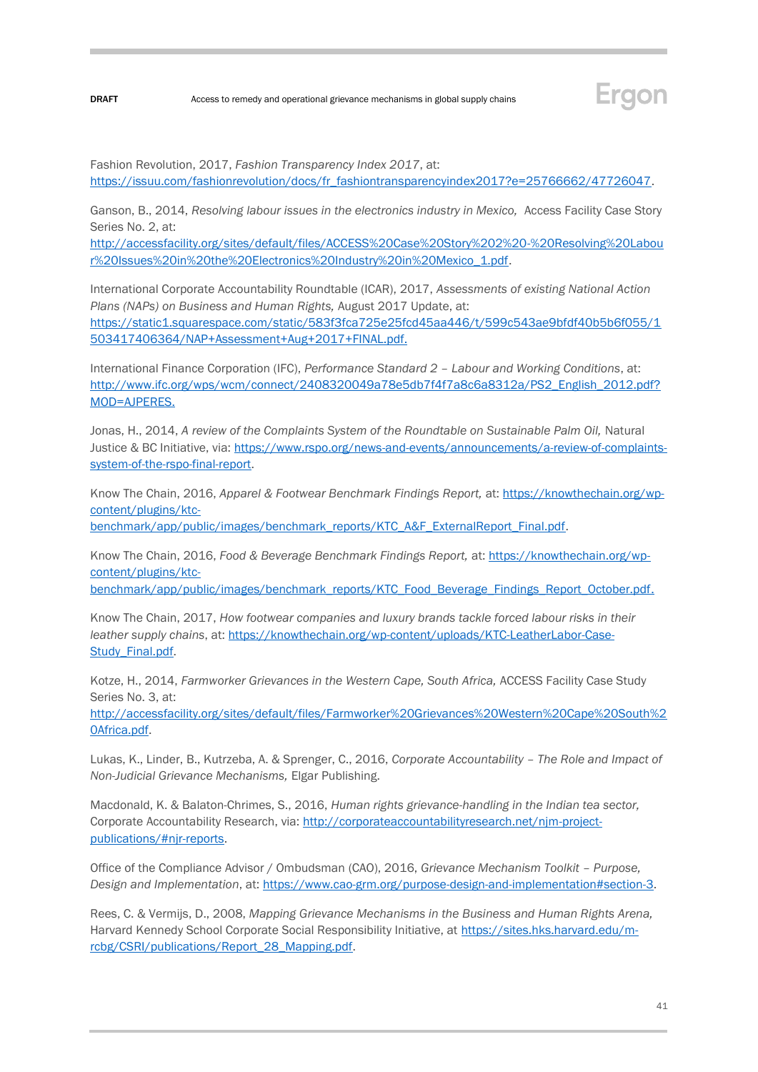Fashion Revolution, 2017, *Fashion Transparency Index 2017*, at: https://issuu.com/fashionrevolution/docs/fr_fashiontransparencyindex2017?e=25766662/47726047.

Ganson, B., 2014, *Resolving labour issues in the electronics industry in Mexico,* Access Facility Case Story Series No. 2, at: http://accessfacility.org/sites/default/files/ACCESS%20Case%20Story%202%20-%20Resolving%20Labour%20Issues%20in%20the%20Electronics%20Industry%20in%20Mexico_1.pdf.

International Corporate Accountability Roundtable (ICAR), 2017, *Assessments of existing National Action Plans (NAPs) on Business and Human Rights,* August 2017 Update, at: https://static1.squarespace.com/static/583f3fca725e25fcd45aa446/t/599c543ae9bfdf40b5b6f055/1503417406364/NAP+Assessment+Aug+2017+FINAL.pdf.

International Finance Corporation (IFC), *Performance Standard 2 – Labour and Working Conditions*, at: http://www.ifc.org/wps/wcm/connect/2408320049a78e5db7f4f7a8c6a8312a/PS2_English_2012.pdf?MOD=AJPERES.

Jonas, H., 2014, *A review of the Complaints System of the Roundtable on Sustainable Palm Oil,* Natural Justice & BC Initiative, via: https://www.rspo.org/news-and-events/announcements/a-review-of-complaints-system-of-the-rspo-final-report.

Know The Chain, 2016, *Apparel & Footwear Benchmark Findings Report,* at: https://knowthechain.org/wp-content/plugins/ktc-benchmark/app/public/images/benchmark_reports/KTC_A&F_ExternalReport_Final.pdf.

Know The Chain, 2016, *Food & Beverage Benchmark Findings Report,* at: https://knowthechain.org/wp-content/plugins/ktc-benchmark/app/public/images/benchmark_reports/KTC_Food_Beverage_Findings_Report_October.pdf.

Know The Chain, 2017, *How footwear companies and luxury brands tackle forced labour risks in their leather supply chains*, at: https://knowthechain.org/wp-content/uploads/KTC-LeatherLabor-Case-Study_Final.pdf.

Kotze, H., 2014, *Farmworker Grievances in the Western Cape, South Africa,* ACCESS Facility Case Study Series No. 3, at: http://accessfacility.org/sites/default/files/Farmworker%20Grievances%20Western%20Cape%20South%20Africa.pdf.

Lukas, K., Linder, B., Kutrzeba, A. & Sprenger, C., 2016, *Corporate Accountability – The Role and Impact of Non-Judicial Grievance Mechanisms,* Elgar Publishing.

Macdonald, K. & Balaton-Chrimes, S., 2016, *Human rights grievance-handling in the Indian tea sector,* Corporate Accountability Research, via: http://corporateaccountabilityresearch.net/njm-project-publications/#njr-reports.

Office of the Compliance Advisor / Ombudsman (CAO), 2016, *Grievance Mechanism Toolkit – Purpose, Design and Implementation*, at: https://www.cao-grm.org/purpose-design-and-implementation#section-3.

Rees, C. & Vermijs, D., 2008, *Mapping Grievance Mechanisms in the Business and Human Rights Arena,* Harvard Kennedy School Corporate Social Responsibility Initiative, at https://sites.hks.harvard.edu/m-rcbg/CSRI/publications/Report_28_Mapping.pdf.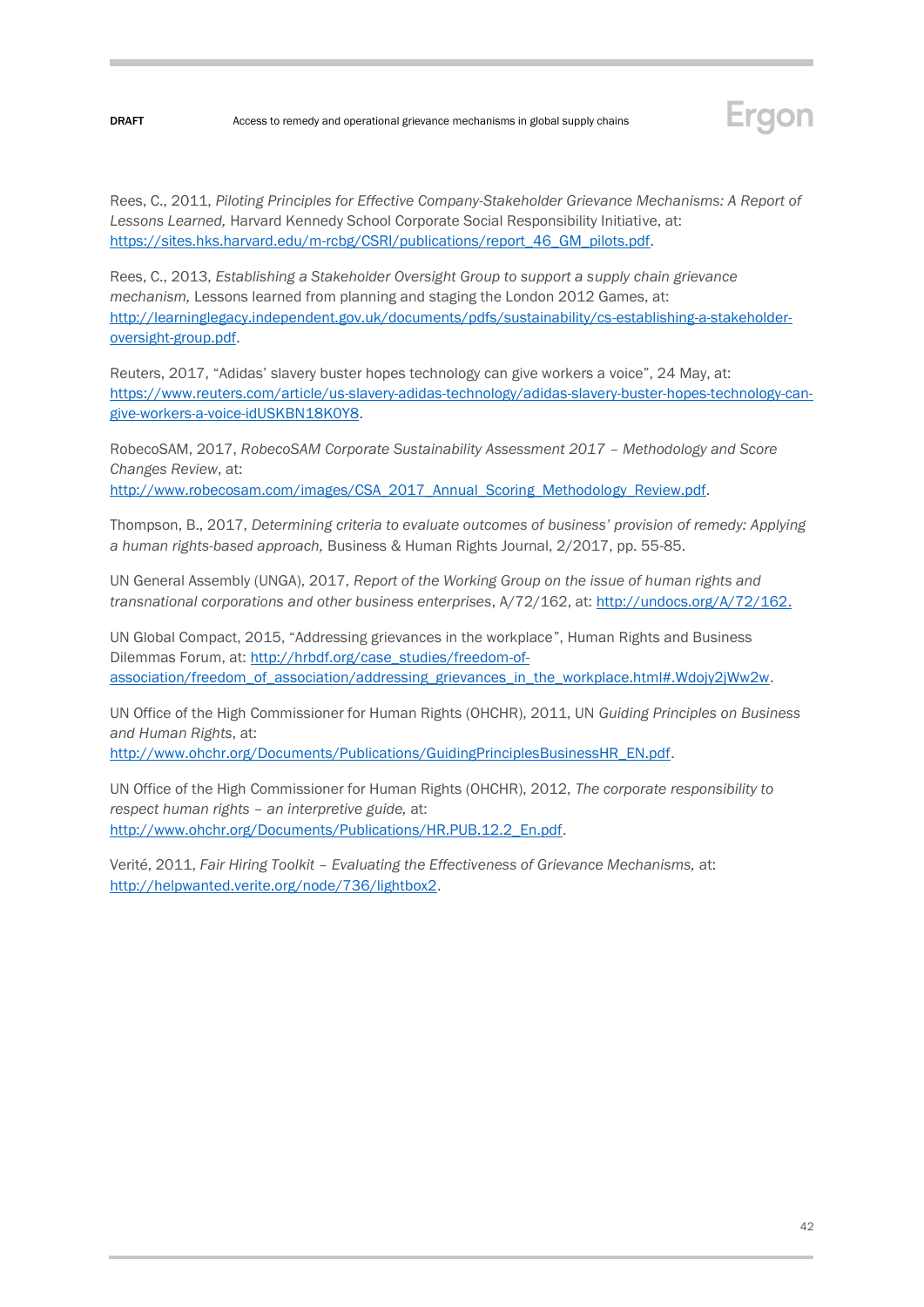Rees, C., 2011, *Piloting Principles for Effective Company-Stakeholder Grievance Mechanisms: A Report of Lessons Learned,* Harvard Kennedy School Corporate Social Responsibility Initiative, at: https://sites.hks.harvard.edu/m-rcbg/CSRI/publications/report_46_GM_pilots.pdf.

Rees, C., 2013, *Establishing a Stakeholder Oversight Group to support a supply chain grievance mechanism,* Lessons learned from planning and staging the London 2012 Games, at: http://learninglegacy.independent.gov.uk/documents/pdfs/sustainability/cs-establishing-a-stakeholder-oversight-group.pdf.

Reuters, 2017, "Adidas' slavery buster hopes technology can give workers a voice", 24 May, at: https://www.reuters.com/article/us-slavery-adidas-technology/adidas-slavery-buster-hopes-technology-can-give-workers-a-voice-idUSKBN18K0Y8.

RobecoSAM, 2017, *RobecoSAM Corporate Sustainability Assessment 2017 – Methodology and Score Changes Review*, at: http://www.robecosam.com/images/CSA_2017_Annual_Scoring_Methodology_Review.pdf.

Thompson, B., 2017, *Determining criteria to evaluate outcomes of business' provision of remedy: Applying a human rights-based approach,* Business & Human Rights Journal, 2/2017, pp. 55-85.

UN General Assembly (UNGA), 2017, *Report of the Working Group on the issue of human rights and transnational corporations and other business enterprises*, A/72/162, at: http://undocs.org/A/72/162.

UN Global Compact, 2015, "Addressing grievances in the workplace", Human Rights and Business Dilemmas Forum, at: http://hrbdf.org/case_studies/freedom-of-association/freedom_of_association/addressing_grievances_in_the_workplace.html#.Wdojy2jWw2w.

UN Office of the High Commissioner for Human Rights (OHCHR), 2011, UN *Guiding Principles on Business and Human Rights*, at: http://www.ohchr.org/Documents/Publications/GuidingPrinciplesBusinessHR_EN.pdf.

UN Office of the High Commissioner for Human Rights (OHCHR), 2012, *The corporate responsibility to respect human rights – an interpretive guide,* at: http://www.ohchr.org/Documents/Publications/HR.PUB.12.2_En.pdf.

Verité, 2011, *Fair Hiring Toolkit – Evaluating the Effectiveness of Grievance Mechanisms,* at: http://helpwanted.verite.org/node/736/lightbox2.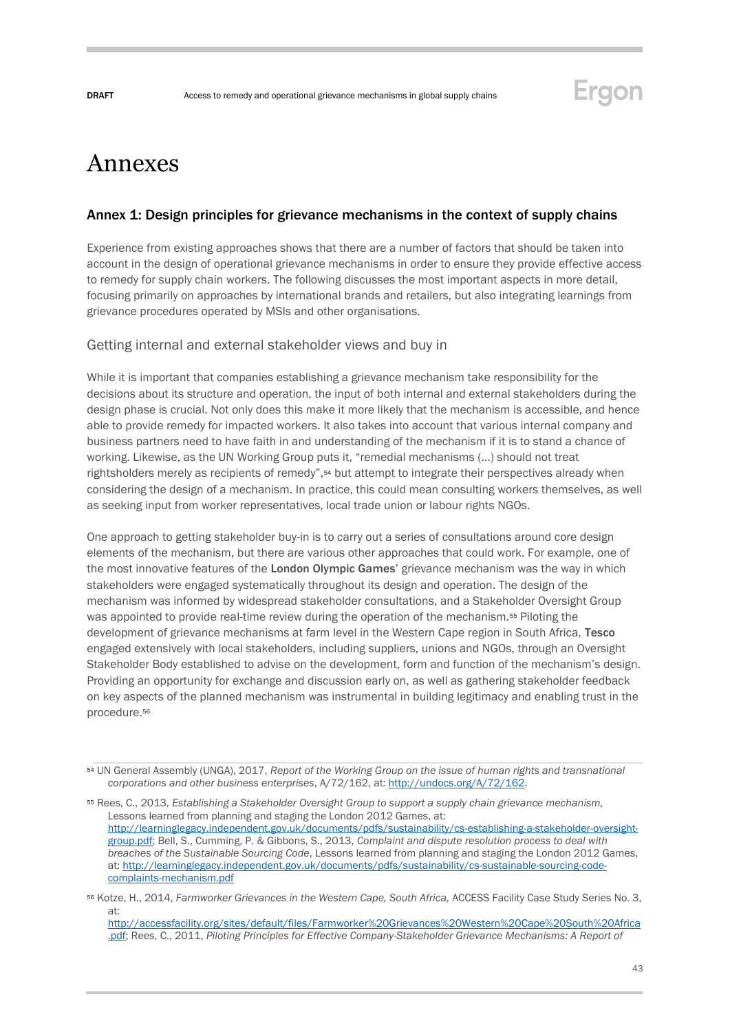# Annexes

## Annex 1: Design principles for grievance mechanisms in the context of supply chains

Experience from existing approaches shows that there are a number of factors that should be taken into account in the design of operational grievance mechanisms in order to ensure they provide effective access to remedy for supply chain workers. The following discusses the most important aspects in more detail, focusing primarily on approaches by international brands and retailers, but also integrating learnings from grievance procedures operated by MSIs and other organisations.

### Getting internal and external stakeholder views and buy in

While it is important that companies establishing a grievance mechanism take responsibility for the decisions about its structure and operation, the input of both internal and external stakeholders during the design phase is crucial. Not only does this make it more likely that the mechanism is accessible, and hence able to provide remedy for impacted workers. It also takes into account that various internal company and business partners need to have faith in and understanding of the mechanism if it is to stand a chance of working. Likewise, as the UN Working Group puts it, "remedial mechanisms (…) should not treat rightsholders merely as recipients of remedy",[54] but attempt to integrate their perspectives already when considering the design of a mechanism. In practice, this could mean consulting workers themselves, as well as seeking input from worker representatives, local trade union or labour rights NGOs.

One approach to getting stakeholder buy-in is to carry out a series of consultations around core design elements of the mechanism, but there are various other approaches that could work. For example, one of the most innovative features of the **London Olympic Games**' grievance mechanism was the way in which stakeholders were engaged systematically throughout its design and operation. The design of the mechanism was informed by widespread stakeholder consultations, and a Stakeholder Oversight Group was appointed to provide real-time review during the operation of the mechanism.[55] Piloting the development of grievance mechanisms at farm level in the Western Cape region in South Africa, **Tesco** engaged extensively with local stakeholders, including suppliers, unions and NGOs, through an Oversight Stakeholder Body established to advise on the development, form and function of the mechanism's design. Providing an opportunity for exchange and discussion early on, as well as gathering stakeholder feedback on key aspects of the planned mechanism was instrumental in building legitimacy and enabling trust in the procedure.[56]

---

[54] UN General Assembly (UNGA), 2017, *Report of the Working Group on the issue of human rights and transnational corporations and other business enterprises*, A/72/162, at: http://undocs.org/A/72/162.

[55] Rees, C., 2013, *Establishing a Stakeholder Oversight Group to support a supply chain grievance mechanism,* Lessons learned from planning and staging the London 2012 Games, at: http://learninglegacy.independent.gov.uk/documents/pdfs/sustainability/cs-establishing-a-stakeholder-oversight-group.pdf; Bell, S., Cumming, P. & Gibbons, S., 2013, *Complaint and dispute resolution process to deal with breaches of the Sustainable Sourcing Code*, Lessons learned from planning and staging the London 2012 Games, at: http://learninglegacy.independent.gov.uk/documents/pdfs/sustainability/cs-sustainable-sourcing-code-complaints-mechanism.pdf

[56] Kotze, H., 2014, *Farmworker Grievances in the Western Cape, South Africa,* ACCESS Facility Case Study Series No. 3, at: http://accessfacility.org/sites/default/files/Farmworker%20Grievances%20Western%20Cape%20South%20Africa.pdf; Rees, C., 2011, *Piloting Principles for Effective Company-Stakeholder Grievance Mechanisms: A Report of*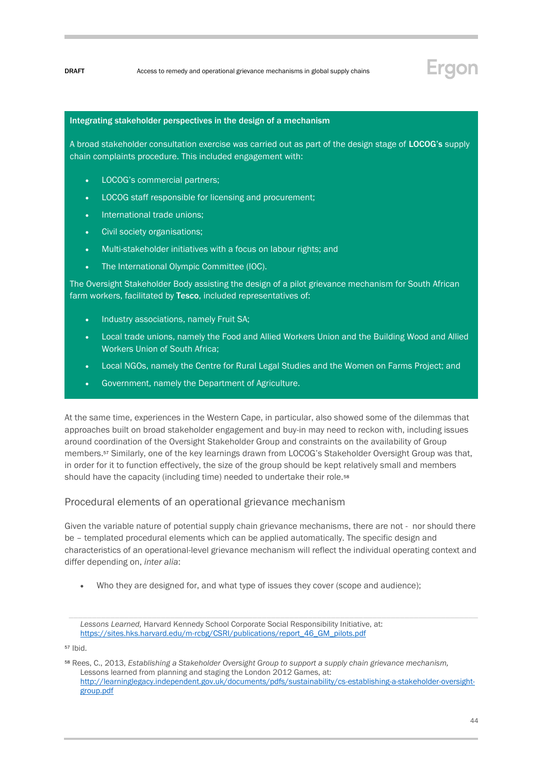**Integrating stakeholder perspectives in the design of a mechanism**

A broad stakeholder consultation exercise was carried out as part of the design stage of **LOCOG's** supply chain complaints procedure. This included engagement with:

- LOCOG's commercial partners;
- LOCOG staff responsible for licensing and procurement;
- International trade unions;
- Civil society organisations;
- Multi-stakeholder initiatives with a focus on labour rights; and
- The International Olympic Committee (IOC).

The Oversight Stakeholder Body assisting the design of a pilot grievance mechanism for South African farm workers, facilitated by **Tesco**, included representatives of:

- Industry associations, namely Fruit SA;
- Local trade unions, namely the Food and Allied Workers Union and the Building Wood and Allied Workers Union of South Africa;
- Local NGOs, namely the Centre for Rural Legal Studies and the Women on Farms Project; and
- Government, namely the Department of Agriculture.

At the same time, experiences in the Western Cape, in particular, also showed some of the dilemmas that approaches built on broad stakeholder engagement and buy-in may need to reckon with, including issues around coordination of the Oversight Stakeholder Group and constraints on the availability of Group members.[57] Similarly, one of the key learnings drawn from LOCOG's Stakeholder Oversight Group was that, in order for it to function effectively, the size of the group should be kept relatively small and members should have the capacity (including time) needed to undertake their role.[58]

## Procedural elements of an operational grievance mechanism

Given the variable nature of potential supply chain grievance mechanisms, there are not - nor should there be – templated procedural elements which can be applied automatically. The specific design and characteristics of an operational-level grievance mechanism will reflect the individual operating context and differ depending on, *inter alia*:

- Who they are designed for, and what type of issues they cover (scope and audience);

---

*Lessons Learned,* Harvard Kennedy School Corporate Social Responsibility Initiative, at: https://sites.hks.harvard.edu/m-rcbg/CSRI/publications/report_46_GM_pilots.pdf

[57] Ibid.

[58] Rees, C., 2013, *Establishing a Stakeholder Oversight Group to support a supply chain grievance mechanism,* Lessons learned from planning and staging the London 2012 Games, at: http://learninglegacy.independent.gov.uk/documents/pdfs/sustainability/cs-establishing-a-stakeholder-oversight-group.pdf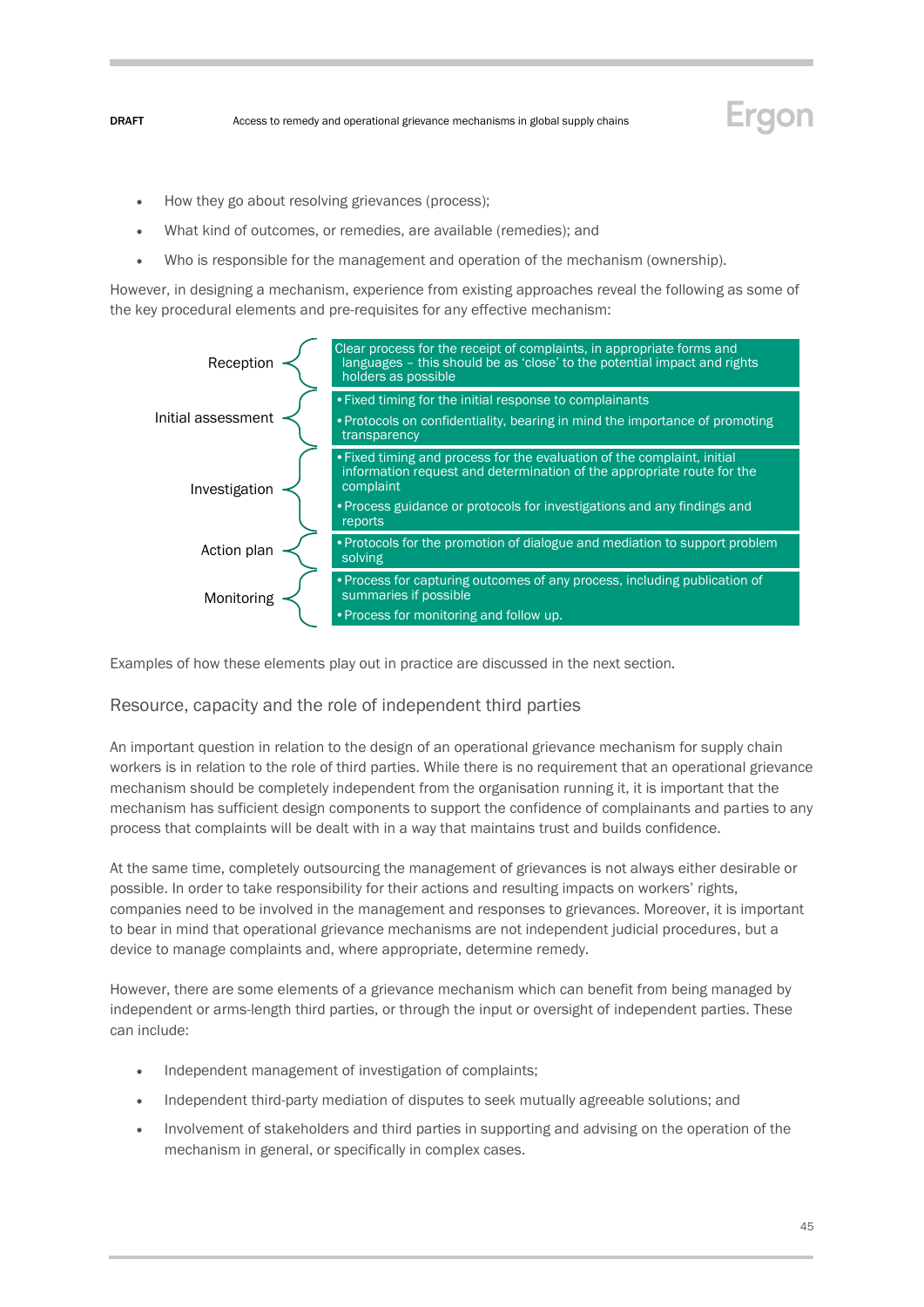- How they go about resolving grievances (process);
- What kind of outcomes, or remedies, are available (remedies); and
- Who is responsible for the management and operation of the mechanism (ownership).

However, in designing a mechanism, experience from existing approaches reveal the following as some of the key procedural elements and pre-requisites for any effective mechanism:

| Stage | Elements |
| --- | --- |
| Reception | Clear process for the receipt of complaints, in appropriate forms and languages – this should be as 'close' to the potential impact and rights holders as possible |
| Initial assessment | • Fixed timing for the initial response to complainants<br>• Protocols on confidentiality, bearing in mind the importance of promoting transparency |
| Investigation | • Fixed timing and process for the evaluation of the complaint, initial information request and determination of the appropriate route for the complaint<br>• Process guidance or protocols for investigations and any findings and reports |
| Action plan | • Protocols for the promotion of dialogue and mediation to support problem solving |
| Monitoring | • Process for capturing outcomes of any process, including publication of summaries if possible<br>• Process for monitoring and follow up. |

Examples of how these elements play out in practice are discussed in the next section.

## Resource, capacity and the role of independent third parties

An important question in relation to the design of an operational grievance mechanism for supply chain workers is in relation to the role of third parties. While there is no requirement that an operational grievance mechanism should be completely independent from the organisation running it, it is important that the mechanism has sufficient design components to support the confidence of complainants and parties to any process that complaints will be dealt with in a way that maintains trust and builds confidence.

At the same time, completely outsourcing the management of grievances is not always either desirable or possible. In order to take responsibility for their actions and resulting impacts on workers' rights, companies need to be involved in the management and responses to grievances. Moreover, it is important to bear in mind that operational grievance mechanisms are not independent judicial procedures, but a device to manage complaints and, where appropriate, determine remedy.

However, there are some elements of a grievance mechanism which can benefit from being managed by independent or arms-length third parties, or through the input or oversight of independent parties. These can include:

- Independent management of investigation of complaints;
- Independent third-party mediation of disputes to seek mutually agreeable solutions; and
- Involvement of stakeholders and third parties in supporting and advising on the operation of the mechanism in general, or specifically in complex cases.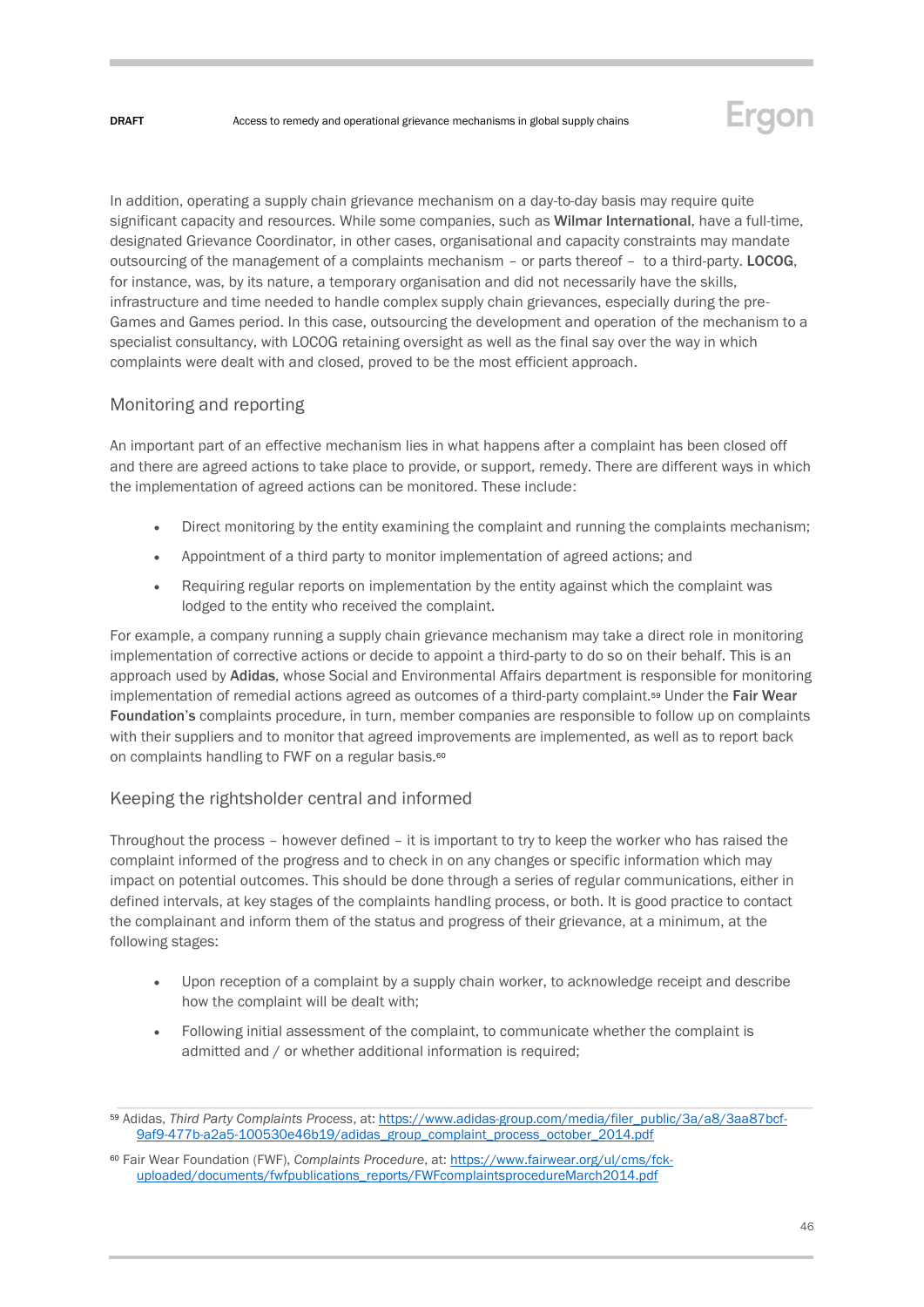In addition, operating a supply chain grievance mechanism on a day-to-day basis may require quite significant capacity and resources. While some companies, such as **Wilmar International**, have a full-time, designated Grievance Coordinator, in other cases, organisational and capacity constraints may mandate outsourcing of the management of a complaints mechanism – or parts thereof – to a third-party. **LOCOG**, for instance, was, by its nature, a temporary organisation and did not necessarily have the skills, infrastructure and time needed to handle complex supply chain grievances, especially during the pre-Games and Games period. In this case, outsourcing the development and operation of the mechanism to a specialist consultancy, with LOCOG retaining oversight as well as the final say over the way in which complaints were dealt with and closed, proved to be the most efficient approach.

## Monitoring and reporting

An important part of an effective mechanism lies in what happens after a complaint has been closed off and there are agreed actions to take place to provide, or support, remedy. There are different ways in which the implementation of agreed actions can be monitored. These include:

- Direct monitoring by the entity examining the complaint and running the complaints mechanism;
- Appointment of a third party to monitor implementation of agreed actions; and
- Requiring regular reports on implementation by the entity against which the complaint was lodged to the entity who received the complaint.

For example, a company running a supply chain grievance mechanism may take a direct role in monitoring implementation of corrective actions or decide to appoint a third-party to do so on their behalf. This is an approach used by **Adidas**, whose Social and Environmental Affairs department is responsible for monitoring implementation of remedial actions agreed as outcomes of a third-party complaint.[59] Under the **Fair Wear Foundation's** complaints procedure, in turn, member companies are responsible to follow up on complaints with their suppliers and to monitor that agreed improvements are implemented, as well as to report back on complaints handling to FWF on a regular basis.[60]

## Keeping the rightsholder central and informed

Throughout the process – however defined – it is important to try to keep the worker who has raised the complaint informed of the progress and to check in on any changes or specific information which may impact on potential outcomes. This should be done through a series of regular communications, either in defined intervals, at key stages of the complaints handling process, or both. It is good practice to contact the complainant and inform them of the status and progress of their grievance, at a minimum, at the following stages:

- Upon reception of a complaint by a supply chain worker, to acknowledge receipt and describe how the complaint will be dealt with;
- Following initial assessment of the complaint, to communicate whether the complaint is admitted and / or whether additional information is required;

---

[59] Adidas, *Third Party Complaints Process*, at: https://www.adidas-group.com/media/filer_public/3a/a8/3aa87bcf-9af9-477b-a2a5-100530e46b19/adidas_group_complaint_process_october_2014.pdf

[60] Fair Wear Foundation (FWF), *Complaints Procedure*, at: https://www.fairwear.org/ul/cms/fck-uploaded/documents/fwfpublications_reports/FWFcomplaintsprocedureMarch2014.pdf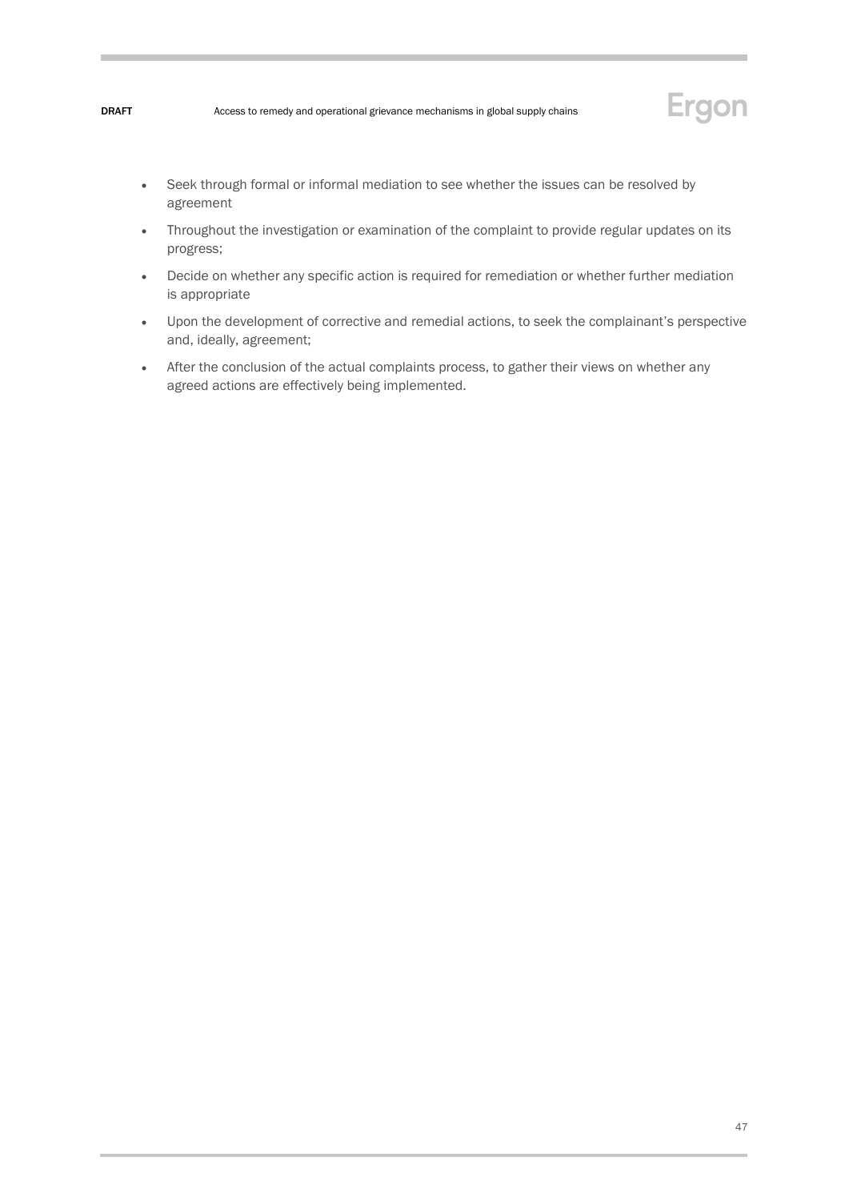- Seek through formal or informal mediation to see whether the issues can be resolved by agreement
- Throughout the investigation or examination of the complaint to provide regular updates on its progress;
- Decide on whether any specific action is required for remediation or whether further mediation is appropriate
- Upon the development of corrective and remedial actions, to seek the complainant's perspective and, ideally, agreement;
- After the conclusion of the actual complaints process, to gather their views on whether any agreed actions are effectively being implemented.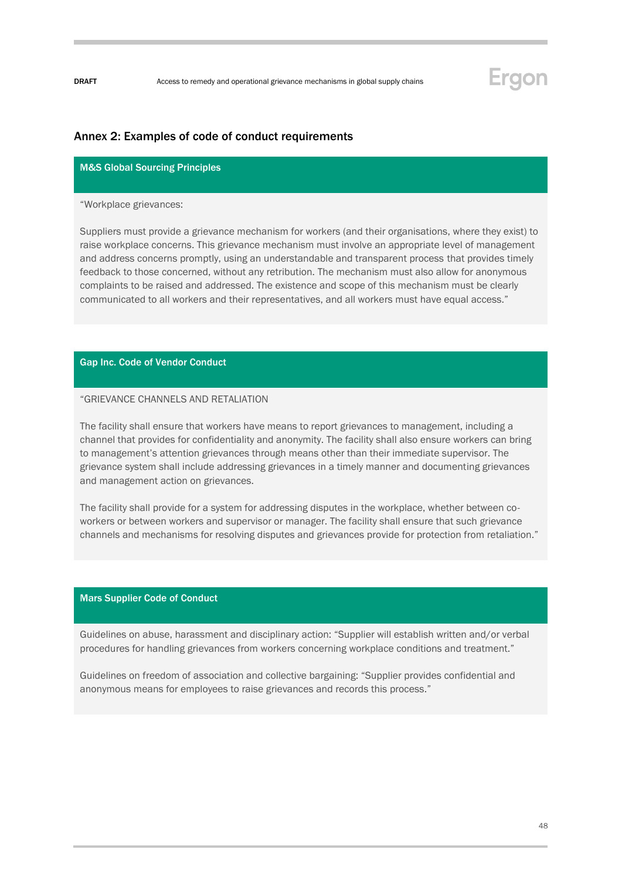## Annex 2: Examples of code of conduct requirements

### M&S Global Sourcing Principles

"Workplace grievances:

Suppliers must provide a grievance mechanism for workers (and their organisations, where they exist) to raise workplace concerns. This grievance mechanism must involve an appropriate level of management and address concerns promptly, using an understandable and transparent process that provides timely feedback to those concerned, without any retribution. The mechanism must also allow for anonymous complaints to be raised and addressed. The existence and scope of this mechanism must be clearly communicated to all workers and their representatives, and all workers must have equal access."

### Gap Inc. Code of Vendor Conduct

"GRIEVANCE CHANNELS AND RETALIATION

The facility shall ensure that workers have means to report grievances to management, including a channel that provides for confidentiality and anonymity. The facility shall also ensure workers can bring to management's attention grievances through means other than their immediate supervisor. The grievance system shall include addressing grievances in a timely manner and documenting grievances and management action on grievances.

The facility shall provide for a system for addressing disputes in the workplace, whether between co-workers or between workers and supervisor or manager. The facility shall ensure that such grievance channels and mechanisms for resolving disputes and grievances provide for protection from retaliation."

### Mars Supplier Code of Conduct

Guidelines on abuse, harassment and disciplinary action: "Supplier will establish written and/or verbal procedures for handling grievances from workers concerning workplace conditions and treatment."

Guidelines on freedom of association and collective bargaining: "Supplier provides confidential and anonymous means for employees to raise grievances and records this process."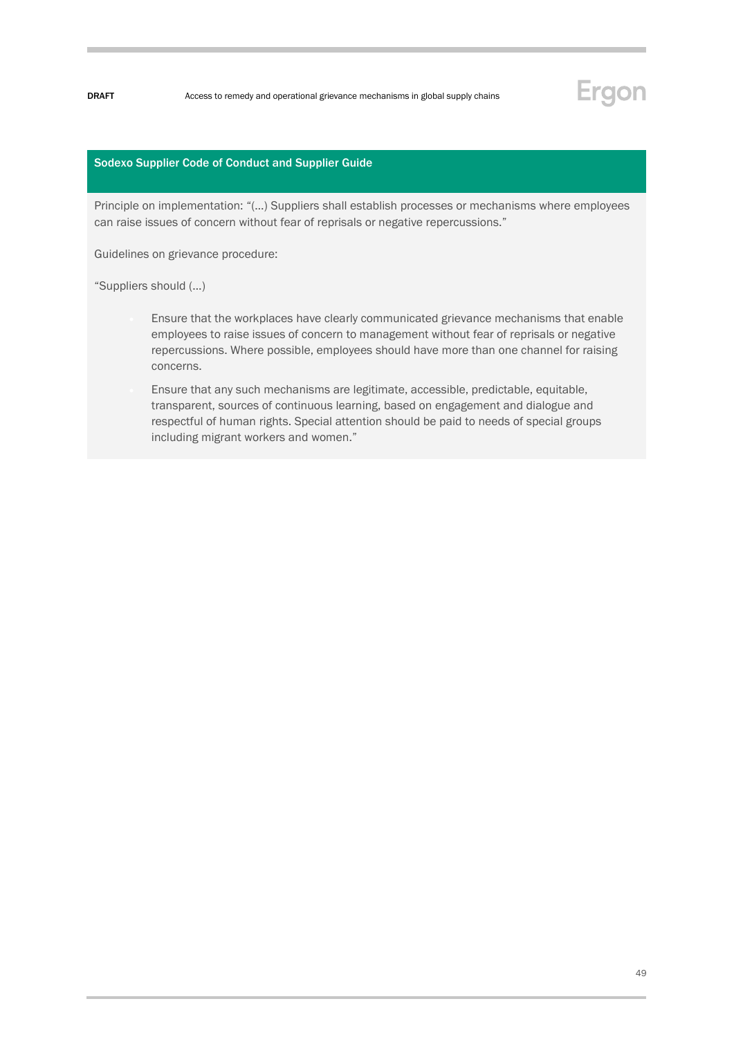**Sodexo Supplier Code of Conduct and Supplier Guide**

Principle on implementation: "(…) Suppliers shall establish processes or mechanisms where employees can raise issues of concern without fear of reprisals or negative repercussions."

Guidelines on grievance procedure:

"Suppliers should (…)

- Ensure that the workplaces have clearly communicated grievance mechanisms that enable employees to raise issues of concern to management without fear of reprisals or negative repercussions. Where possible, employees should have more than one channel for raising concerns.
- Ensure that any such mechanisms are legitimate, accessible, predictable, equitable, transparent, sources of continuous learning, based on engagement and dialogue and respectful of human rights. Special attention should be paid to needs of special groups including migrant workers and women."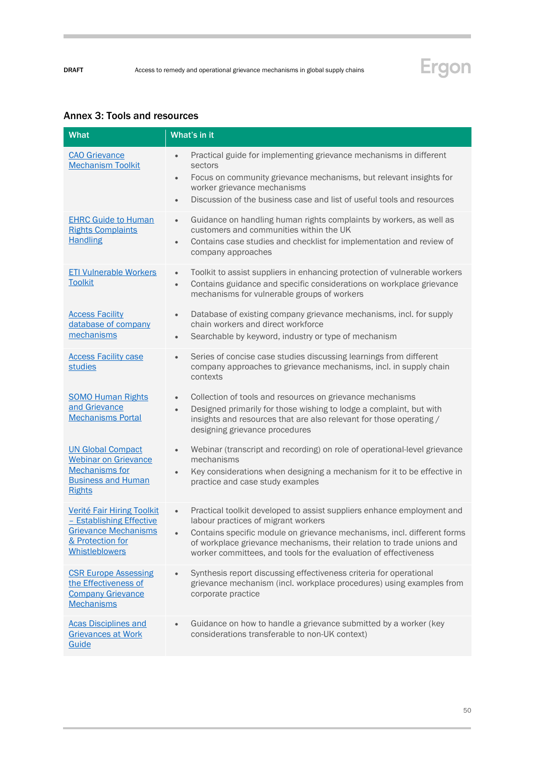## Annex 3: Tools and resources

| What | What's in it |
|---|---|
| CAO Grievance Mechanism Toolkit | • Practical guide for implementing grievance mechanisms in different sectors<br>• Focus on community grievance mechanisms, but relevant insights for worker grievance mechanisms<br>• Discussion of the business case and list of useful tools and resources |
| EHRC Guide to Human Rights Complaints Handling | • Guidance on handling human rights complaints by workers, as well as customers and communities within the UK<br>• Contains case studies and checklist for implementation and review of company approaches |
| ETI Vulnerable Workers Toolkit | • Toolkit to assist suppliers in enhancing protection of vulnerable workers<br>• Contains guidance and specific considerations on workplace grievance mechanisms for vulnerable groups of workers |
| Access Facility database of company mechanisms | • Database of existing company grievance mechanisms, incl. for supply chain workers and direct workforce<br>• Searchable by keyword, industry or type of mechanism |
| Access Facility case studies | • Series of concise case studies discussing learnings from different company approaches to grievance mechanisms, incl. in supply chain contexts |
| SOMO Human Rights and Grievance Mechanisms Portal | • Collection of tools and resources on grievance mechanisms<br>• Designed primarily for those wishing to lodge a complaint, but with insights and resources that are also relevant for those operating / designing grievance procedures |
| UN Global Compact Webinar on Grievance Mechanisms for Business and Human Rights | • Webinar (transcript and recording) on role of operational-level grievance mechanisms<br>• Key considerations when designing a mechanism for it to be effective in practice and case study examples |
| Verité Fair Hiring Toolkit – Establishing Effective Grievance Mechanisms & Protection for Whistleblowers | • Practical toolkit developed to assist suppliers enhance employment and labour practices of migrant workers<br>• Contains specific module on grievance mechanisms, incl. different forms of workplace grievance mechanisms, their relation to trade unions and worker committees, and tools for the evaluation of effectiveness |
| CSR Europe Assessing the Effectiveness of Company Grievance Mechanisms | • Synthesis report discussing effectiveness criteria for operational grievance mechanism (incl. workplace procedures) using examples from corporate practice |
| Acas Disciplines and Grievances at Work Guide | • Guidance on how to handle a grievance submitted by a worker (key considerations transferable to non-UK context) |